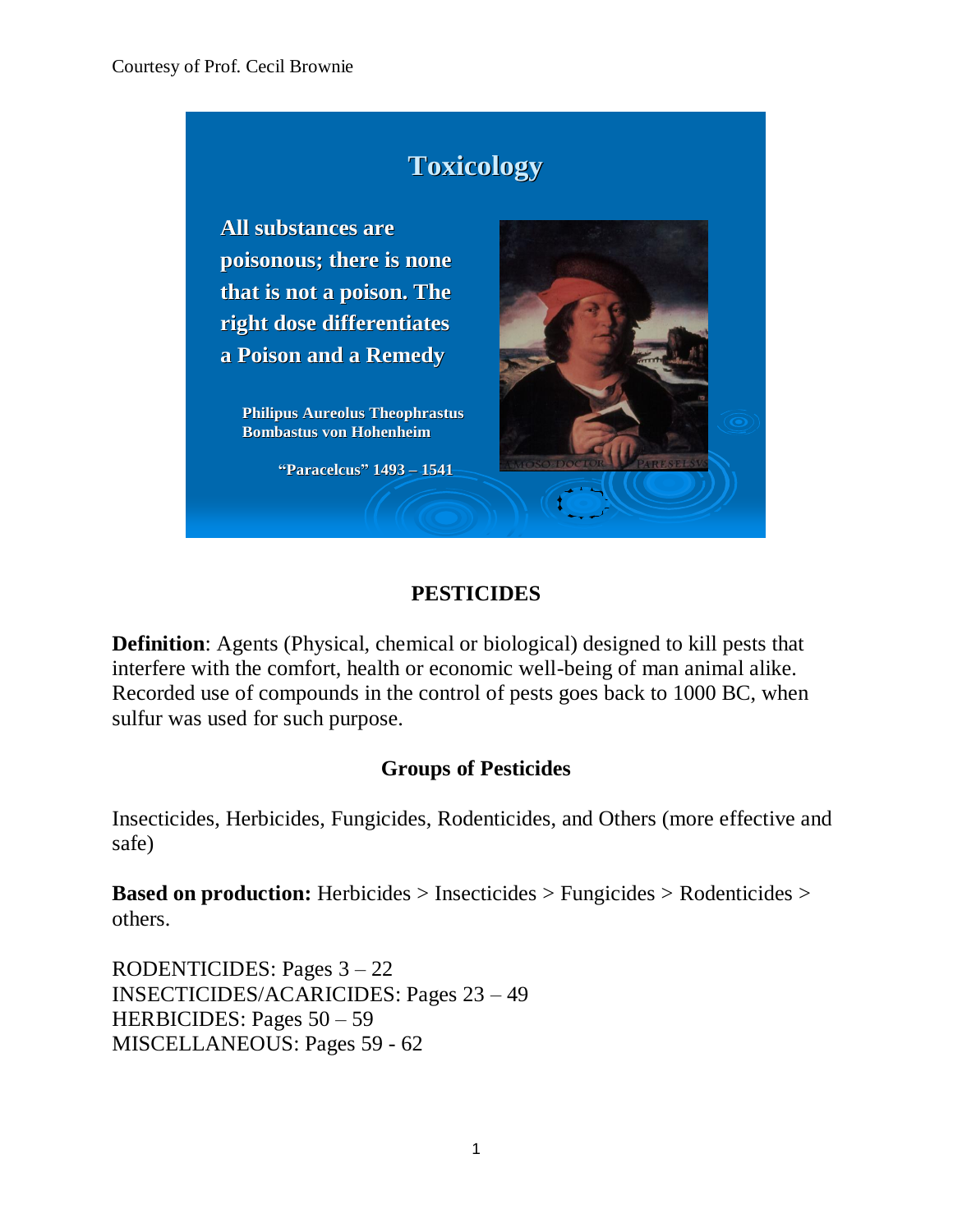Courtesy of Prof. Cecil Brownie

## Toxicology

**All substances are poisonous; there is none that is not a poison. The right dose differentiates a Poison and a Remedy**

**Philipus Aureolus Theophrastus Bombastus von Hohenheim**

**"Paracelcus" 1493 – 1541**

## PESTICIDES

**Definition**: Agents (Physical, chemical or biological) designed to kill pests that interfere with the comfort, health or economic well-being of man animal alike. Recorded use of compounds in the control of pests goes back to 1000 BC, when sulfur was used for such purpose.

### Groups of Pesticides

Insecticides, Herbicides, Fungicides, Rodenticides, and Others (more effective and safe)

**Based on production:** Herbicides > Insecticides > Fungicides > Rodenticides > others.

RODENTICIDES: Pages 3 – 22
INSECTICIDES/ACARICIDES: Pages 23 – 49
HERBICIDES: Pages 50 – 59
MISCELLANEOUS: Pages 59 - 62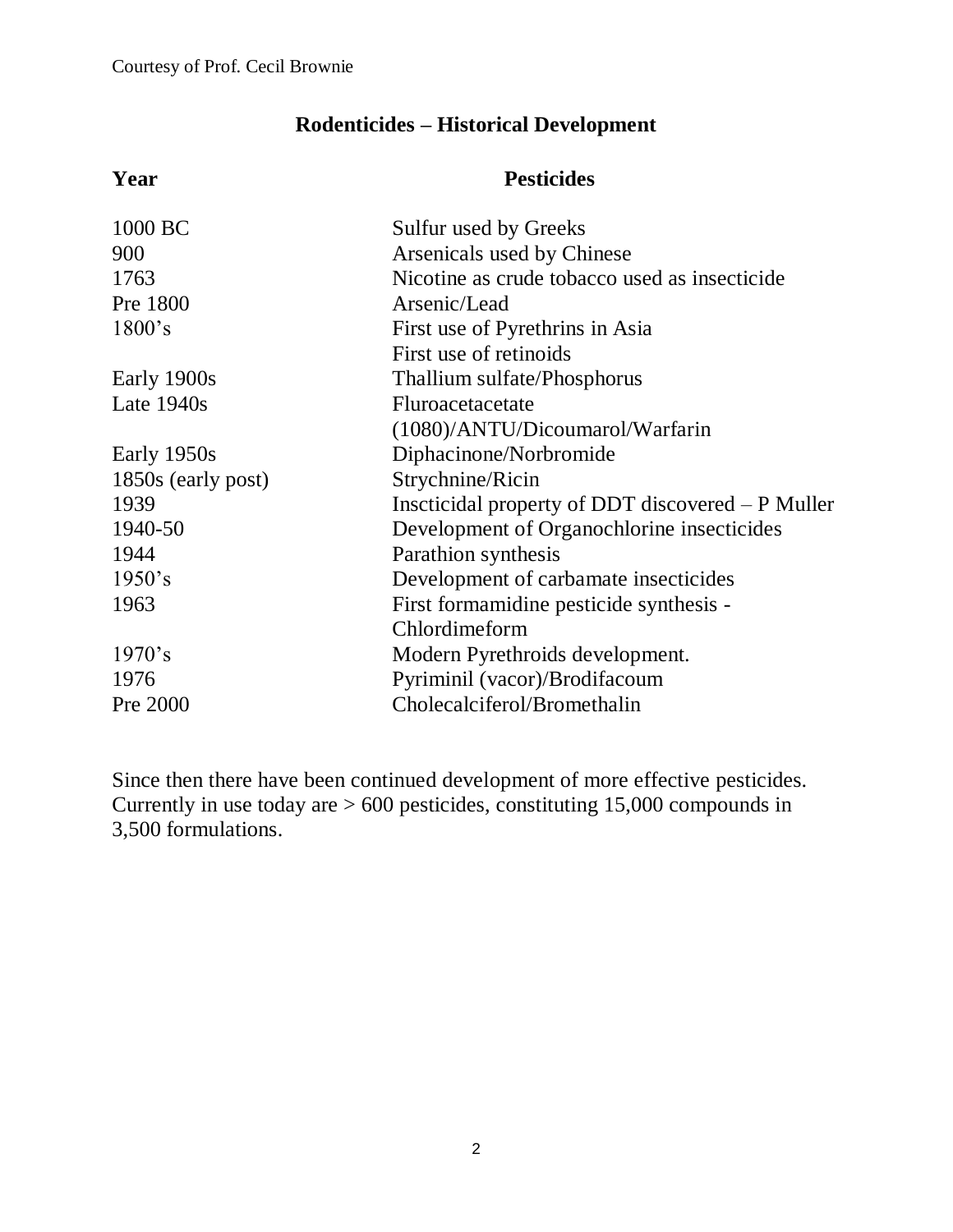Courtesy of Prof. Cecil Brownie

## Rodenticides – Historical Development

| Year | Pesticides |
| --- | --- |
| 1000 BC | Sulfur used by Greeks |
| 900 | Arsenicals used by Chinese |
| 1763 | Nicotine as crude tobacco used as insecticide |
| Pre 1800 | Arsenic/Lead |
| 1800's | First use of Pyrethrins in Asia |
| | First use of retinoids |
| Early 1900s | Thallium sulfate/Phosphorus |
| Late 1940s | Fluroacetacetate (1080)/ANTU/Dicoumarol/Warfarin |
| Early 1950s | Diphacinone/Norbromide |
| 1850s (early post) | Strychnine/Ricin |
| 1939 | Inscticidal property of DDT discovered – P Muller |
| 1940-50 | Development of Organochlorine insecticides |
| 1944 | Parathion synthesis |
| 1950's | Development of carbamate insecticides |
| 1963 | First formamidine pesticide synthesis - Chlordimeform |
| 1970's | Modern Pyrethroids development. |
| 1976 | Pyriminil (vacor)/Brodifacoum |
| Pre 2000 | Cholecalciferol/Bromethalin |

Since then there have been continued development of more effective pesticides. Currently in use today are > 600 pesticides, constituting 15,000 compounds in 3,500 formulations.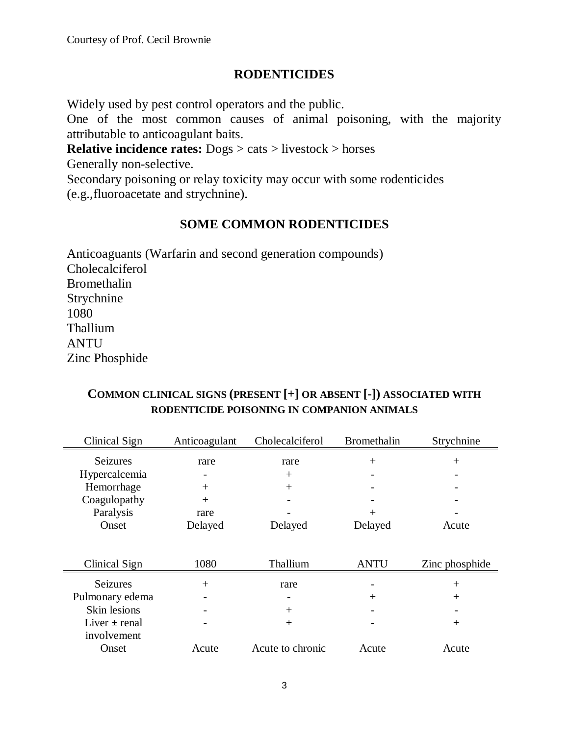Courtesy of Prof. Cecil Brownie

## RODENTICIDES

Widely used by pest control operators and the public.
One of the most common causes of animal poisoning, with the majority attributable to anticoagulant baits.
**Relative incidence rates:** Dogs > cats > livestock > horses
Generally non-selective.
Secondary poisoning or relay toxicity may occur with some rodenticides (e.g.,fluoroacetate and strychnine).

## SOME COMMON RODENTICIDES

Anticoaguants (Warfarin and second generation compounds)
Cholecalciferol
Bromethalin
Strychnine
1080
Thallium
ANTU
Zinc Phosphide

### COMMON CLINICAL SIGNS (PRESENT [+] OR ABSENT [-]) ASSOCIATED WITH RODENTICIDE POISONING IN COMPANION ANIMALS

| Clinical Sign | Anticoagulant | Cholecalciferol | Bromethalin | Strychnine |
|---|---|---|---|---|
| Seizures | rare | rare | + | + |
| Hypercalcemia | - | + | - | - |
| Hemorrhage | + | + | - | - |
| Coagulopathy | + | - | - | - |
| Paralysis | rare | - | + | - |
| Onset | Delayed | Delayed | Delayed | Acute |

| Clinical Sign | 1080 | Thallium | ANTU | Zinc phosphide |
|---|---|---|---|---|
| Seizures | + | rare | - | + |
| Pulmonary edema | - | - | + | + |
| Skin lesions | - | + | - | - |
| Liver ± renal involvement | - | + | - | + |
| Onset | Acute | Acute to chronic | Acute | Acute |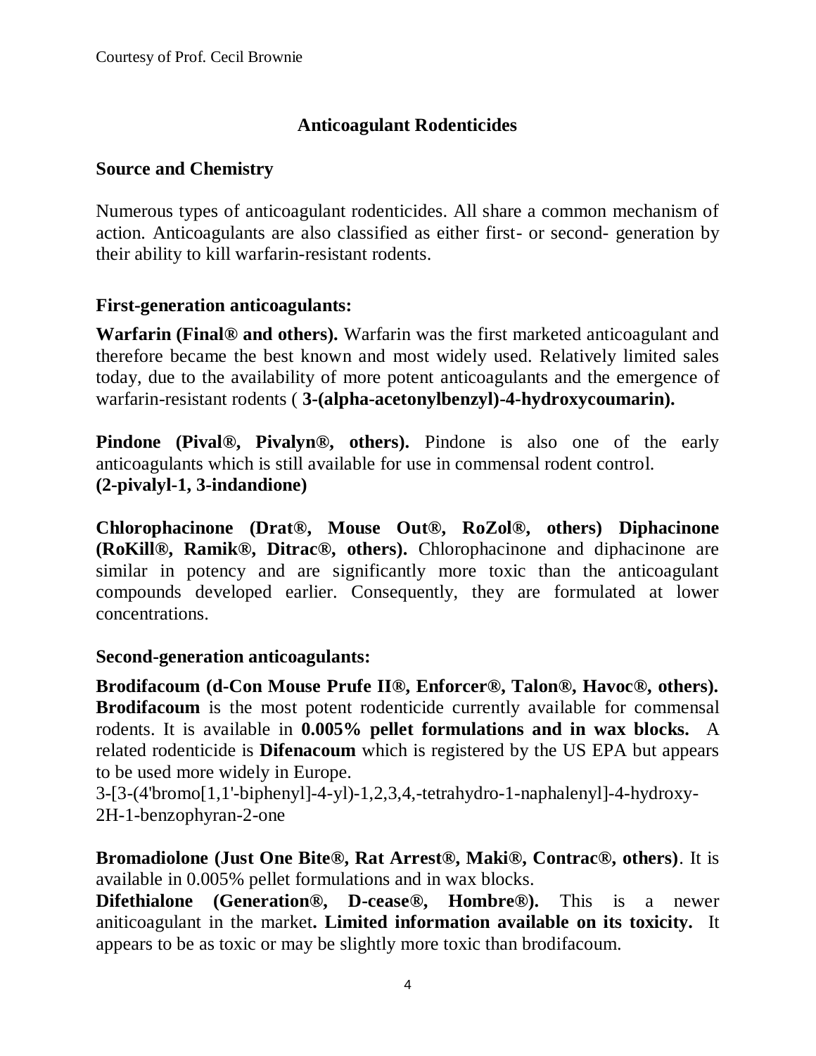## Anticoagulant Rodenticides

### Source and Chemistry

Numerous types of anticoagulant rodenticides. All share a common mechanism of action. Anticoagulants are also classified as either first- or second- generation by their ability to kill warfarin-resistant rodents.

### First-generation anticoagulants:

**Warfarin (Final® and others).** Warfarin was the first marketed anticoagulant and therefore became the best known and most widely used. Relatively limited sales today, due to the availability of more potent anticoagulants and the emergence of warfarin-resistant rodents ( **3-(alpha-acetonylbenzyl)-4-hydroxycoumarin).**

**Pindone (Pival®, Pivalyn®, others).** Pindone is also one of the early anticoagulants which is still available for use in commensal rodent control.
**(2-pivalyl-1, 3-indandione)**

**Chlorophacinone (Drat®, Mouse Out®, RoZol®, others) Diphacinone (RoKill®, Ramik®, Ditrac®, others).** Chlorophacinone and diphacinone are similar in potency and are significantly more toxic than the anticoagulant compounds developed earlier. Consequently, they are formulated at lower concentrations.

### Second-generation anticoagulants:

**Brodifacoum (d-Con Mouse Prufe II®, Enforcer®, Talon®, Havoc®, others). Brodifacoum** is the most potent rodenticide currently available for commensal rodents. It is available in **0.005% pellet formulations and in wax blocks.** A related rodenticide is **Difenacoum** which is registered by the US EPA but appears to be used more widely in Europe.
3-[3-(4'bromo[1,1'-biphenyl]-4-yl)-1,2,3,4,-tetrahydro-1-naphalenyl]-4-hydroxy-2H-1-benzophyran-2-one

**Bromadiolone (Just One Bite®, Rat Arrest®, Maki®, Contrac®, others)**. It is available in 0.005% pellet formulations and in wax blocks.
**Difethialone (Generation®, D-cease®, Hombre®).** This is a newer aniticoagulant in the market**. Limited information available on its toxicity.** It appears to be as toxic or may be slightly more toxic than brodifacoum.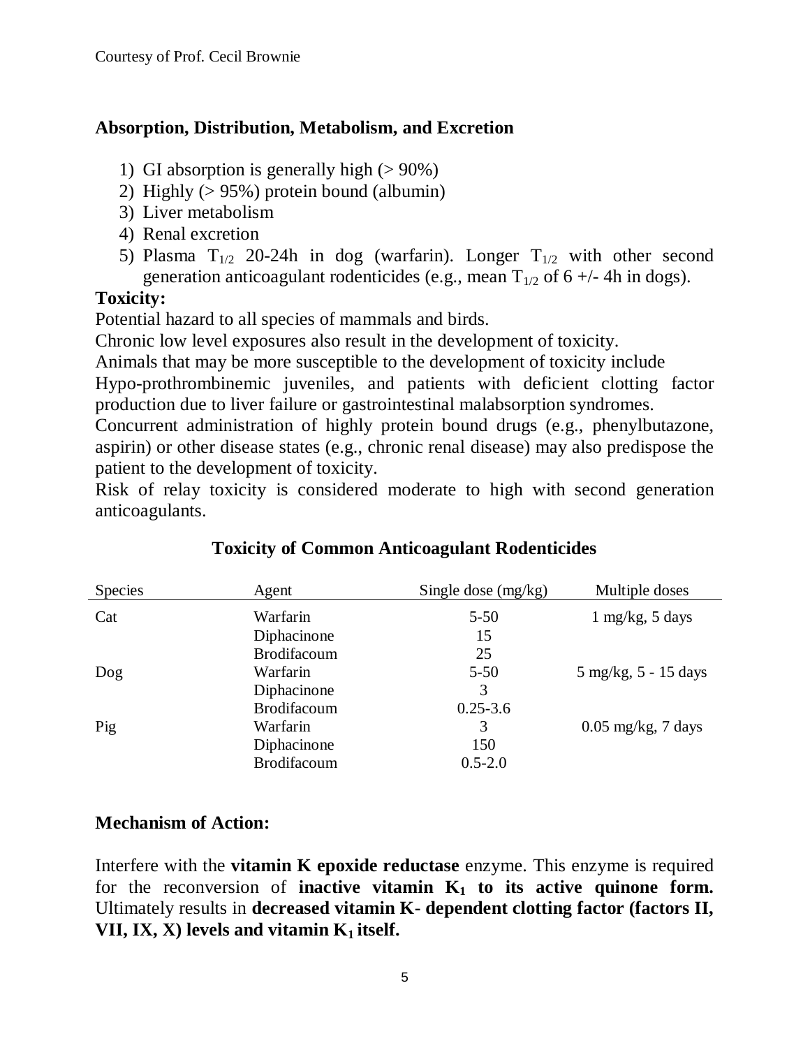Courtesy of Prof. Cecil Brownie

**Absorption, Distribution, Metabolism, and Excretion**

1) GI absorption is generally high (> 90%)
2) Highly (> 95%) protein bound (albumin)
3) Liver metabolism
4) Renal excretion
5) Plasma $T_{1/2}$ 20-24h in dog (warfarin). Longer $T_{1/2}$ with other second generation anticoagulant rodenticides (e.g., mean $T_{1/2}$ of 6 +/- 4h in dogs).

**Toxicity:**

Potential hazard to all species of mammals and birds.

Chronic low level exposures also result in the development of toxicity.

Animals that may be more susceptible to the development of toxicity include Hypo-prothrombinemic juveniles, and patients with deficient clotting factor production due to liver failure or gastrointestinal malabsorption syndromes.

Concurrent administration of highly protein bound drugs (e.g., phenylbutazone, aspirin) or other disease states (e.g., chronic renal disease) may also predispose the patient to the development of toxicity.

Risk of relay toxicity is considered moderate to high with second generation anticoagulants.

**Toxicity of Common Anticoagulant Rodenticides**

| Species | Agent | Single dose (mg/kg) | Multiple doses |
|---|---|---|---|
| Cat | Warfarin | 5-50 | 1 mg/kg, 5 days |
| | Diphacinone | 15 | |
| | Brodifacoum | 25 | |
| Dog | Warfarin | 5-50 | 5 mg/kg, 5 - 15 days |
| | Diphacinone | 3 | |
| | Brodifacoum | 0.25-3.6 | |
| Pig | Warfarin | 3 | 0.05 mg/kg, 7 days |
| | Diphacinone | 150 | |
| | Brodifacoum | 0.5-2.0 | |

**Mechanism of Action:**

Interfere with the **vitamin K epoxide reductase** enzyme. This enzyme is required for the reconversion of **inactive vitamin $K_1$ to its active quinone form.** Ultimately results in **decreased vitamin K- dependent clotting factor (factors II, VII, IX, X) levels and vitamin $K_1$ itself.**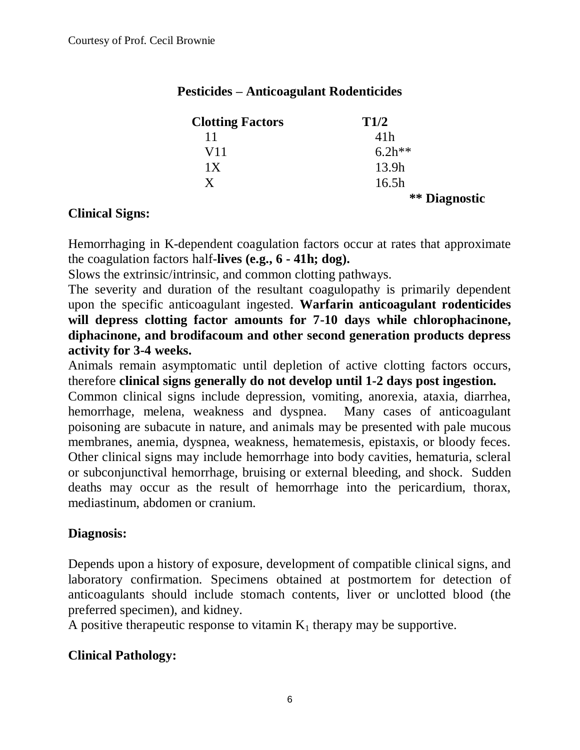Courtesy of Prof. Cecil Brownie

## Pesticides – Anticoagulant Rodenticides

| Clotting Factors | T1/2 |
| --- | --- |
| 11 | 41h |
| V11 | 6.2h** |
| 1X | 13.9h |
| X | 16.5h |

**** Diagnostic**

### Clinical Signs:

Hemorrhaging in K-dependent coagulation factors occur at rates that approximate the coagulation factors half-**lives (e.g., 6 - 41h; dog).**

Slows the extrinsic/intrinsic, and common clotting pathways.

The severity and duration of the resultant coagulopathy is primarily dependent upon the specific anticoagulant ingested. **Warfarin anticoagulant rodenticides will depress clotting factor amounts for 7-10 days while chlorophacinone, diphacinone, and brodifacoum and other second generation products depress activity for 3-4 weeks.**

Animals remain asymptomatic until depletion of active clotting factors occurs, therefore **clinical signs generally do not develop until 1-2 days post ingestion.**

Common clinical signs include depression, vomiting, anorexia, ataxia, diarrhea, hemorrhage, melena, weakness and dyspnea. Many cases of anticoagulant poisoning are subacute in nature, and animals may be presented with pale mucous membranes, anemia, dyspnea, weakness, hematemesis, epistaxis, or bloody feces. Other clinical signs may include hemorrhage into body cavities, hematuria, scleral or subconjunctival hemorrhage, bruising or external bleeding, and shock. Sudden deaths may occur as the result of hemorrhage into the pericardium, thorax, mediastinum, abdomen or cranium.

### Diagnosis:

Depends upon a history of exposure, development of compatible clinical signs, and laboratory confirmation. Specimens obtained at postmortem for detection of anticoagulants should include stomach contents, liver or unclotted blood (the preferred specimen), and kidney.

A positive therapeutic response to vitamin $K_1$ therapy may be supportive.

### Clinical Pathology: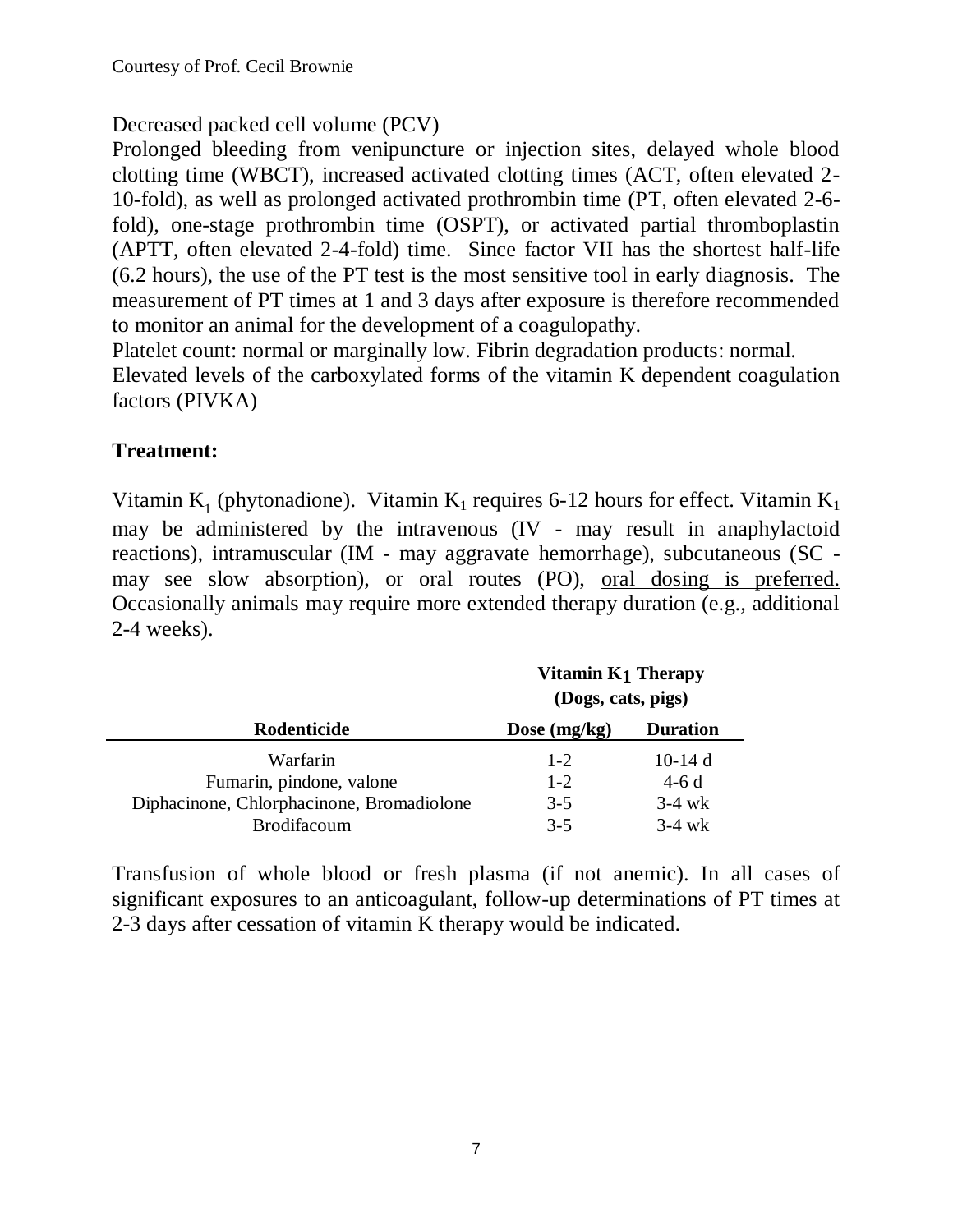Decreased packed cell volume (PCV)

Prolonged bleeding from venipuncture or injection sites, delayed whole blood clotting time (WBCT), increased activated clotting times (ACT, often elevated 2-10-fold), as well as prolonged activated prothrombin time (PT, often elevated 2-6-fold), one-stage prothrombin time (OSPT), or activated partial thromboplastin (APTT, often elevated 2-4-fold) time. Since factor VII has the shortest half-life (6.2 hours), the use of the PT test is the most sensitive tool in early diagnosis. The measurement of PT times at 1 and 3 days after exposure is therefore recommended to monitor an animal for the development of a coagulopathy.

Platelet count: normal or marginally low. Fibrin degradation products: normal.

Elevated levels of the carboxylated forms of the vitamin K dependent coagulation factors (PIVKA)

## Treatment:

Vitamin $K_1$ (phytonadione). Vitamin $K_1$ requires 6-12 hours for effect. Vitamin $K_1$ may be administered by the intravenous (IV - may result in anaphylactoid reactions), intramuscular (IM - may aggravate hemorrhage), subcutaneous (SC - may see slow absorption), or oral routes (PO), oral dosing is preferred. Occasionally animals may require more extended therapy duration (e.g., additional 2-4 weeks).

| | **Vitamin $K_1$ Therapy (Dogs, cats, pigs)** | |
|---|---|---|
| **Rodenticide** | **Dose (mg/kg)** | **Duration** |
| Warfarin | 1-2 | 10-14 d |
| Fumarin, pindone, valone | 1-2 | 4-6 d |
| Diphacinone, Chlorphacinone, Bromadiolone | 3-5 | 3-4 wk |
| Brodifacoum | 3-5 | 3-4 wk |

Transfusion of whole blood or fresh plasma (if not anemic). In all cases of significant exposures to an anticoagulant, follow-up determinations of PT times at 2-3 days after cessation of vitamin K therapy would be indicated.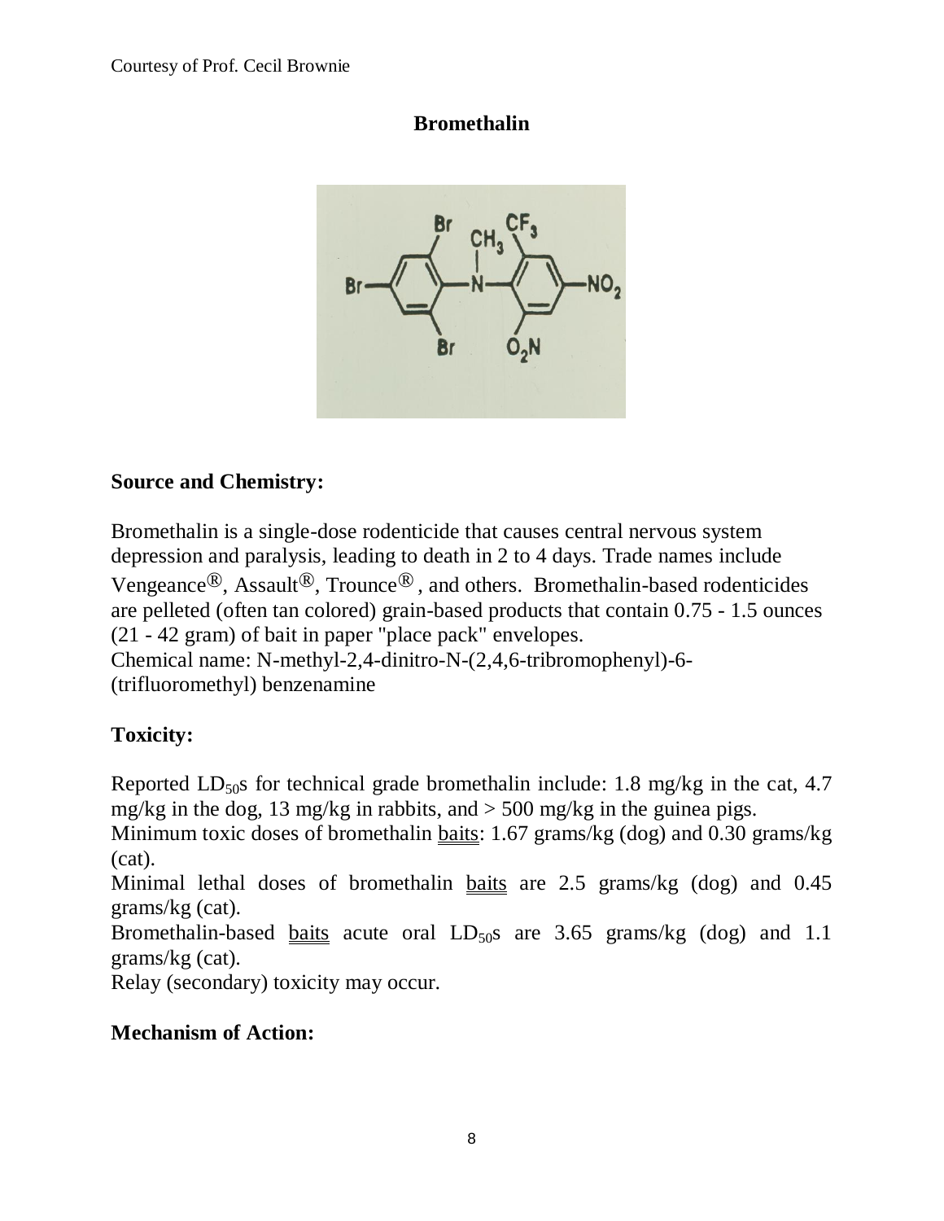Courtesy of Prof. Cecil Brownie

## Bromethalin

### Source and Chemistry:

Bromethalin is a single-dose rodenticide that causes central nervous system depression and paralysis, leading to death in 2 to 4 days. Trade names include Vengeance®, Assault®, Trounce®, and others. Bromethalin-based rodenticides are pelleted (often tan colored) grain-based products that contain 0.75 - 1.5 ounces (21 - 42 gram) of bait in paper "place pack" envelopes.
Chemical name: N-methyl-2,4-dinitro-N-(2,4,6-tribromophenyl)-6-(trifluoromethyl) benzenamine

### Toxicity:

Reported $LD_{50}$s for technical grade bromethalin include: 1.8 mg/kg in the cat, 4.7 mg/kg in the dog, 13 mg/kg in rabbits, and > 500 mg/kg in the guinea pigs.
Minimum toxic doses of bromethalin baits: 1.67 grams/kg (dog) and 0.30 grams/kg (cat).
Minimal lethal doses of bromethalin baits are 2.5 grams/kg (dog) and 0.45 grams/kg (cat).
Bromethalin-based baits acute oral $LD_{50}$s are 3.65 grams/kg (dog) and 1.1 grams/kg (cat).
Relay (secondary) toxicity may occur.

### Mechanism of Action: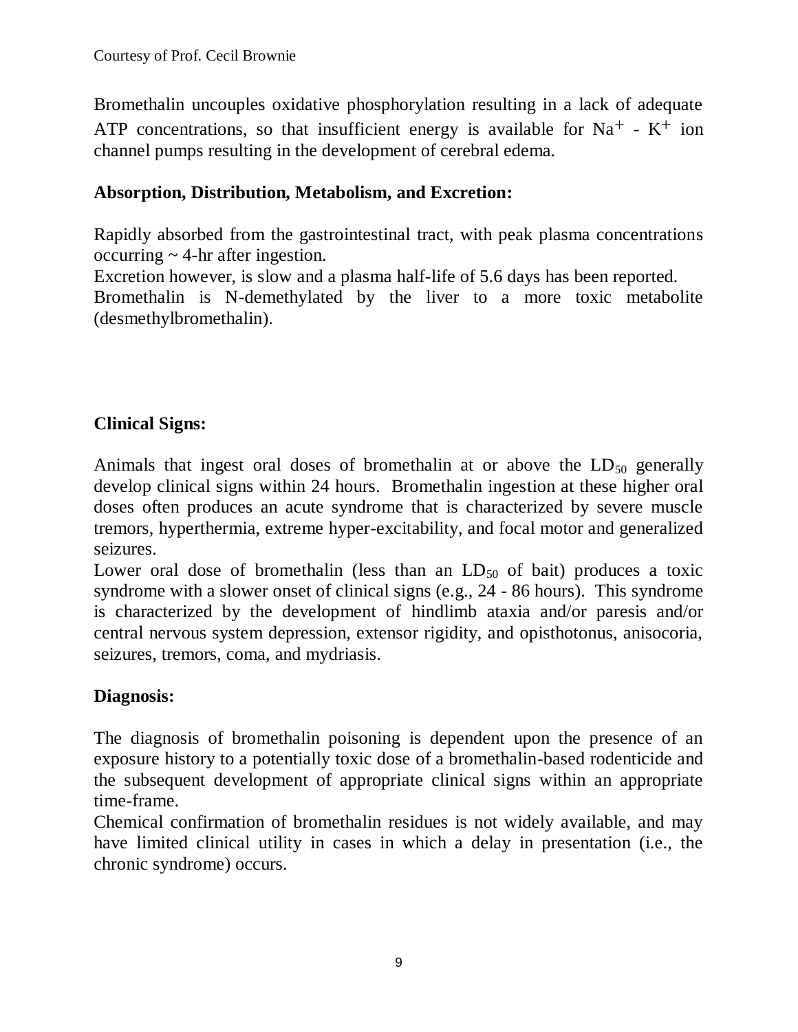Bromethalin uncouples oxidative phosphorylation resulting in a lack of adequate ATP concentrations, so that insufficient energy is available for $Na^{+}$ - $K^{+}$ ion channel pumps resulting in the development of cerebral edema.

**Absorption, Distribution, Metabolism, and Excretion:**

Rapidly absorbed from the gastrointestinal tract, with peak plasma concentrations occurring ~ 4-hr after ingestion.

Excretion however, is slow and a plasma half-life of 5.6 days has been reported.

Bromethalin is N-demethylated by the liver to a more toxic metabolite (desmethylbromethalin).

**Clinical Signs:**

Animals that ingest oral doses of bromethalin at or above the $LD_{50}$ generally develop clinical signs within 24 hours. Bromethalin ingestion at these higher oral doses often produces an acute syndrome that is characterized by severe muscle tremors, hyperthermia, extreme hyper-excitability, and focal motor and generalized seizures.

Lower oral dose of bromethalin (less than an $LD_{50}$ of bait) produces a toxic syndrome with a slower onset of clinical signs (e.g., 24 - 86 hours). This syndrome is characterized by the development of hindlimb ataxia and/or paresis and/or central nervous system depression, extensor rigidity, and opisthotonus, anisocoria, seizures, tremors, coma, and mydriasis.

**Diagnosis:**

The diagnosis of bromethalin poisoning is dependent upon the presence of an exposure history to a potentially toxic dose of a bromethalin-based rodenticide and the subsequent development of appropriate clinical signs within an appropriate time-frame.

Chemical confirmation of bromethalin residues is not widely available, and may have limited clinical utility in cases in which a delay in presentation (i.e., the chronic syndrome) occurs.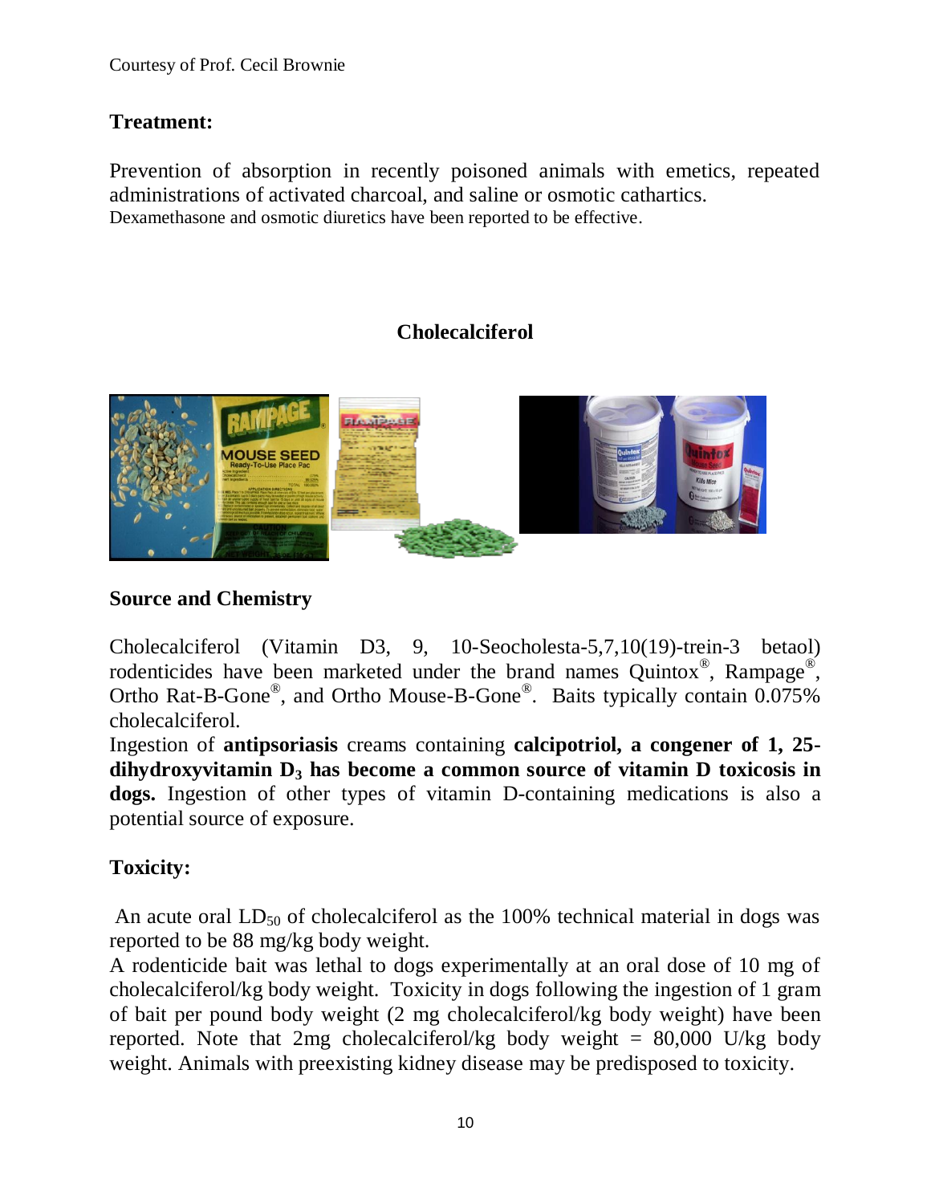Courtesy of Prof. Cecil Brownie

## Treatment:

Prevention of absorption in recently poisoned animals with emetics, repeated administrations of activated charcoal, and saline or osmotic cathartics.
Dexamethasone and osmotic diuretics have been reported to be effective.

## Cholecalciferol

### Source and Chemistry

Cholecalciferol (Vitamin D3, 9, 10-Seocholesta-5,7,10(19)-trein-3 betaol) rodenticides have been marketed under the brand names Quintox®, Rampage®, Ortho Rat-B-Gone®, and Ortho Mouse-B-Gone®. Baits typically contain 0.075% cholecalciferol.
Ingestion of **antipsoriasis** creams containing **calcipotriol, a congener of 1, 25-dihydroxyvitamin $D_3$ has become a common source of vitamin D toxicosis in dogs.** Ingestion of other types of vitamin D-containing medications is also a potential source of exposure.

### Toxicity:

An acute oral $LD_{50}$ of cholecalciferol as the 100% technical material in dogs was reported to be 88 mg/kg body weight.
A rodenticide bait was lethal to dogs experimentally at an oral dose of 10 mg of cholecalciferol/kg body weight. Toxicity in dogs following the ingestion of 1 gram of bait per pound body weight (2 mg cholecalciferol/kg body weight) have been reported. Note that 2mg cholecalciferol/kg body weight = 80,000 U/kg body weight. Animals with preexisting kidney disease may be predisposed to toxicity.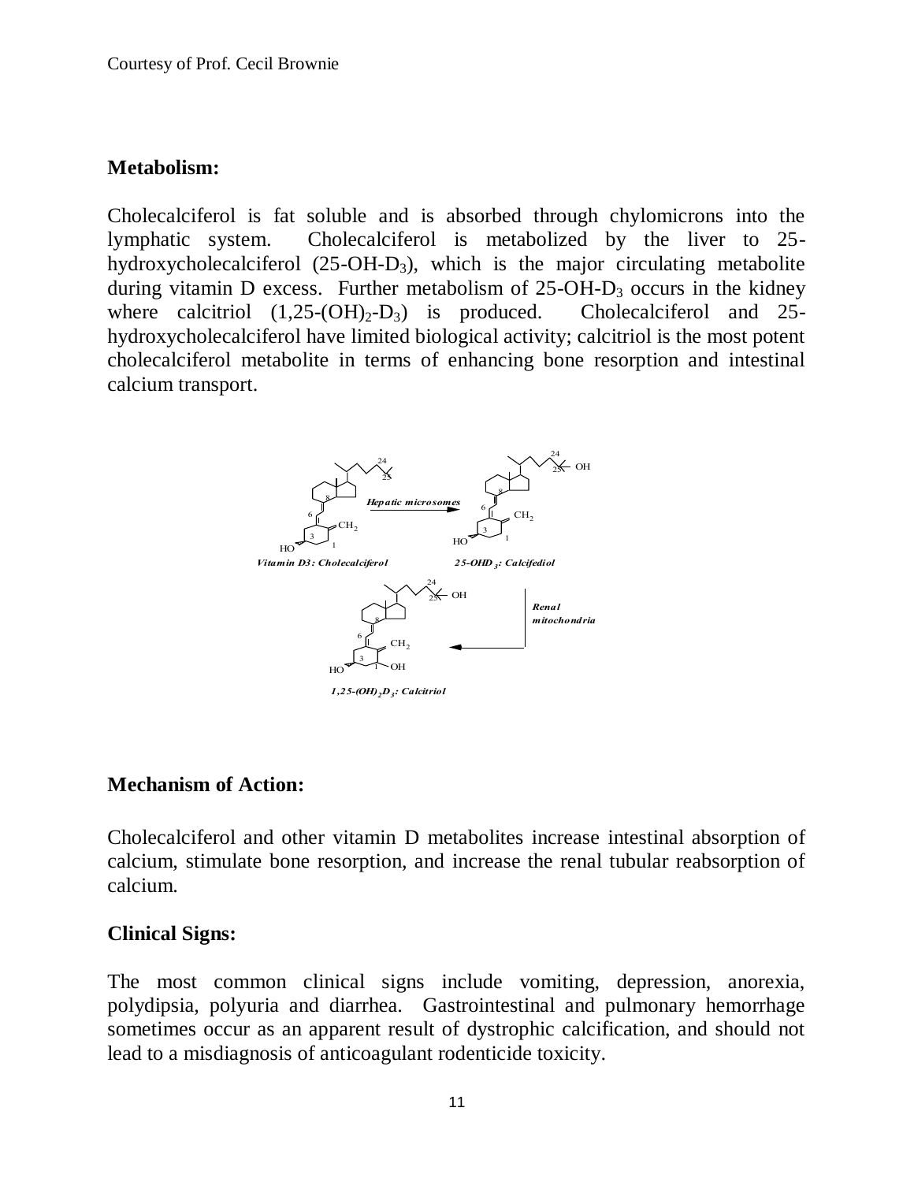## Metabolism:

Cholecalciferol is fat soluble and is absorbed through chylomicrons into the lymphatic system. Cholecalciferol is metabolized by the liver to 25-hydroxycholecalciferol (25-OH-$D_3$), which is the major circulating metabolite during vitamin D excess. Further metabolism of 25-OH-$D_3$ occurs in the kidney where calcitriol (1,25-$(OH)_2$-$D_3$) is produced. Cholecalciferol and 25-hydroxycholecalciferol have limited biological activity; calcitriol is the most potent cholecalciferol metabolite in terms of enhancing bone resorption and intestinal calcium transport.

*Vitamin D3: Cholecalciferol* → *Hepatic microsomes* → *25-OHD$_3$: Calcifediol* → *Renal mitochondria* → *1,25-(OH)$_2$D$_3$: Calcitriol*

## Mechanism of Action:

Cholecalciferol and other vitamin D metabolites increase intestinal absorption of calcium, stimulate bone resorption, and increase the renal tubular reabsorption of calcium.

## Clinical Signs:

The most common clinical signs include vomiting, depression, anorexia, polydipsia, polyuria and diarrhea. Gastrointestinal and pulmonary hemorrhage sometimes occur as an apparent result of dystrophic calcification, and should not lead to a misdiagnosis of anticoagulant rodenticide toxicity.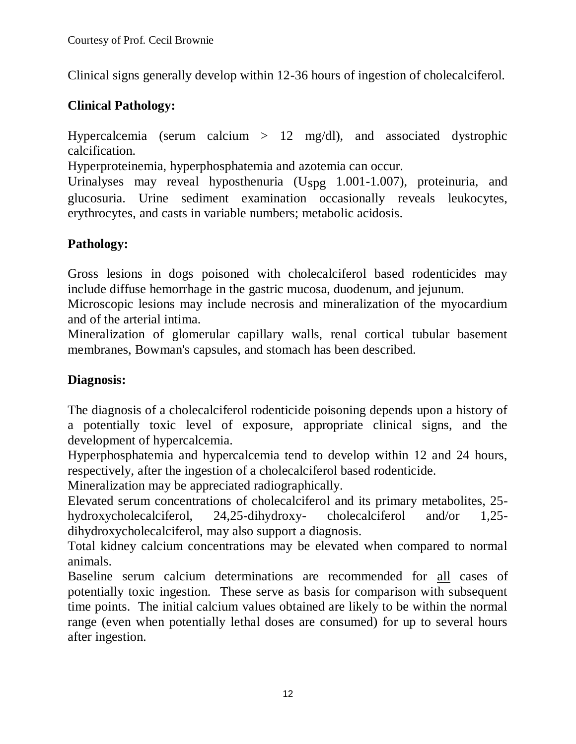Courtesy of Prof. Cecil Brownie

Clinical signs generally develop within 12-36 hours of ingestion of cholecalciferol.

**Clinical Pathology:**

Hypercalcemia (serum calcium > 12 mg/dl), and associated dystrophic calcification.

Hyperproteinemia, hyperphosphatemia and azotemia can occur.

Urinalyses may reveal hyposthenuria ($U_{spg}$ 1.001-1.007), proteinuria, and glucosuria. Urine sediment examination occasionally reveals leukocytes, erythrocytes, and casts in variable numbers; metabolic acidosis.

**Pathology:**

Gross lesions in dogs poisoned with cholecalciferol based rodenticides may include diffuse hemorrhage in the gastric mucosa, duodenum, and jejunum.

Microscopic lesions may include necrosis and mineralization of the myocardium and of the arterial intima.

Mineralization of glomerular capillary walls, renal cortical tubular basement membranes, Bowman's capsules, and stomach has been described.

**Diagnosis:**

The diagnosis of a cholecalciferol rodenticide poisoning depends upon a history of a potentially toxic level of exposure, appropriate clinical signs, and the development of hypercalcemia.

Hyperphosphatemia and hypercalcemia tend to develop within 12 and 24 hours, respectively, after the ingestion of a cholecalciferol based rodenticide.

Mineralization may be appreciated radiographically.

Elevated serum concentrations of cholecalciferol and its primary metabolites, 25-hydroxycholecalciferol, 24,25-dihydroxy- cholecalciferol and/or 1,25-dihydroxycholecalciferol, may also support a diagnosis.

Total kidney calcium concentrations may be elevated when compared to normal animals.

Baseline serum calcium determinations are recommended for <u>all</u> cases of potentially toxic ingestion. These serve as basis for comparison with subsequent time points. The initial calcium values obtained are likely to be within the normal range (even when potentially lethal doses are consumed) for up to several hours after ingestion.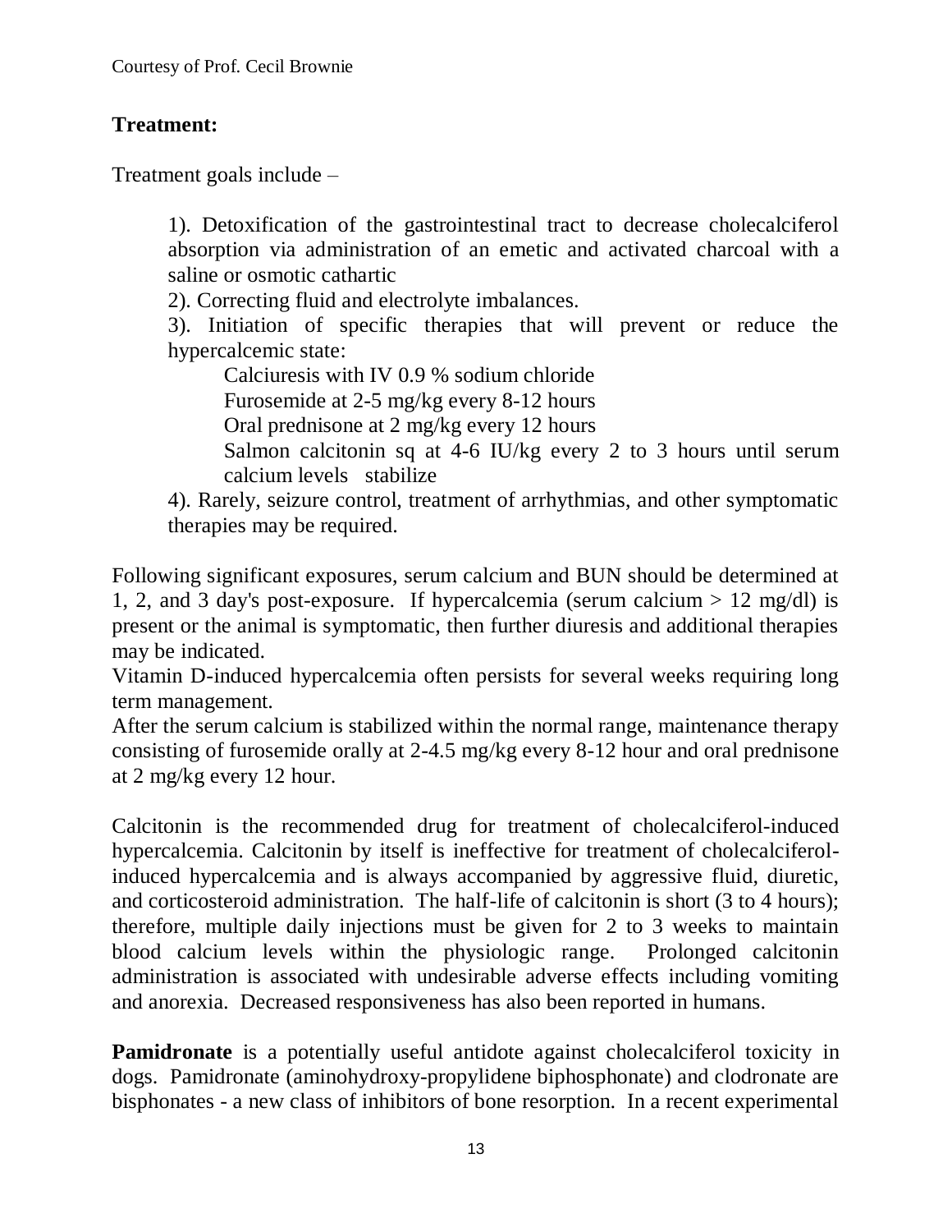**Treatment:**

Treatment goals include –

1). Detoxification of the gastrointestinal tract to decrease cholecalciferol absorption via administration of an emetic and activated charcoal with a saline or osmotic cathartic

2). Correcting fluid and electrolyte imbalances.

3). Initiation of specific therapies that will prevent or reduce the hypercalcemic state:

- Calciuresis with IV 0.9 % sodium chloride
- Furosemide at 2-5 mg/kg every 8-12 hours
- Oral prednisone at 2 mg/kg every 12 hours
- Salmon calcitonin sq at 4-6 IU/kg every 2 to 3 hours until serum calcium levels stabilize

4). Rarely, seizure control, treatment of arrhythmias, and other symptomatic therapies may be required.

Following significant exposures, serum calcium and BUN should be determined at 1, 2, and 3 day's post-exposure. If hypercalcemia (serum calcium > 12 mg/dl) is present or the animal is symptomatic, then further diuresis and additional therapies may be indicated.

Vitamin D-induced hypercalcemia often persists for several weeks requiring long term management.

After the serum calcium is stabilized within the normal range, maintenance therapy consisting of furosemide orally at 2-4.5 mg/kg every 8-12 hour and oral prednisone at 2 mg/kg every 12 hour.

Calcitonin is the recommended drug for treatment of cholecalciferol-induced hypercalcemia. Calcitonin by itself is ineffective for treatment of cholecalciferol-induced hypercalcemia and is always accompanied by aggressive fluid, diuretic, and corticosteroid administration. The half-life of calcitonin is short (3 to 4 hours); therefore, multiple daily injections must be given for 2 to 3 weeks to maintain blood calcium levels within the physiologic range. Prolonged calcitonin administration is associated with undesirable adverse effects including vomiting and anorexia. Decreased responsiveness has also been reported in humans.

**Pamidronate** is a potentially useful antidote against cholecalciferol toxicity in dogs. Pamidronate (aminohydroxy-propylidene biphosphonate) and clodronate are bisphonates - a new class of inhibitors of bone resorption. In a recent experimental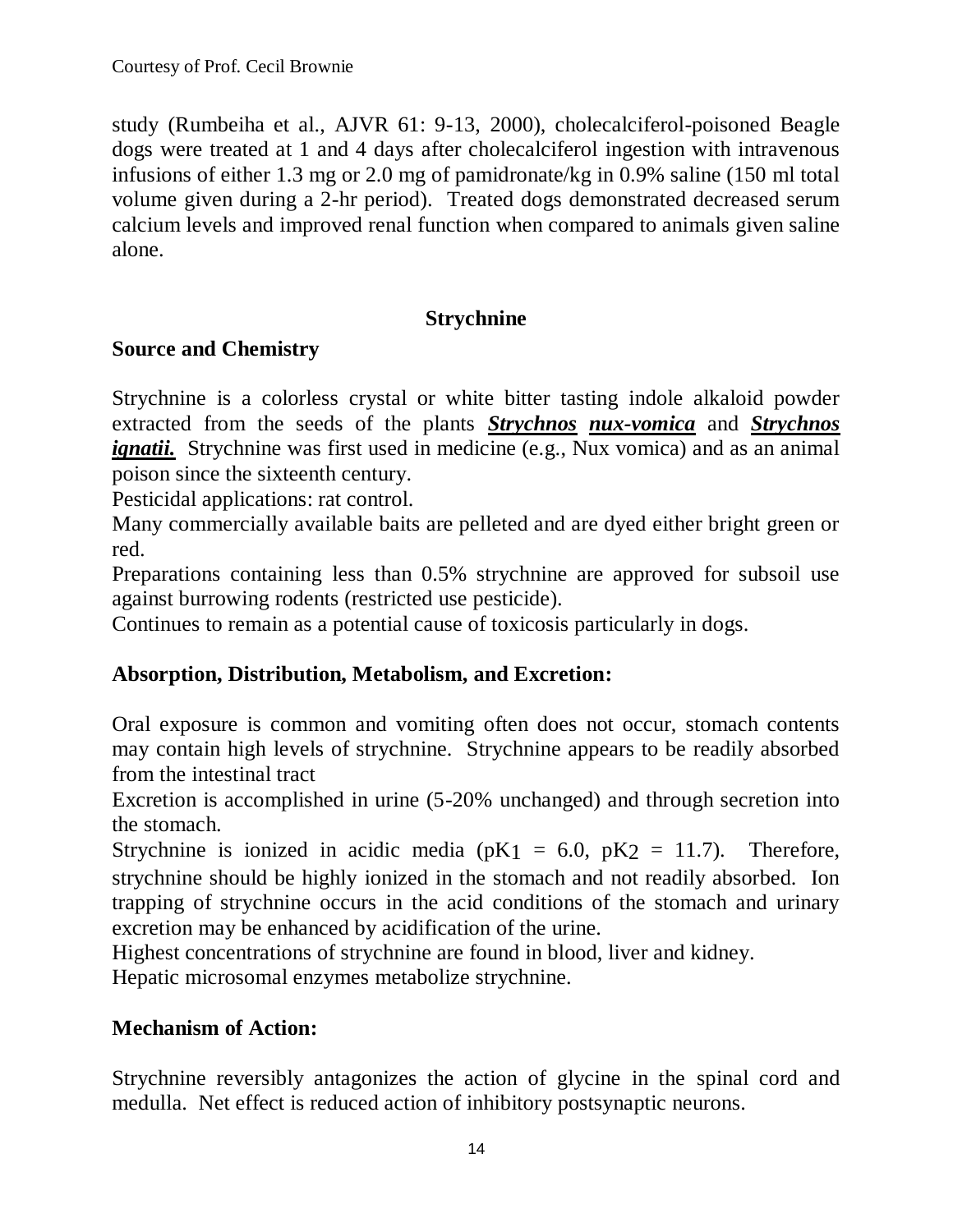study (Rumbeiha et al., AJVR 61: 9-13, 2000), cholecalciferol-poisoned Beagle dogs were treated at 1 and 4 days after cholecalciferol ingestion with intravenous infusions of either 1.3 mg or 2.0 mg of pamidronate/kg in 0.9% saline (150 ml total volume given during a 2-hr period). Treated dogs demonstrated decreased serum calcium levels and improved renal function when compared to animals given saline alone.

## Strychnine

### Source and Chemistry

Strychnine is a colorless crystal or white bitter tasting indole alkaloid powder extracted from the seeds of the plants ***Strychnos nux-vomica*** and ***Strychnos ignatii.*** Strychnine was first used in medicine (e.g., Nux vomica) and as an animal poison since the sixteenth century.

Pesticidal applications: rat control.

Many commercially available baits are pelleted and are dyed either bright green or red.

Preparations containing less than 0.5% strychnine are approved for subsoil use against burrowing rodents (restricted use pesticide).

Continues to remain as a potential cause of toxicosis particularly in dogs.

### Absorption, Distribution, Metabolism, and Excretion:

Oral exposure is common and vomiting often does not occur, stomach contents may contain high levels of strychnine. Strychnine appears to be readily absorbed from the intestinal tract

Excretion is accomplished in urine (5-20% unchanged) and through secretion into the stomach.

Strychnine is ionized in acidic media ($pK_1 = 6.0$, $pK_2 = 11.7$). Therefore, strychnine should be highly ionized in the stomach and not readily absorbed. Ion trapping of strychnine occurs in the acid conditions of the stomach and urinary excretion may be enhanced by acidification of the urine.

Highest concentrations of strychnine are found in blood, liver and kidney.

Hepatic microsomal enzymes metabolize strychnine.

### Mechanism of Action:

Strychnine reversibly antagonizes the action of glycine in the spinal cord and medulla. Net effect is reduced action of inhibitory postsynaptic neurons.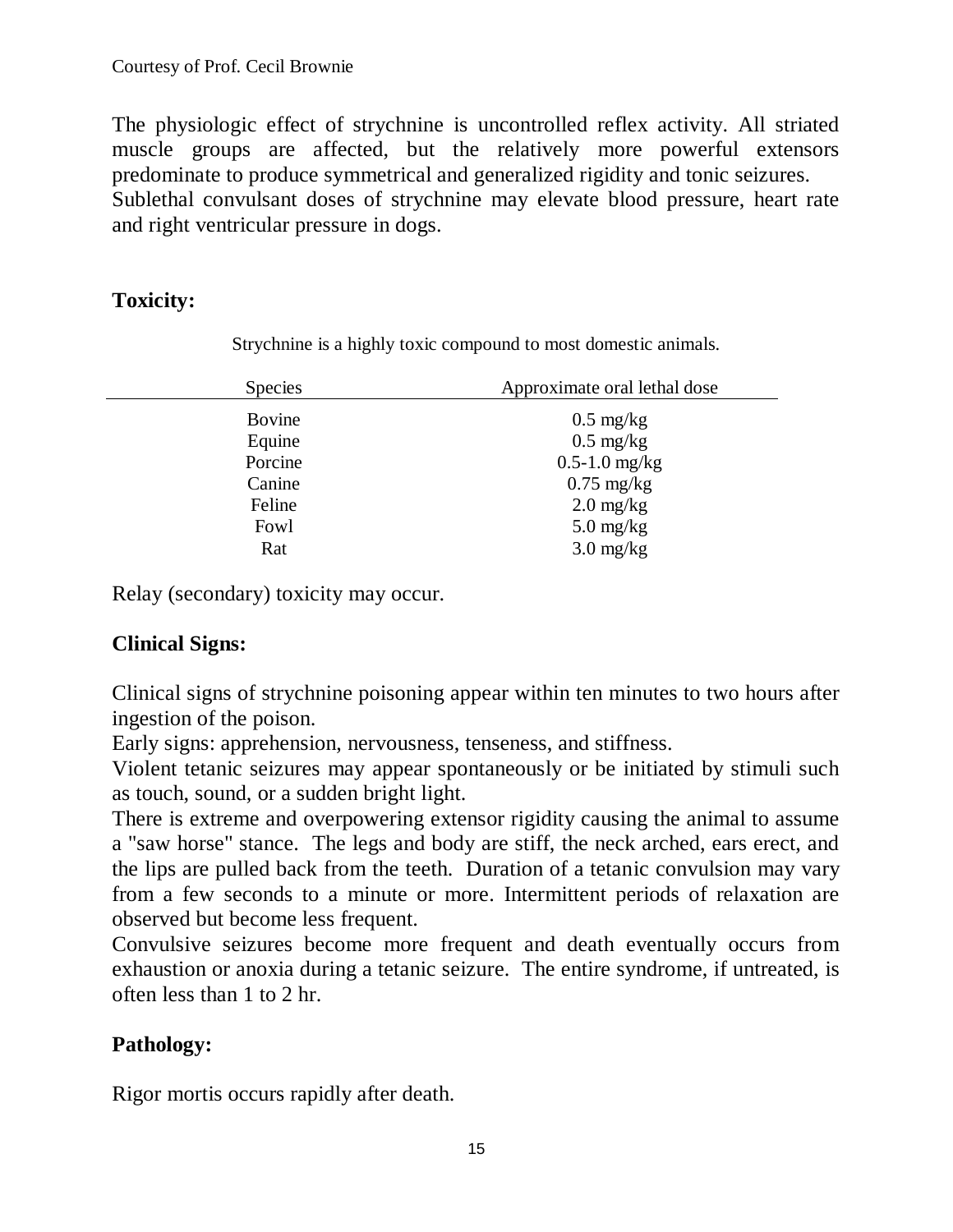Courtesy of Prof. Cecil Brownie

The physiologic effect of strychnine is uncontrolled reflex activity. All striated muscle groups are affected, but the relatively more powerful extensors predominate to produce symmetrical and generalized rigidity and tonic seizures.
Sublethal convulsant doses of strychnine may elevate blood pressure, heart rate and right ventricular pressure in dogs.

## Toxicity:

Strychnine is a highly toxic compound to most domestic animals.

| Species | Approximate oral lethal dose |
|---|---|
| Bovine | 0.5 mg/kg |
| Equine | 0.5 mg/kg |
| Porcine | 0.5-1.0 mg/kg |
| Canine | 0.75 mg/kg |
| Feline | 2.0 mg/kg |
| Fowl | 5.0 mg/kg |
| Rat | 3.0 mg/kg |

Relay (secondary) toxicity may occur.

## Clinical Signs:

Clinical signs of strychnine poisoning appear within ten minutes to two hours after ingestion of the poison.
Early signs: apprehension, nervousness, tenseness, and stiffness.
Violent tetanic seizures may appear spontaneously or be initiated by stimuli such as touch, sound, or a sudden bright light.
There is extreme and overpowering extensor rigidity causing the animal to assume a "saw horse" stance. The legs and body are stiff, the neck arched, ears erect, and the lips are pulled back from the teeth. Duration of a tetanic convulsion may vary from a few seconds to a minute or more. Intermittent periods of relaxation are observed but become less frequent.
Convulsive seizures become more frequent and death eventually occurs from exhaustion or anoxia during a tetanic seizure. The entire syndrome, if untreated, is often less than 1 to 2 hr.

## Pathology:

Rigor mortis occurs rapidly after death.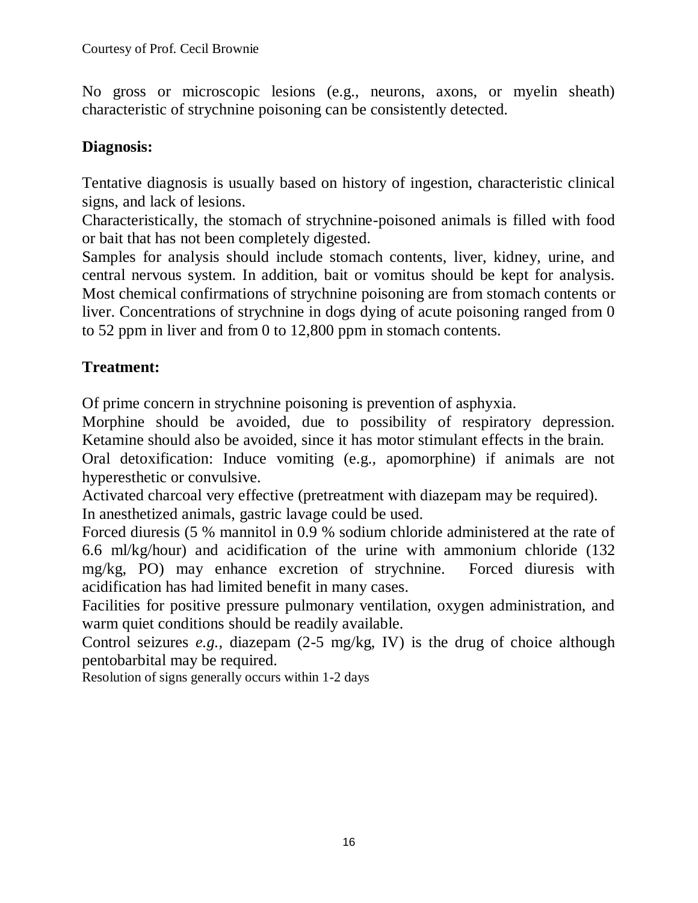No gross or microscopic lesions (e.g., neurons, axons, or myelin sheath) characteristic of strychnine poisoning can be consistently detected.

## Diagnosis:

Tentative diagnosis is usually based on history of ingestion, characteristic clinical signs, and lack of lesions.

Characteristically, the stomach of strychnine-poisoned animals is filled with food or bait that has not been completely digested.

Samples for analysis should include stomach contents, liver, kidney, urine, and central nervous system. In addition, bait or vomitus should be kept for analysis. Most chemical confirmations of strychnine poisoning are from stomach contents or liver. Concentrations of strychnine in dogs dying of acute poisoning ranged from 0 to 52 ppm in liver and from 0 to 12,800 ppm in stomach contents.

## Treatment:

Of prime concern in strychnine poisoning is prevention of asphyxia.

Morphine should be avoided, due to possibility of respiratory depression. Ketamine should also be avoided, since it has motor stimulant effects in the brain.

Oral detoxification: Induce vomiting (e.g., apomorphine) if animals are not hyperesthetic or convulsive.

Activated charcoal very effective (pretreatment with diazepam may be required).

In anesthetized animals, gastric lavage could be used.

Forced diuresis (5 % mannitol in 0.9 % sodium chloride administered at the rate of 6.6 ml/kg/hour) and acidification of the urine with ammonium chloride (132 mg/kg, PO) may enhance excretion of strychnine. Forced diuresis with acidification has had limited benefit in many cases.

Facilities for positive pressure pulmonary ventilation, oxygen administration, and warm quiet conditions should be readily available.

Control seizures *e.g.,* diazepam (2-5 mg/kg, IV) is the drug of choice although pentobarbital may be required.

Resolution of signs generally occurs within 1-2 days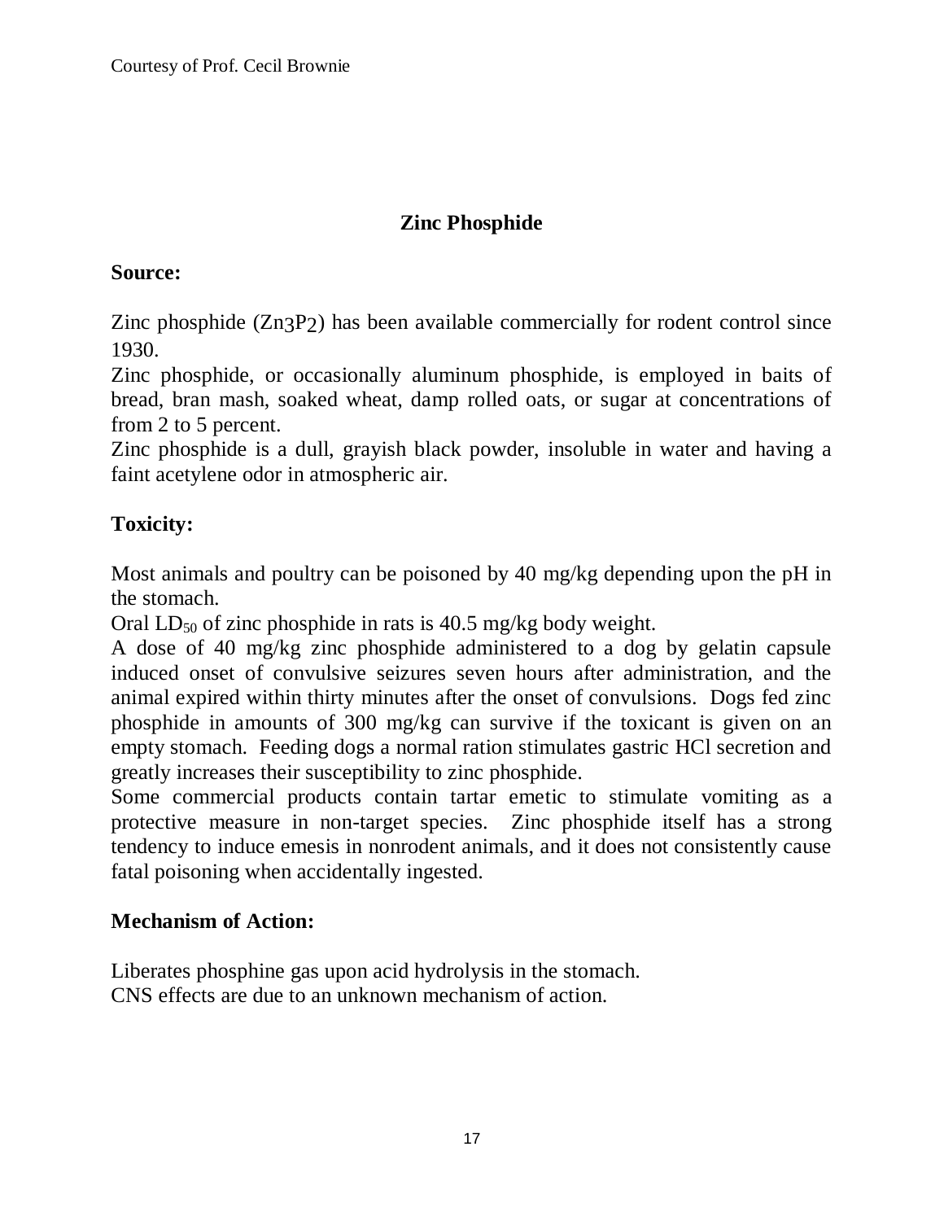## Zinc Phosphide

**Source:**

Zinc phosphide ($Zn_3P_2$) has been available commercially for rodent control since 1930.

Zinc phosphide, or occasionally aluminum phosphide, is employed in baits of bread, bran mash, soaked wheat, damp rolled oats, or sugar at concentrations of from 2 to 5 percent.

Zinc phosphide is a dull, grayish black powder, insoluble in water and having a faint acetylene odor in atmospheric air.

**Toxicity:**

Most animals and poultry can be poisoned by 40 mg/kg depending upon the pH in the stomach.

Oral $LD_{50}$ of zinc phosphide in rats is 40.5 mg/kg body weight.

A dose of 40 mg/kg zinc phosphide administered to a dog by gelatin capsule induced onset of convulsive seizures seven hours after administration, and the animal expired within thirty minutes after the onset of convulsions. Dogs fed zinc phosphide in amounts of 300 mg/kg can survive if the toxicant is given on an empty stomach. Feeding dogs a normal ration stimulates gastric HCl secretion and greatly increases their susceptibility to zinc phosphide.

Some commercial products contain tartar emetic to stimulate vomiting as a protective measure in non-target species. Zinc phosphide itself has a strong tendency to induce emesis in nonrodent animals, and it does not consistently cause fatal poisoning when accidentally ingested.

**Mechanism of Action:**

Liberates phosphine gas upon acid hydrolysis in the stomach.

CNS effects are due to an unknown mechanism of action.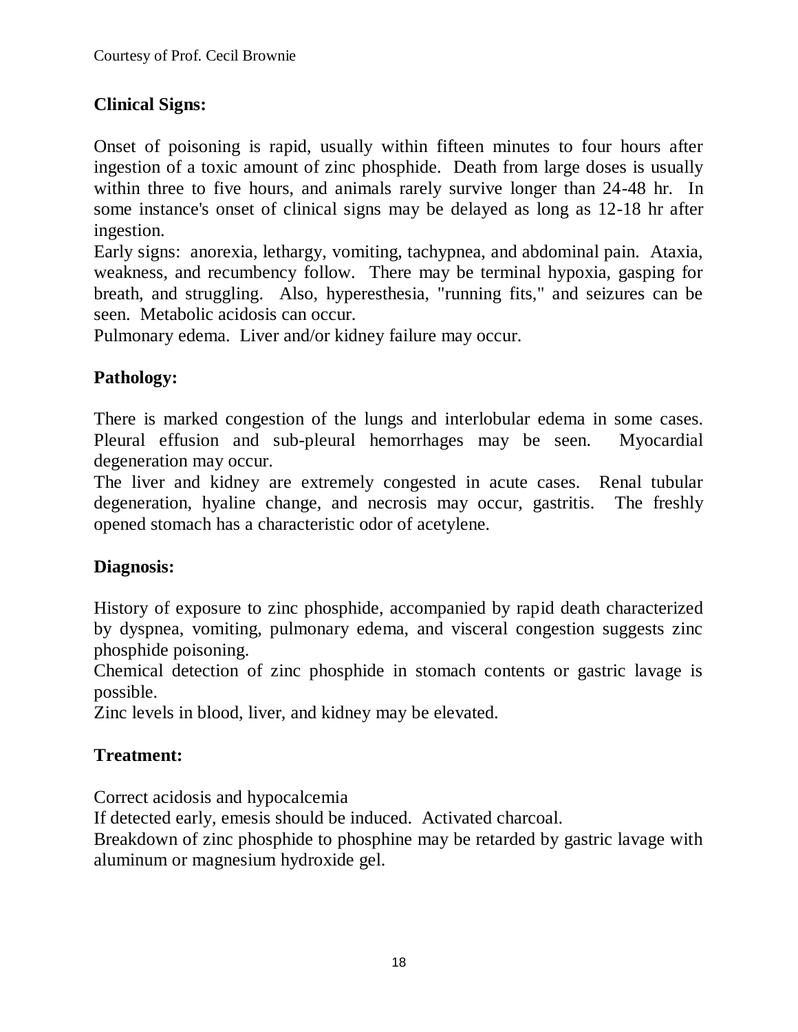## Clinical Signs:

Onset of poisoning is rapid, usually within fifteen minutes to four hours after ingestion of a toxic amount of zinc phosphide. Death from large doses is usually within three to five hours, and animals rarely survive longer than 24-48 hr. In some instance's onset of clinical signs may be delayed as long as 12-18 hr after ingestion.

Early signs: anorexia, lethargy, vomiting, tachypnea, and abdominal pain. Ataxia, weakness, and recumbency follow. There may be terminal hypoxia, gasping for breath, and struggling. Also, hyperesthesia, "running fits," and seizures can be seen. Metabolic acidosis can occur.

Pulmonary edema. Liver and/or kidney failure may occur.

## Pathology:

There is marked congestion of the lungs and interlobular edema in some cases. Pleural effusion and sub-pleural hemorrhages may be seen. Myocardial degeneration may occur.

The liver and kidney are extremely congested in acute cases. Renal tubular degeneration, hyaline change, and necrosis may occur, gastritis. The freshly opened stomach has a characteristic odor of acetylene.

## Diagnosis:

History of exposure to zinc phosphide, accompanied by rapid death characterized by dyspnea, vomiting, pulmonary edema, and visceral congestion suggests zinc phosphide poisoning.

Chemical detection of zinc phosphide in stomach contents or gastric lavage is possible.

Zinc levels in blood, liver, and kidney may be elevated.

## Treatment:

Correct acidosis and hypocalcemia

If detected early, emesis should be induced. Activated charcoal.

Breakdown of zinc phosphide to phosphine may be retarded by gastric lavage with aluminum or magnesium hydroxide gel.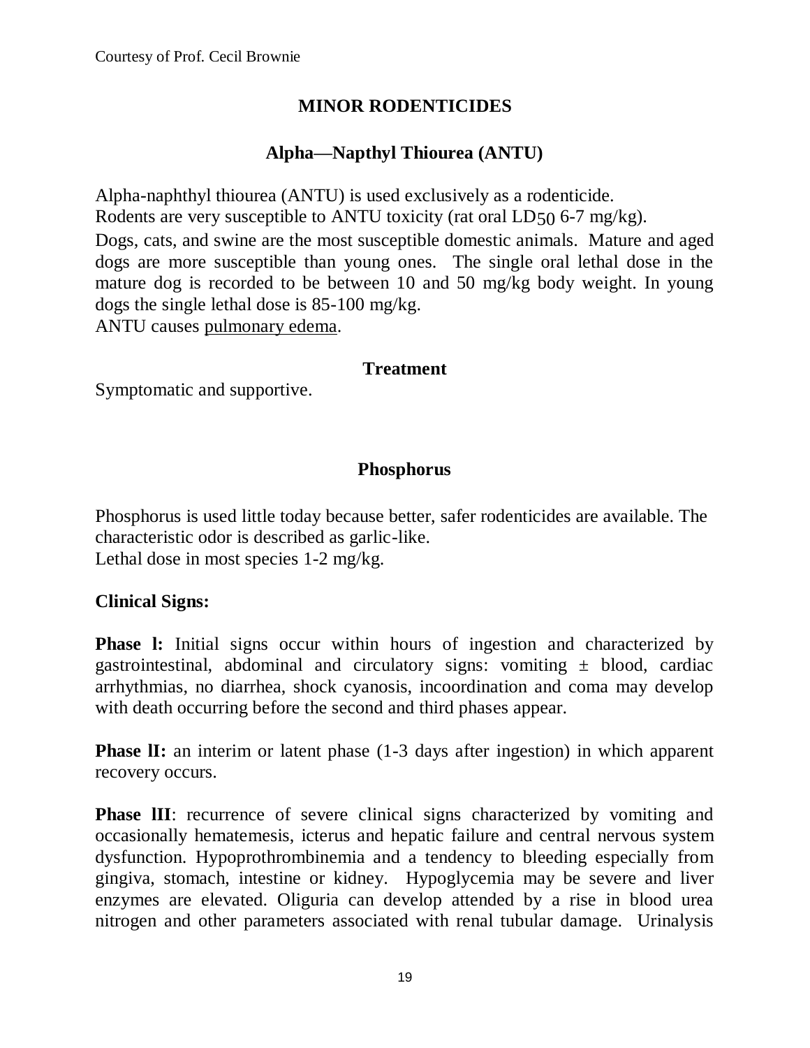# MINOR RODENTICIDES

## Alpha—Napthyl Thiourea (ANTU)

Alpha-naphthyl thiourea (ANTU) is used exclusively as a rodenticide.
Rodents are very susceptible to ANTU toxicity (rat oral $LD_{50}$ 6-7 mg/kg).
Dogs, cats, and swine are the most susceptible domestic animals. Mature and aged dogs are more susceptible than young ones. The single oral lethal dose in the mature dog is recorded to be between 10 and 50 mg/kg body weight. In young dogs the single lethal dose is 85-100 mg/kg.
ANTU causes pulmonary edema.

### Treatment

Symptomatic and supportive.

## Phosphorus

Phosphorus is used little today because better, safer rodenticides are available. The characteristic odor is described as garlic-like.
Lethal dose in most species 1-2 mg/kg.

**Clinical Signs:**

**Phase l:** Initial signs occur within hours of ingestion and characterized by gastrointestinal, abdominal and circulatory signs: vomiting ± blood, cardiac arrhythmias, no diarrhea, shock cyanosis, incoordination and coma may develop with death occurring before the second and third phases appear.

**Phase lI:** an interim or latent phase (1-3 days after ingestion) in which apparent recovery occurs.

**Phase lII**: recurrence of severe clinical signs characterized by vomiting and occasionally hematemesis, icterus and hepatic failure and central nervous system dysfunction. Hypoprothrombinemia and a tendency to bleeding especially from gingiva, stomach, intestine or kidney. Hypoglycemia may be severe and liver enzymes are elevated. Oliguria can develop attended by a rise in blood urea nitrogen and other parameters associated with renal tubular damage. Urinalysis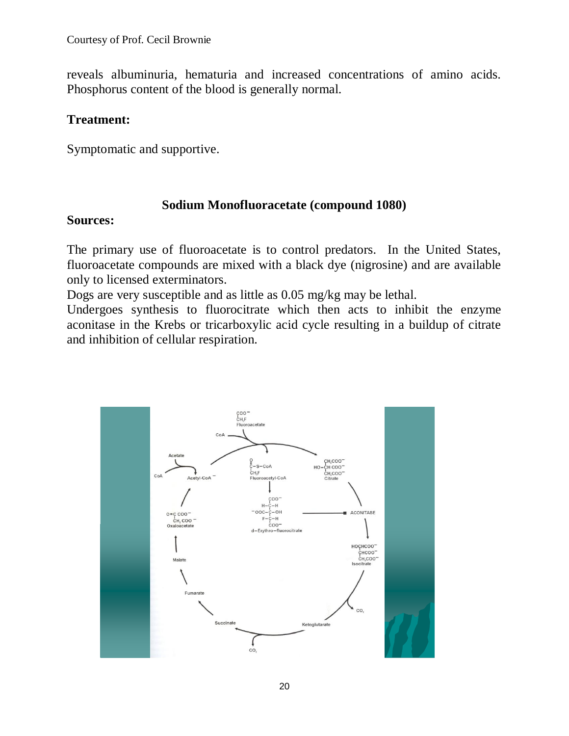reveals albuminuria, hematuria and increased concentrations of amino acids. Phosphorus content of the blood is generally normal.

**Treatment:**

Symptomatic and supportive.

## Sodium Monofluoracetate (compound 1080)

**Sources:**

The primary use of fluoroacetate is to control predators. In the United States, fluoroacetate compounds are mixed with a black dye (nigrosine) and are available only to licensed exterminators.

Dogs are very susceptible and as little as 0.05 mg/kg may be lethal.

Undergoes synthesis to fluorocitrate which then acts to inhibit the enzyme aconitase in the Krebs or tricarboxylic acid cycle resulting in a buildup of citrate and inhibition of cellular respiration.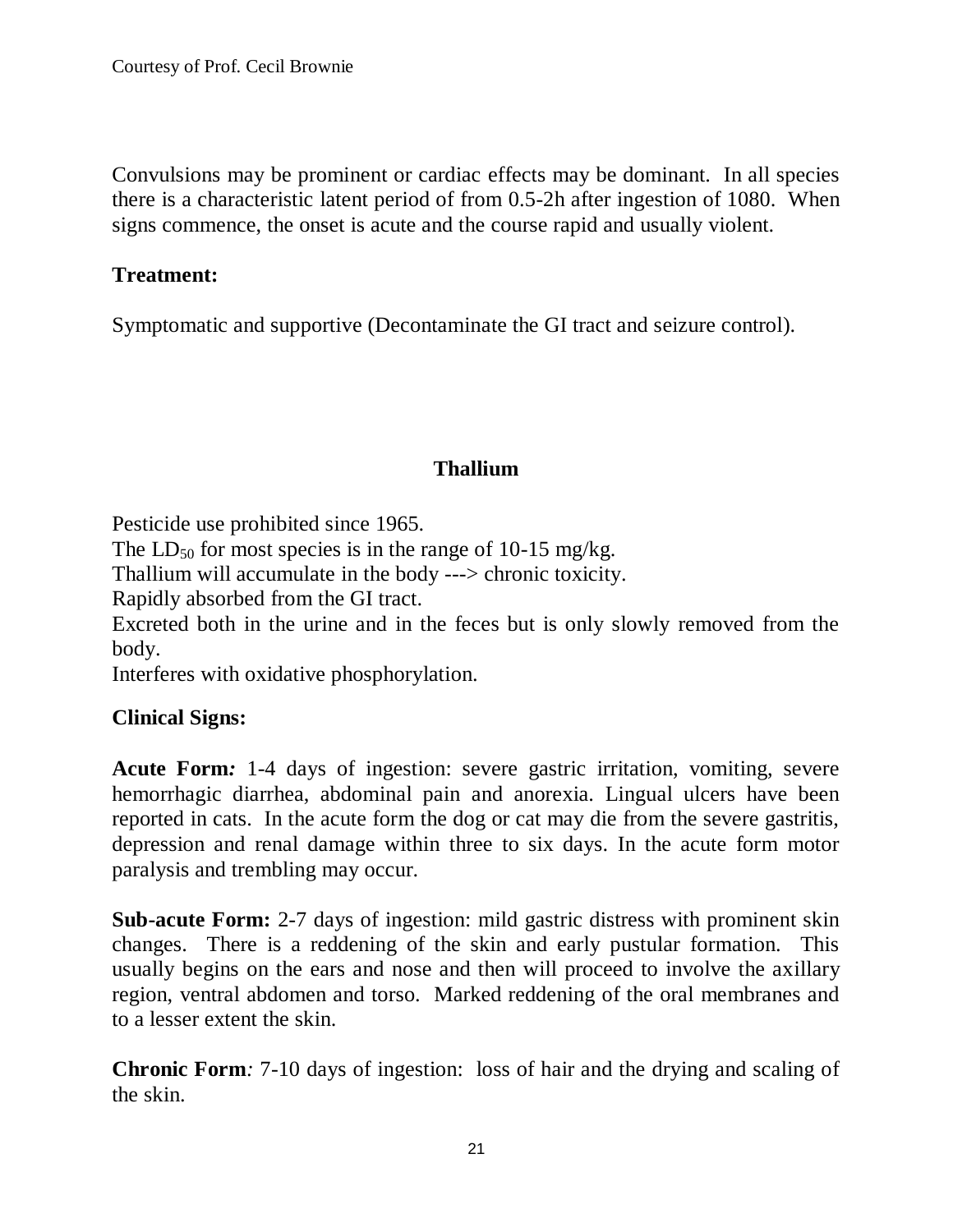Convulsions may be prominent or cardiac effects may be dominant. In all species there is a characteristic latent period of from 0.5-2h after ingestion of 1080. When signs commence, the onset is acute and the course rapid and usually violent.

**Treatment:**

Symptomatic and supportive (Decontaminate the GI tract and seizure control).

## Thallium

Pesticide use prohibited since 1965.
The $LD_{50}$ for most species is in the range of 10-15 mg/kg.
Thallium will accumulate in the body ---> chronic toxicity.
Rapidly absorbed from the GI tract.
Excreted both in the urine and in the feces but is only slowly removed from the body.
Interferes with oxidative phosphorylation.

**Clinical Signs:**

**Acute Form*:*** 1-4 days of ingestion: severe gastric irritation, vomiting, severe hemorrhagic diarrhea, abdominal pain and anorexia. Lingual ulcers have been reported in cats. In the acute form the dog or cat may die from the severe gastritis, depression and renal damage within three to six days. In the acute form motor paralysis and trembling may occur.

**Sub-acute Form:** 2-7 days of ingestion: mild gastric distress with prominent skin changes. There is a reddening of the skin and early pustular formation. This usually begins on the ears and nose and then will proceed to involve the axillary region, ventral abdomen and torso. Marked reddening of the oral membranes and to a lesser extent the skin.

**Chronic Form***:* 7-10 days of ingestion: loss of hair and the drying and scaling of the skin.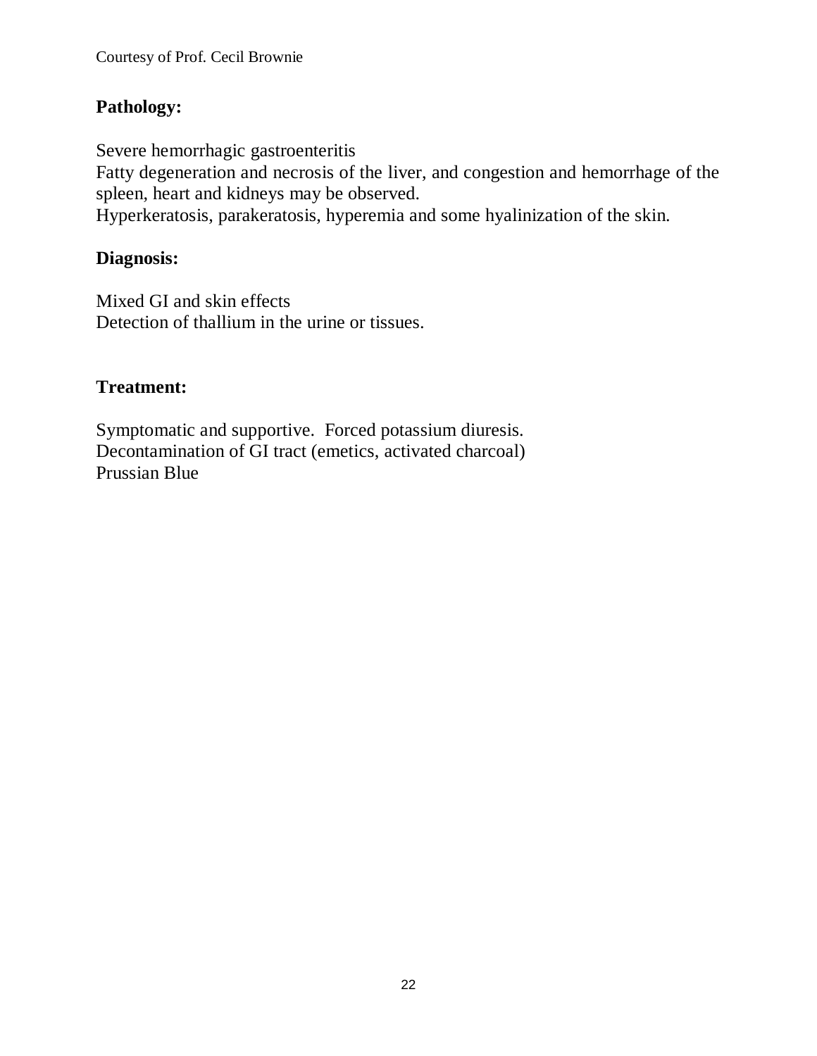Courtesy of Prof. Cecil Brownie

**Pathology:**

Severe hemorrhagic gastroenteritis
Fatty degeneration and necrosis of the liver, and congestion and hemorrhage of the spleen, heart and kidneys may be observed.
Hyperkeratosis, parakeratosis, hyperemia and some hyalinization of the skin.

**Diagnosis:**

Mixed GI and skin effects
Detection of thallium in the urine or tissues.

**Treatment:**

Symptomatic and supportive. Forced potassium diuresis.
Decontamination of GI tract (emetics, activated charcoal)
Prussian Blue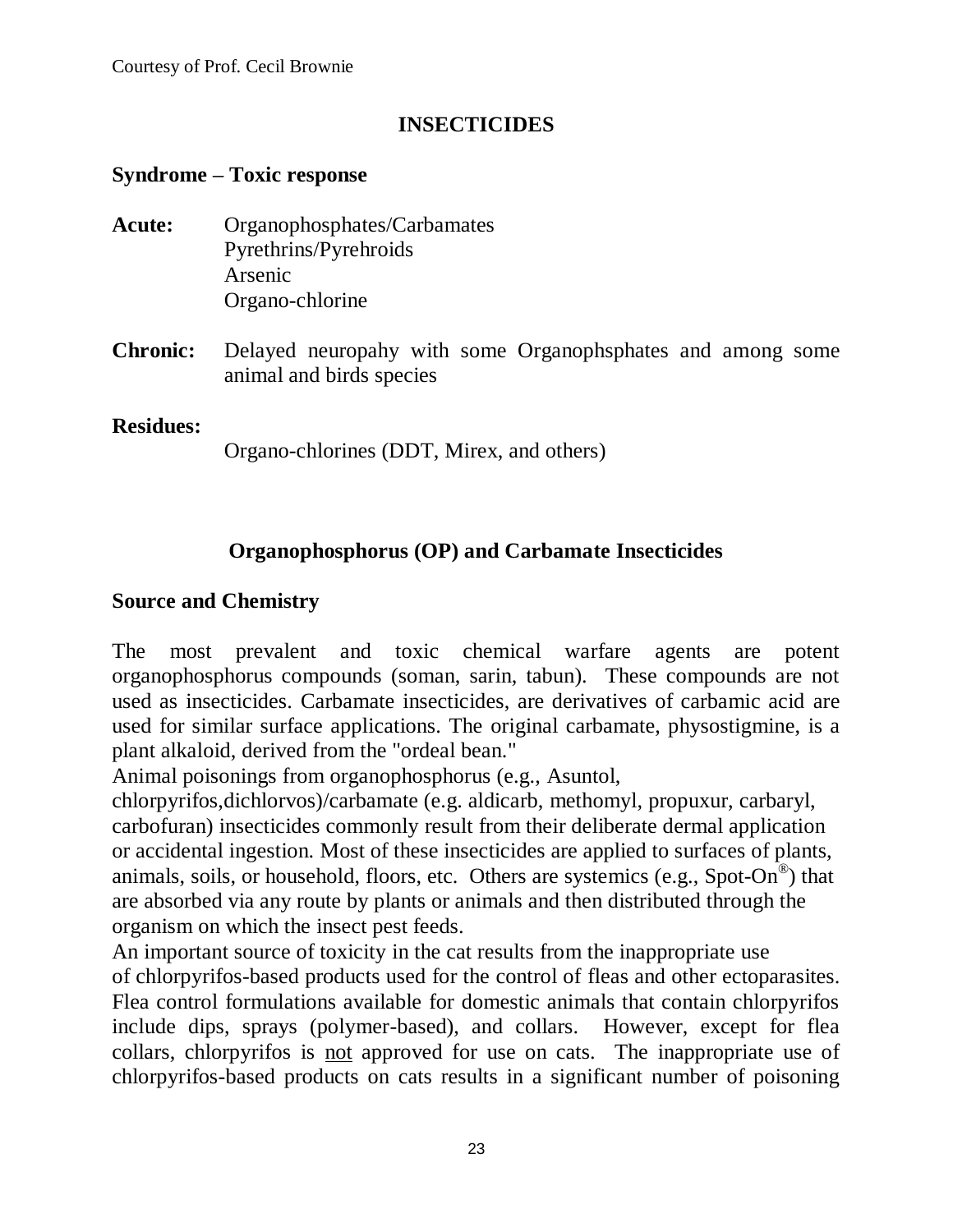# INSECTICIDES

**Syndrome – Toxic response**

**Acute:** Organophosphates/Carbamates
Pyrethrins/Pyrehroids
Arsenic
Organo-chlorine

**Chronic:** Delayed neuropahy with some Organophsphates and among some animal and birds species

**Residues:**
Organo-chlorines (DDT, Mirex, and others)

## Organophosphorus (OP) and Carbamate Insecticides

### Source and Chemistry

The most prevalent and toxic chemical warfare agents are potent organophosphorus compounds (soman, sarin, tabun). These compounds are not used as insecticides. Carbamate insecticides, are derivatives of carbamic acid are used for similar surface applications. The original carbamate, physostigmine, is a plant alkaloid, derived from the "ordeal bean."

Animal poisonings from organophosphorus (e.g., Asuntol, chlorpyrifos,dichlorvos)/carbamate (e.g. aldicarb, methomyl, propuxur, carbaryl, carbofuran) insecticides commonly result from their deliberate dermal application or accidental ingestion. Most of these insecticides are applied to surfaces of plants, animals, soils, or household, floors, etc. Others are systemics (e.g., Spot-On®) that are absorbed via any route by plants or animals and then distributed through the organism on which the insect pest feeds.

An important source of toxicity in the cat results from the inappropriate use of chlorpyrifos-based products used for the control of fleas and other ectoparasites. Flea control formulations available for domestic animals that contain chlorpyrifos include dips, sprays (polymer-based), and collars. However, except for flea collars, chlorpyrifos is <u>not</u> approved for use on cats. The inappropriate use of chlorpyrifos-based products on cats results in a significant number of poisoning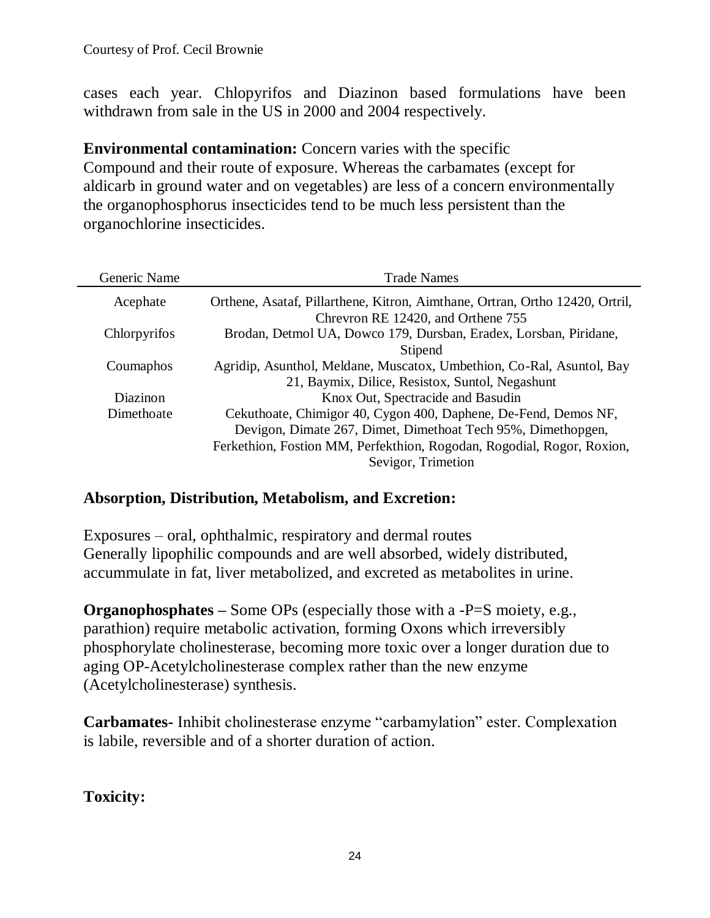cases each year. Chlopyrifos and Diazinon based formulations have been withdrawn from sale in the US in 2000 and 2004 respectively.

**Environmental contamination:** Concern varies with the specific Compound and their route of exposure. Whereas the carbamates (except for aldicarb in ground water and on vegetables) are less of a concern environmentally the organophosphorus insecticides tend to be much less persistent than the organochlorine insecticides.

| Generic Name | Trade Names |
|---|---|
| Acephate | Orthene, Asataf, Pillarthene, Kitron, Aimthane, Ortran, Ortho 12420, Ortril, Chrevron RE 12420, and Orthene 755 |
| Chlorpyrifos | Brodan, Detmol UA, Dowco 179, Dursban, Eradex, Lorsban, Piridane, Stipend |
| Coumaphos | Agridip, Asunthol, Meldane, Muscatox, Umbethion, Co-Ral, Asuntol, Bay 21, Baymix, Dilice, Resistox, Suntol, Negashunt |
| Diazinon | Knox Out, Spectracide and Basudin |
| Dimethoate | Cekuthoate, Chimigor 40, Cygon 400, Daphene, De-Fend, Demos NF, Devigon, Dimate 267, Dimet, Dimethoat Tech 95%, Dimethopgen, Ferkethion, Fostion MM, Perfekthion, Rogodan, Rogodial, Rogor, Roxion, Sevigor, Trimetion |

**Absorption, Distribution, Metabolism, and Excretion:**

Exposures – oral, ophthalmic, respiratory and dermal routes
Generally lipophilic compounds and are well absorbed, widely distributed, accummulate in fat, liver metabolized, and excreted as metabolites in urine.

**Organophosphates –** Some OPs (especially those with a -P=S moiety, e.g., parathion) require metabolic activation, forming Oxons which irreversibly phosphorylate cholinesterase, becoming more toxic over a longer duration due to aging OP-Acetylcholinesterase complex rather than the new enzyme (Acetylcholinesterase) synthesis.

**Carbamates**- Inhibit cholinesterase enzyme "carbamylation" ester. Complexation is labile, reversible and of a shorter duration of action.

**Toxicity:**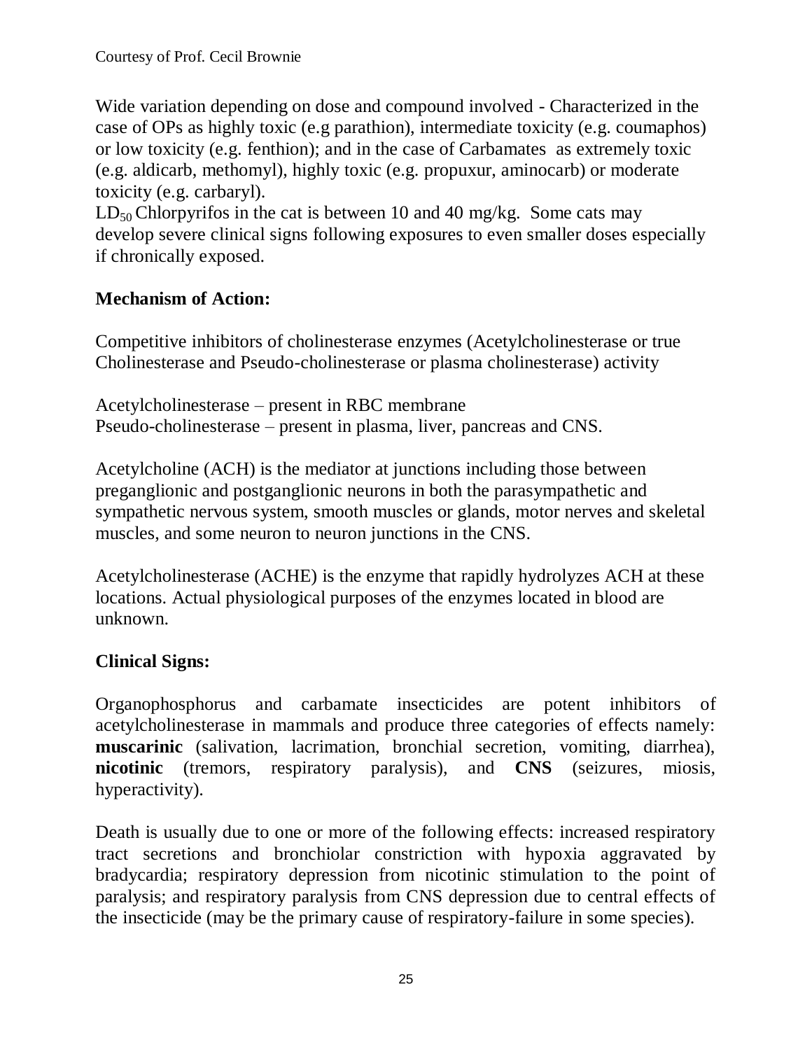Courtesy of Prof. Cecil Brownie

Wide variation depending on dose and compound involved - Characterized in the case of OPs as highly toxic (e.g parathion), intermediate toxicity (e.g. coumaphos) or low toxicity (e.g. fenthion); and in the case of Carbamates as extremely toxic (e.g. aldicarb, methomyl), highly toxic (e.g. propuxur, aminocarb) or moderate toxicity (e.g. carbaryl).

$LD_{50}$ Chlorpyrifos in the cat is between 10 and 40 mg/kg. Some cats may develop severe clinical signs following exposures to even smaller doses especially if chronically exposed.

**Mechanism of Action:**

Competitive inhibitors of cholinesterase enzymes (Acetylcholinesterase or true Cholinesterase and Pseudo-cholinesterase or plasma cholinesterase) activity

Acetylcholinesterase – present in RBC membrane
Pseudo-cholinesterase – present in plasma, liver, pancreas and CNS.

Acetylcholine (ACH) is the mediator at junctions including those between preganglionic and postganglionic neurons in both the parasympathetic and sympathetic nervous system, smooth muscles or glands, motor nerves and skeletal muscles, and some neuron to neuron junctions in the CNS.

Acetylcholinesterase (ACHE) is the enzyme that rapidly hydrolyzes ACH at these locations. Actual physiological purposes of the enzymes located in blood are unknown.

**Clinical Signs:**

Organophosphorus and carbamate insecticides are potent inhibitors of acetylcholinesterase in mammals and produce three categories of effects namely: **muscarinic** (salivation, lacrimation, bronchial secretion, vomiting, diarrhea), **nicotinic** (tremors, respiratory paralysis), and **CNS** (seizures, miosis, hyperactivity).

Death is usually due to one or more of the following effects: increased respiratory tract secretions and bronchiolar constriction with hypoxia aggravated by bradycardia; respiratory depression from nicotinic stimulation to the point of paralysis; and respiratory paralysis from CNS depression due to central effects of the insecticide (may be the primary cause of respiratory-failure in some species).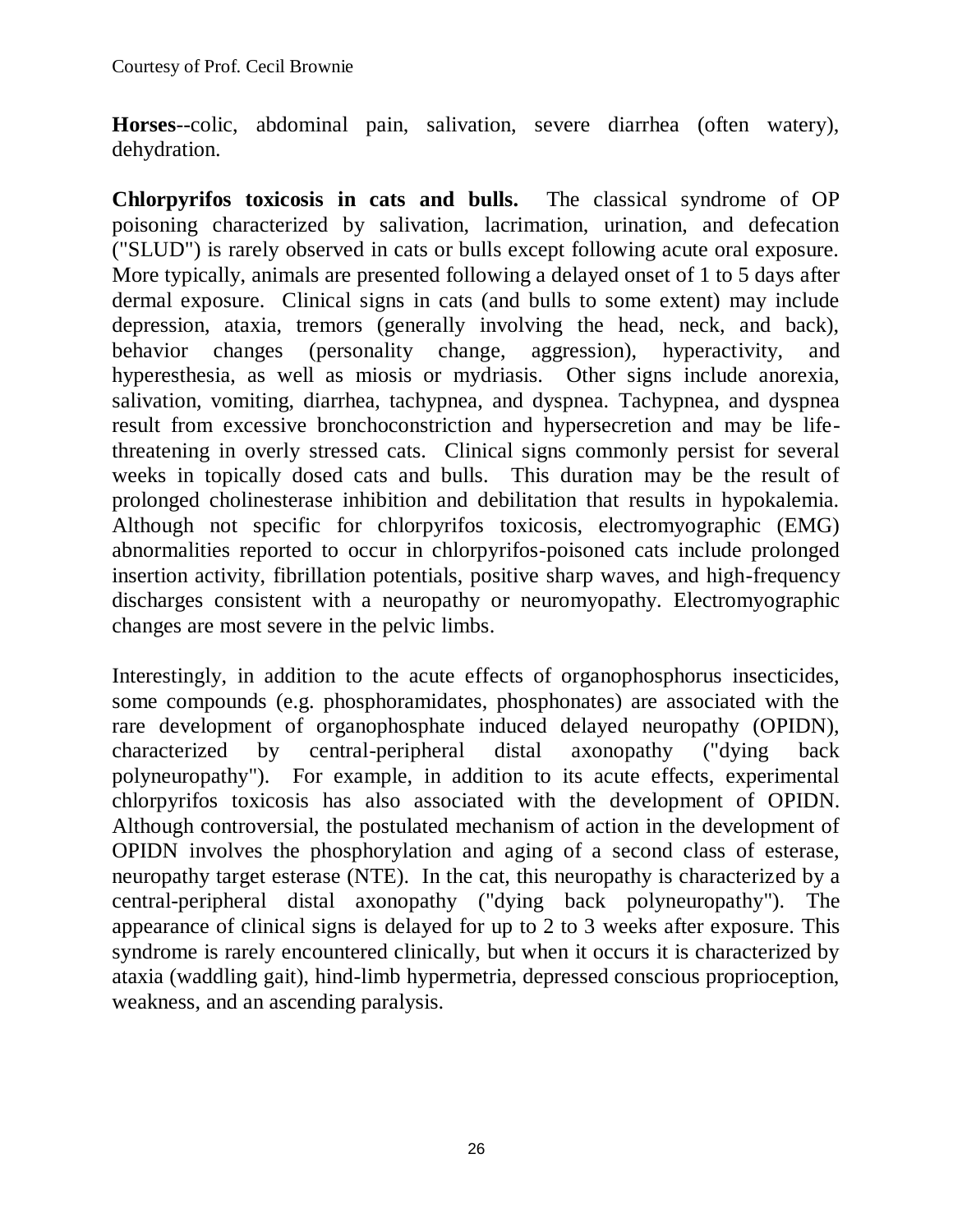**Horses**--colic, abdominal pain, salivation, severe diarrhea (often watery), dehydration.

**Chlorpyrifos toxicosis in cats and bulls.** The classical syndrome of OP poisoning characterized by salivation, lacrimation, urination, and defecation ("SLUD") is rarely observed in cats or bulls except following acute oral exposure. More typically, animals are presented following a delayed onset of 1 to 5 days after dermal exposure. Clinical signs in cats (and bulls to some extent) may include depression, ataxia, tremors (generally involving the head, neck, and back), behavior changes (personality change, aggression), hyperactivity, and hyperesthesia, as well as miosis or mydriasis. Other signs include anorexia, salivation, vomiting, diarrhea, tachypnea, and dyspnea. Tachypnea, and dyspnea result from excessive bronchoconstriction and hypersecretion and may be life-threatening in overly stressed cats. Clinical signs commonly persist for several weeks in topically dosed cats and bulls. This duration may be the result of prolonged cholinesterase inhibition and debilitation that results in hypokalemia. Although not specific for chlorpyrifos toxicosis, electromyographic (EMG) abnormalities reported to occur in chlorpyrifos-poisoned cats include prolonged insertion activity, fibrillation potentials, positive sharp waves, and high-frequency discharges consistent with a neuropathy or neuromyopathy. Electromyographic changes are most severe in the pelvic limbs.

Interestingly, in addition to the acute effects of organophosphorus insecticides, some compounds (e.g. phosphoramidates, phosphonates) are associated with the rare development of organophosphate induced delayed neuropathy (OPIDN), characterized by central-peripheral distal axonopathy ("dying back polyneuropathy"). For example, in addition to its acute effects, experimental chlorpyrifos toxicosis has also associated with the development of OPIDN. Although controversial, the postulated mechanism of action in the development of OPIDN involves the phosphorylation and aging of a second class of esterase, neuropathy target esterase (NTE). In the cat, this neuropathy is characterized by a central-peripheral distal axonopathy ("dying back polyneuropathy"). The appearance of clinical signs is delayed for up to 2 to 3 weeks after exposure. This syndrome is rarely encountered clinically, but when it occurs it is characterized by ataxia (waddling gait), hind-limb hypermetria, depressed conscious proprioception, weakness, and an ascending paralysis.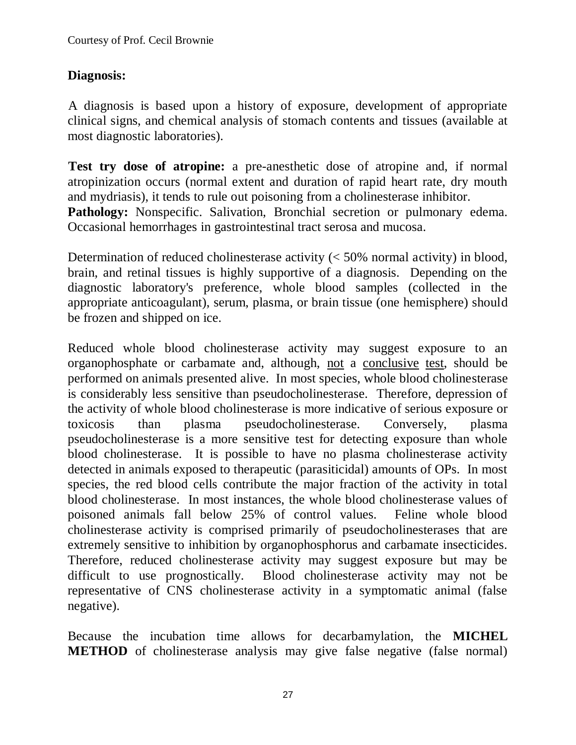Courtesy of Prof. Cecil Brownie

**Diagnosis:**

A diagnosis is based upon a history of exposure, development of appropriate clinical signs, and chemical analysis of stomach contents and tissues (available at most diagnostic laboratories).

**Test try dose of atropine:** a pre-anesthetic dose of atropine and, if normal atropinization occurs (normal extent and duration of rapid heart rate, dry mouth and mydriasis), it tends to rule out poisoning from a cholinesterase inhibitor.
**Pathology:** Nonspecific. Salivation, Bronchial secretion or pulmonary edema. Occasional hemorrhages in gastrointestinal tract serosa and mucosa.

Determination of reduced cholinesterase activity (< 50% normal activity) in blood, brain, and retinal tissues is highly supportive of a diagnosis. Depending on the diagnostic laboratory's preference, whole blood samples (collected in the appropriate anticoagulant), serum, plasma, or brain tissue (one hemisphere) should be frozen and shipped on ice.

Reduced whole blood cholinesterase activity may suggest exposure to an organophosphate or carbamate and, although, not a conclusive test, should be performed on animals presented alive. In most species, whole blood cholinesterase is considerably less sensitive than pseudocholinesterase. Therefore, depression of the activity of whole blood cholinesterase is more indicative of serious exposure or toxicosis than plasma pseudocholinesterase. Conversely, plasma pseudocholinesterase is a more sensitive test for detecting exposure than whole blood cholinesterase. It is possible to have no plasma cholinesterase activity detected in animals exposed to therapeutic (parasiticidal) amounts of OPs. In most species, the red blood cells contribute the major fraction of the activity in total blood cholinesterase. In most instances, the whole blood cholinesterase values of poisoned animals fall below 25% of control values. Feline whole blood cholinesterase activity is comprised primarily of pseudocholinesterases that are extremely sensitive to inhibition by organophosphorus and carbamate insecticides. Therefore, reduced cholinesterase activity may suggest exposure but may be difficult to use prognostically. Blood cholinesterase activity may not be representative of CNS cholinesterase activity in a symptomatic animal (false negative).

Because the incubation time allows for decarbamylation, the **MICHEL METHOD** of cholinesterase analysis may give false negative (false normal)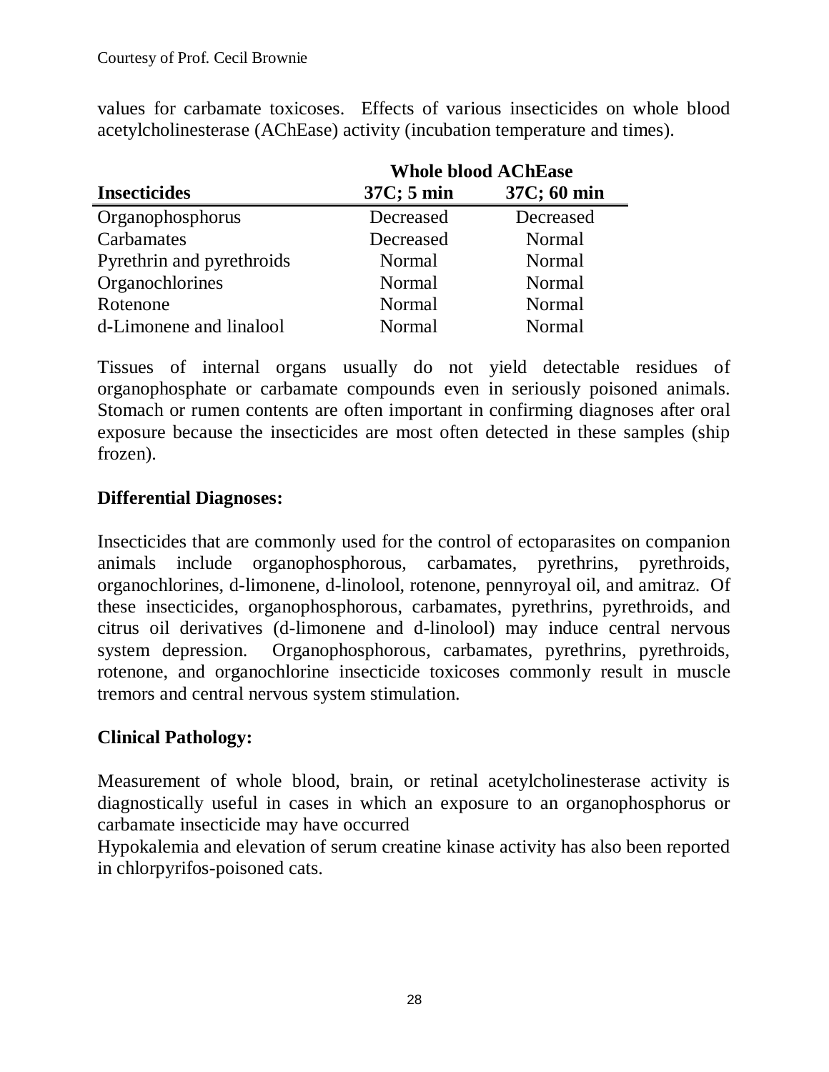Courtesy of Prof. Cecil Brownie

values for carbamate toxicoses. Effects of various insecticides on whole blood acetylcholinesterase (AChEase) activity (incubation temperature and times).

| | Whole blood AChEase | |
|---|---|---|
| **Insecticides** | **37C; 5 min** | **37C; 60 min** |
| Organophosphorus | Decreased | Decreased |
| Carbamates | Decreased | Normal |
| Pyrethrin and pyrethroids | Normal | Normal |
| Organochlorines | Normal | Normal |
| Rotenone | Normal | Normal |
| d-Limonene and linalool | Normal | Normal |

Tissues of internal organs usually do not yield detectable residues of organophosphate or carbamate compounds even in seriously poisoned animals. Stomach or rumen contents are often important in confirming diagnoses after oral exposure because the insecticides are most often detected in these samples (ship frozen).

**Differential Diagnoses:**

Insecticides that are commonly used for the control of ectoparasites on companion animals include organophosphorous, carbamates, pyrethrins, pyrethroids, organochlorines, d-limonene, d-linolool, rotenone, pennyroyal oil, and amitraz. Of these insecticides, organophosphorous, carbamates, pyrethrins, pyrethroids, and citrus oil derivatives (d-limonene and d-linolool) may induce central nervous system depression. Organophosphorous, carbamates, pyrethrins, pyrethroids, rotenone, and organochlorine insecticide toxicoses commonly result in muscle tremors and central nervous system stimulation.

**Clinical Pathology:**

Measurement of whole blood, brain, or retinal acetylcholinesterase activity is diagnostically useful in cases in which an exposure to an organophosphorus or carbamate insecticide may have occurred

Hypokalemia and elevation of serum creatine kinase activity has also been reported in chlorpyrifos-poisoned cats.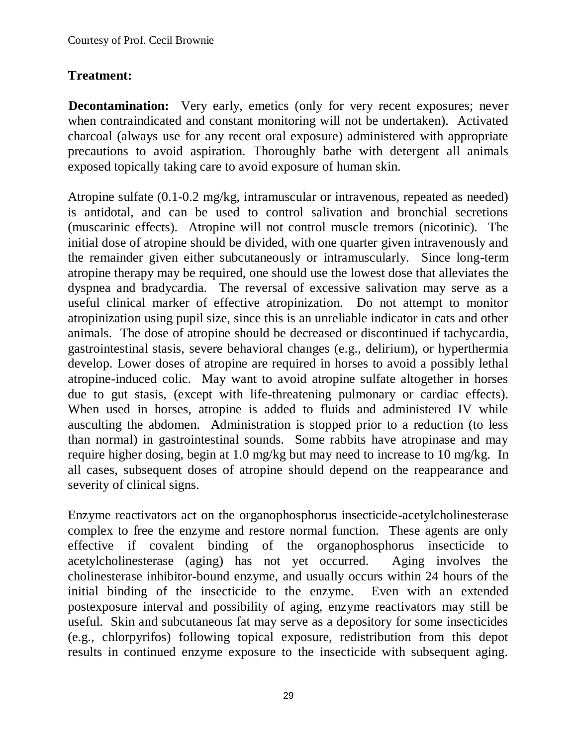Courtesy of Prof. Cecil Brownie

## Treatment:

**Decontamination:** Very early, emetics (only for very recent exposures; never when contraindicated and constant monitoring will not be undertaken). Activated charcoal (always use for any recent oral exposure) administered with appropriate precautions to avoid aspiration. Thoroughly bathe with detergent all animals exposed topically taking care to avoid exposure of human skin.

Atropine sulfate (0.1-0.2 mg/kg, intramuscular or intravenous, repeated as needed) is antidotal, and can be used to control salivation and bronchial secretions (muscarinic effects). Atropine will not control muscle tremors (nicotinic). The initial dose of atropine should be divided, with one quarter given intravenously and the remainder given either subcutaneously or intramuscularly. Since long-term atropine therapy may be required, one should use the lowest dose that alleviates the dyspnea and bradycardia. The reversal of excessive salivation may serve as a useful clinical marker of effective atropinization. Do not attempt to monitor atropinization using pupil size, since this is an unreliable indicator in cats and other animals. The dose of atropine should be decreased or discontinued if tachycardia, gastrointestinal stasis, severe behavioral changes (e.g., delirium), or hyperthermia develop. Lower doses of atropine are required in horses to avoid a possibly lethal atropine-induced colic. May want to avoid atropine sulfate altogether in horses due to gut stasis, (except with life-threatening pulmonary or cardiac effects). When used in horses, atropine is added to fluids and administered IV while ausculting the abdomen. Administration is stopped prior to a reduction (to less than normal) in gastrointestinal sounds. Some rabbits have atropinase and may require higher dosing, begin at 1.0 mg/kg but may need to increase to 10 mg/kg. In all cases, subsequent doses of atropine should depend on the reappearance and severity of clinical signs.

Enzyme reactivators act on the organophosphorus insecticide-acetylcholinesterase complex to free the enzyme and restore normal function. These agents are only effective if covalent binding of the organophosphorus insecticide to acetylcholinesterase (aging) has not yet occurred. Aging involves the cholinesterase inhibitor-bound enzyme, and usually occurs within 24 hours of the initial binding of the insecticide to the enzyme. Even with an extended postexposure interval and possibility of aging, enzyme reactivators may still be useful. Skin and subcutaneous fat may serve as a depository for some insecticides (e.g., chlorpyrifos) following topical exposure, redistribution from this depot results in continued enzyme exposure to the insecticide with subsequent aging.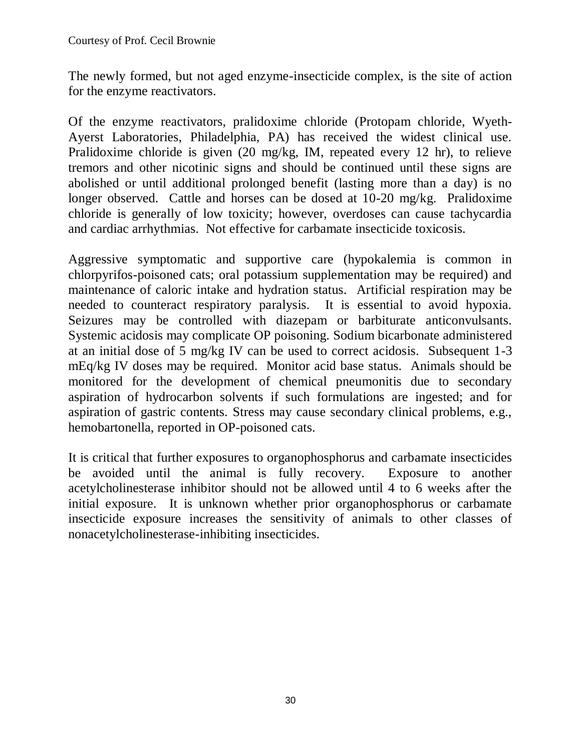The newly formed, but not aged enzyme-insecticide complex, is the site of action for the enzyme reactivators.

Of the enzyme reactivators, pralidoxime chloride (Protopam chloride, Wyeth-Ayerst Laboratories, Philadelphia, PA) has received the widest clinical use. Pralidoxime chloride is given (20 mg/kg, IM, repeated every 12 hr), to relieve tremors and other nicotinic signs and should be continued until these signs are abolished or until additional prolonged benefit (lasting more than a day) is no longer observed. Cattle and horses can be dosed at 10-20 mg/kg. Pralidoxime chloride is generally of low toxicity; however, overdoses can cause tachycardia and cardiac arrhythmias. Not effective for carbamate insecticide toxicosis.

Aggressive symptomatic and supportive care (hypokalemia is common in chlorpyrifos-poisoned cats; oral potassium supplementation may be required) and maintenance of caloric intake and hydration status. Artificial respiration may be needed to counteract respiratory paralysis. It is essential to avoid hypoxia. Seizures may be controlled with diazepam or barbiturate anticonvulsants. Systemic acidosis may complicate OP poisoning. Sodium bicarbonate administered at an initial dose of 5 mg/kg IV can be used to correct acidosis. Subsequent 1-3 mEq/kg IV doses may be required. Monitor acid base status. Animals should be monitored for the development of chemical pneumonitis due to secondary aspiration of hydrocarbon solvents if such formulations are ingested; and for aspiration of gastric contents. Stress may cause secondary clinical problems, e.g., hemobartonella, reported in OP-poisoned cats.

It is critical that further exposures to organophosphorus and carbamate insecticides be avoided until the animal is fully recovery. Exposure to another acetylcholinesterase inhibitor should not be allowed until 4 to 6 weeks after the initial exposure. It is unknown whether prior organophosphorus or carbamate insecticide exposure increases the sensitivity of animals to other classes of nonacetylcholinesterase-inhibiting insecticides.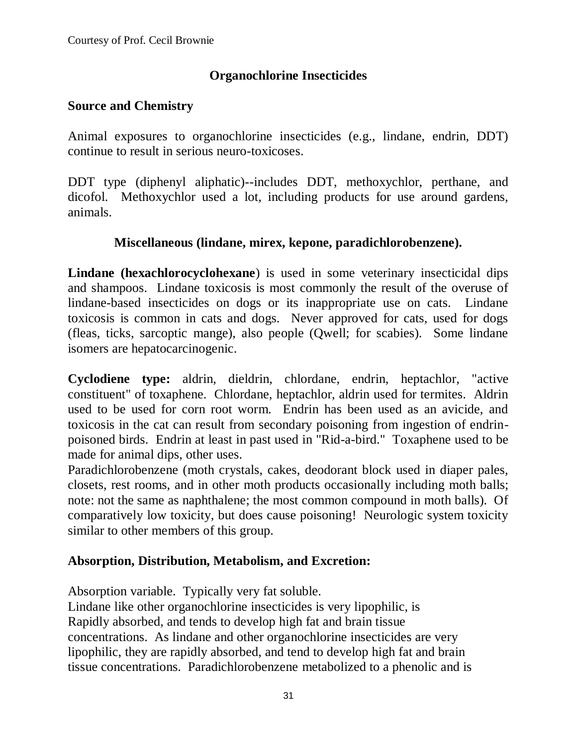Courtesy of Prof. Cecil Brownie

## Organochlorine Insecticides

### Source and Chemistry

Animal exposures to organochlorine insecticides (e.g., lindane, endrin, DDT) continue to result in serious neuro-toxicoses.

DDT type (diphenyl aliphatic)--includes DDT, methoxychlor, perthane, and dicofol. Methoxychlor used a lot, including products for use around gardens, animals.

### Miscellaneous (lindane, mirex, kepone, paradichlorobenzene).

**Lindane (hexachlorocyclohexane**) is used in some veterinary insecticidal dips and shampoos. Lindane toxicosis is most commonly the result of the overuse of lindane-based insecticides on dogs or its inappropriate use on cats. Lindane toxicosis is common in cats and dogs. Never approved for cats, used for dogs (fleas, ticks, sarcoptic mange), also people (Qwell; for scabies). Some lindane isomers are hepatocarcinogenic.

**Cyclodiene type:** aldrin, dieldrin, chlordane, endrin, heptachlor, "active constituent" of toxaphene. Chlordane, heptachlor, aldrin used for termites. Aldrin used to be used for corn root worm. Endrin has been used as an avicide, and toxicosis in the cat can result from secondary poisoning from ingestion of endrin-poisoned birds. Endrin at least in past used in "Rid-a-bird." Toxaphene used to be made for animal dips, other uses.

Paradichlorobenzene (moth crystals, cakes, deodorant block used in diaper pales, closets, rest rooms, and in other moth products occasionally including moth balls; note: not the same as naphthalene; the most common compound in moth balls). Of comparatively low toxicity, but does cause poisoning! Neurologic system toxicity similar to other members of this group.

### Absorption, Distribution, Metabolism, and Excretion:

Absorption variable. Typically very fat soluble.

Lindane like other organochlorine insecticides is very lipophilic, is Rapidly absorbed, and tends to develop high fat and brain tissue concentrations. As lindane and other organochlorine insecticides are very lipophilic, they are rapidly absorbed, and tend to develop high fat and brain tissue concentrations. Paradichlorobenzene metabolized to a phenolic and is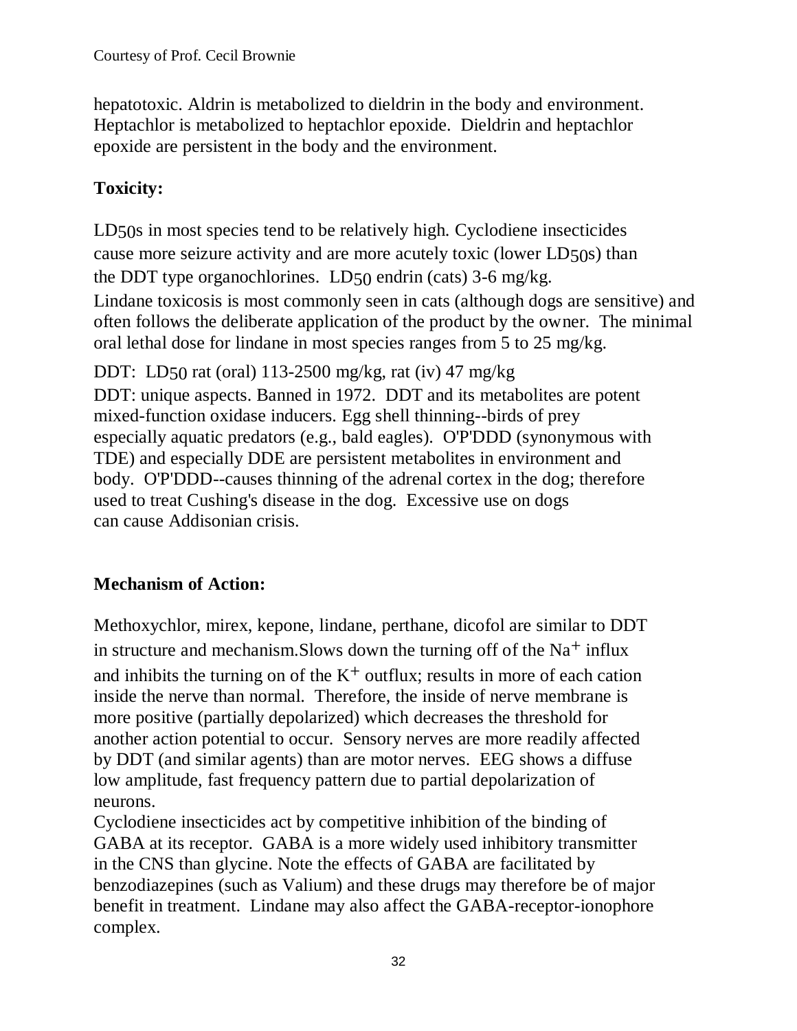hepatotoxic. Aldrin is metabolized to dieldrin in the body and environment. Heptachlor is metabolized to heptachlor epoxide. Dieldrin and heptachlor epoxide are persistent in the body and the environment.

**Toxicity:**

$LD_{50}$s in most species tend to be relatively high. Cyclodiene insecticides cause more seizure activity and are more acutely toxic (lower $LD_{50}$s) than the DDT type organochlorines. $LD_{50}$ endrin (cats) 3-6 mg/kg.
Lindane toxicosis is most commonly seen in cats (although dogs are sensitive) and often follows the deliberate application of the product by the owner. The minimal oral lethal dose for lindane in most species ranges from 5 to 25 mg/kg.

DDT: $LD_{50}$ rat (oral) 113-2500 mg/kg, rat (iv) 47 mg/kg
DDT: unique aspects. Banned in 1972. DDT and its metabolites are potent mixed-function oxidase inducers. Egg shell thinning--birds of prey especially aquatic predators (e.g., bald eagles). O'P'DDD (synonymous with TDE) and especially DDE are persistent metabolites in environment and body. O'P'DDD--causes thinning of the adrenal cortex in the dog; therefore used to treat Cushing's disease in the dog. Excessive use on dogs can cause Addisonian crisis.

**Mechanism of Action:**

Methoxychlor, mirex, kepone, lindane, perthane, dicofol are similar to DDT in structure and mechanism.Slows down the turning off of the $Na^{+}$ influx and inhibits the turning on of the $K^{+}$ outflux; results in more of each cation inside the nerve than normal. Therefore, the inside of nerve membrane is more positive (partially depolarized) which decreases the threshold for another action potential to occur. Sensory nerves are more readily affected by DDT (and similar agents) than are motor nerves. EEG shows a diffuse low amplitude, fast frequency pattern due to partial depolarization of neurons.
Cyclodiene insecticides act by competitive inhibition of the binding of GABA at its receptor. GABA is a more widely used inhibitory transmitter in the CNS than glycine. Note the effects of GABA are facilitated by benzodiazepines (such as Valium) and these drugs may therefore be of major benefit in treatment. Lindane may also affect the GABA-receptor-ionophore complex.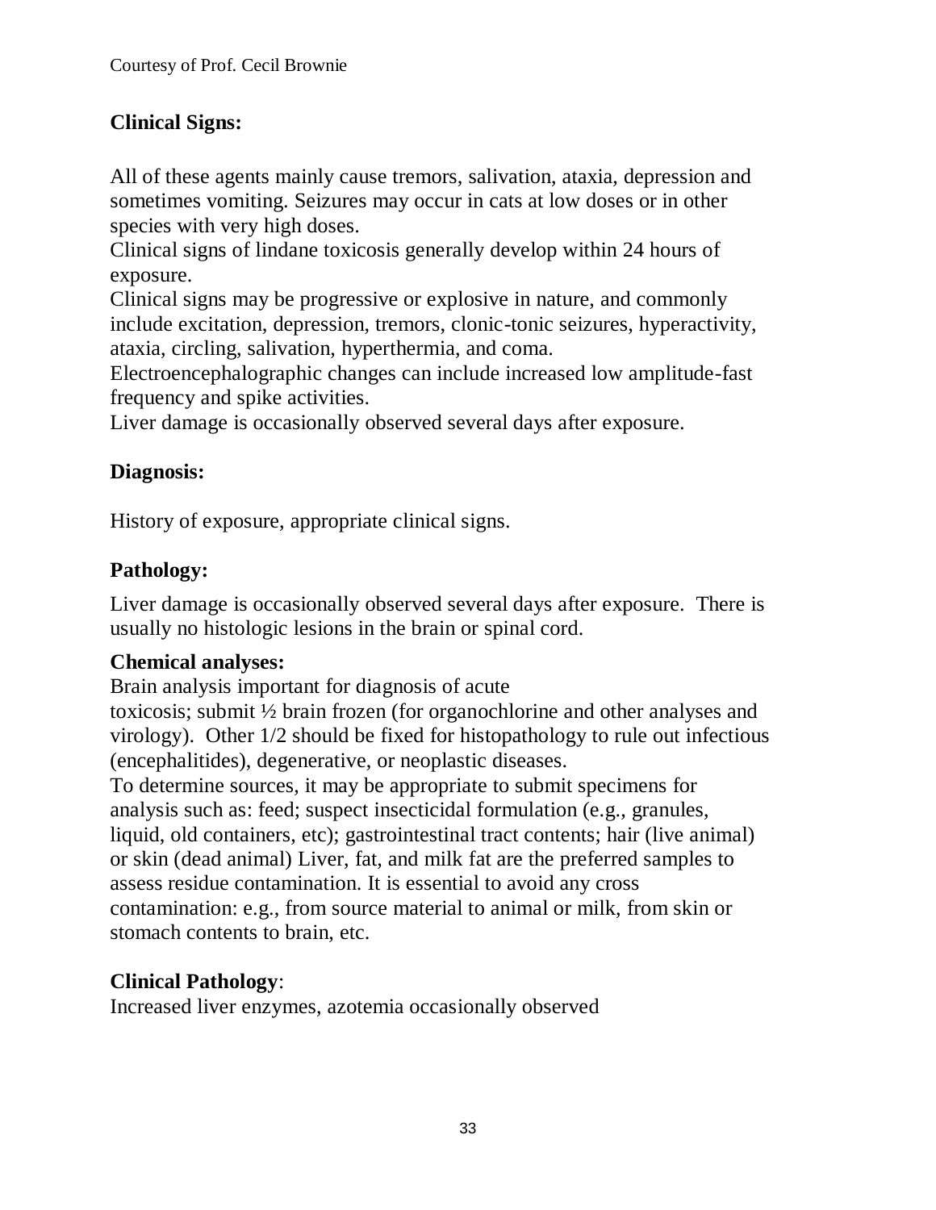Courtesy of Prof. Cecil Brownie

## Clinical Signs:

All of these agents mainly cause tremors, salivation, ataxia, depression and sometimes vomiting. Seizures may occur in cats at low doses or in other species with very high doses.

Clinical signs of lindane toxicosis generally develop within 24 hours of exposure.

Clinical signs may be progressive or explosive in nature, and commonly include excitation, depression, tremors, clonic-tonic seizures, hyperactivity, ataxia, circling, salivation, hyperthermia, and coma.

Electroencephalographic changes can include increased low amplitude-fast frequency and spike activities.

Liver damage is occasionally observed several days after exposure.

## Diagnosis:

History of exposure, appropriate clinical signs.

## Pathology:

Liver damage is occasionally observed several days after exposure. There is usually no histologic lesions in the brain or spinal cord.

## Chemical analyses:

Brain analysis important for diagnosis of acute toxicosis; submit ½ brain frozen (for organochlorine and other analyses and virology). Other 1/2 should be fixed for histopathology to rule out infectious (encephalitides), degenerative, or neoplastic diseases.

To determine sources, it may be appropriate to submit specimens for analysis such as: feed; suspect insecticidal formulation (e.g., granules, liquid, old containers, etc); gastrointestinal tract contents; hair (live animal) or skin (dead animal) Liver, fat, and milk fat are the preferred samples to assess residue contamination. It is essential to avoid any cross contamination: e.g., from source material to animal or milk, from skin or stomach contents to brain, etc.

## Clinical Pathology:

Increased liver enzymes, azotemia occasionally observed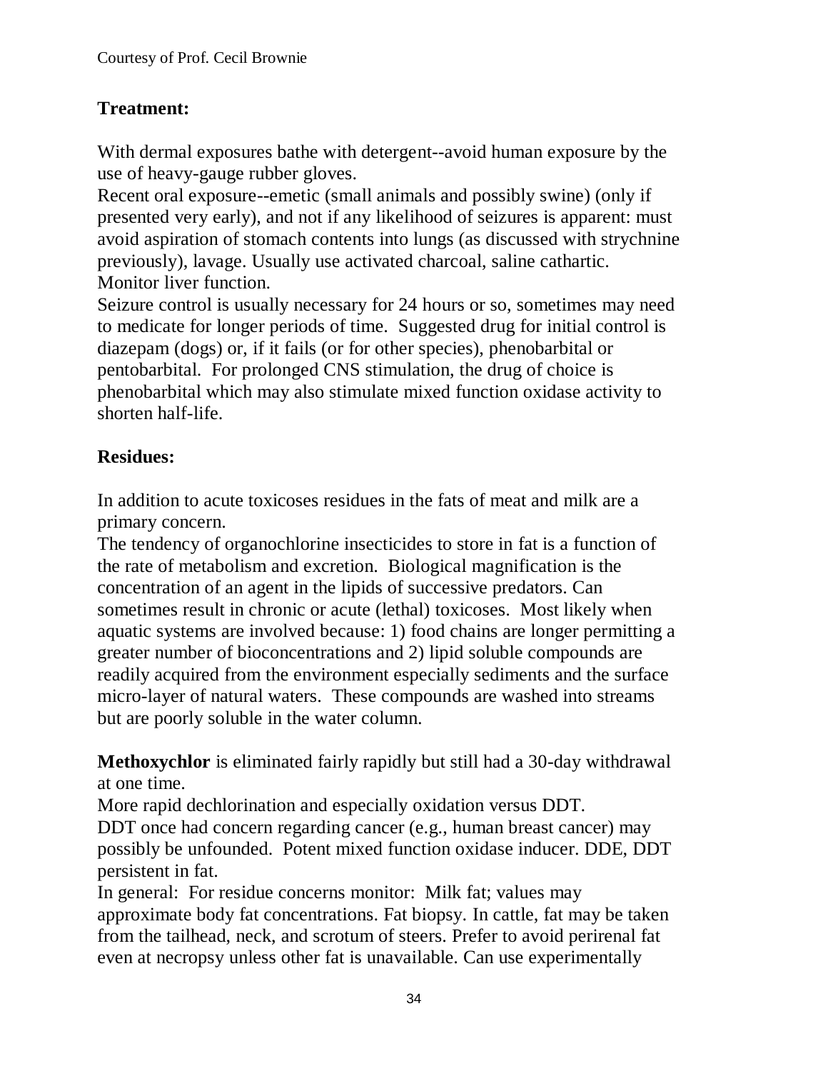Courtesy of Prof. Cecil Brownie

**Treatment:**

With dermal exposures bathe with detergent--avoid human exposure by the use of heavy-gauge rubber gloves.
Recent oral exposure--emetic (small animals and possibly swine) (only if presented very early), and not if any likelihood of seizures is apparent: must avoid aspiration of stomach contents into lungs (as discussed with strychnine previously), lavage. Usually use activated charcoal, saline cathartic.
Monitor liver function.
Seizure control is usually necessary for 24 hours or so, sometimes may need to medicate for longer periods of time. Suggested drug for initial control is diazepam (dogs) or, if it fails (or for other species), phenobarbital or pentobarbital. For prolonged CNS stimulation, the drug of choice is phenobarbital which may also stimulate mixed function oxidase activity to shorten half-life.

**Residues:**

In addition to acute toxicoses residues in the fats of meat and milk are a primary concern.
The tendency of organochlorine insecticides to store in fat is a function of the rate of metabolism and excretion. Biological magnification is the concentration of an agent in the lipids of successive predators. Can sometimes result in chronic or acute (lethal) toxicoses. Most likely when aquatic systems are involved because: 1) food chains are longer permitting a greater number of bioconcentrations and 2) lipid soluble compounds are readily acquired from the environment especially sediments and the surface micro-layer of natural waters. These compounds are washed into streams but are poorly soluble in the water column.

**Methoxychlor** is eliminated fairly rapidly but still had a 30-day withdrawal at one time.
More rapid dechlorination and especially oxidation versus DDT.
DDT once had concern regarding cancer (e.g., human breast cancer) may possibly be unfounded. Potent mixed function oxidase inducer. DDE, DDT persistent in fat.
In general: For residue concerns monitor: Milk fat; values may approximate body fat concentrations. Fat biopsy. In cattle, fat may be taken from the tailhead, neck, and scrotum of steers. Prefer to avoid perirenal fat even at necropsy unless other fat is unavailable. Can use experimentally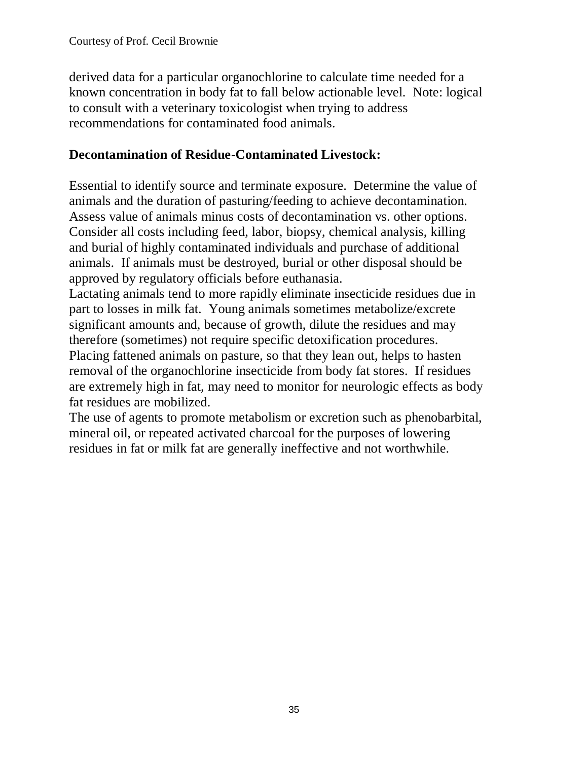derived data for a particular organochlorine to calculate time needed for a known concentration in body fat to fall below actionable level. Note: logical to consult with a veterinary toxicologist when trying to address recommendations for contaminated food animals.

**Decontamination of Residue-Contaminated Livestock:**

Essential to identify source and terminate exposure. Determine the value of animals and the duration of pasturing/feeding to achieve decontamination. Assess value of animals minus costs of decontamination vs. other options. Consider all costs including feed, labor, biopsy, chemical analysis, killing and burial of highly contaminated individuals and purchase of additional animals. If animals must be destroyed, burial or other disposal should be approved by regulatory officials before euthanasia.

Lactating animals tend to more rapidly eliminate insecticide residues due in part to losses in milk fat. Young animals sometimes metabolize/excrete significant amounts and, because of growth, dilute the residues and may therefore (sometimes) not require specific detoxification procedures.

Placing fattened animals on pasture, so that they lean out, helps to hasten removal of the organochlorine insecticide from body fat stores. If residues are extremely high in fat, may need to monitor for neurologic effects as body fat residues are mobilized.

The use of agents to promote metabolism or excretion such as phenobarbital, mineral oil, or repeated activated charcoal for the purposes of lowering residues in fat or milk fat are generally ineffective and not worthwhile.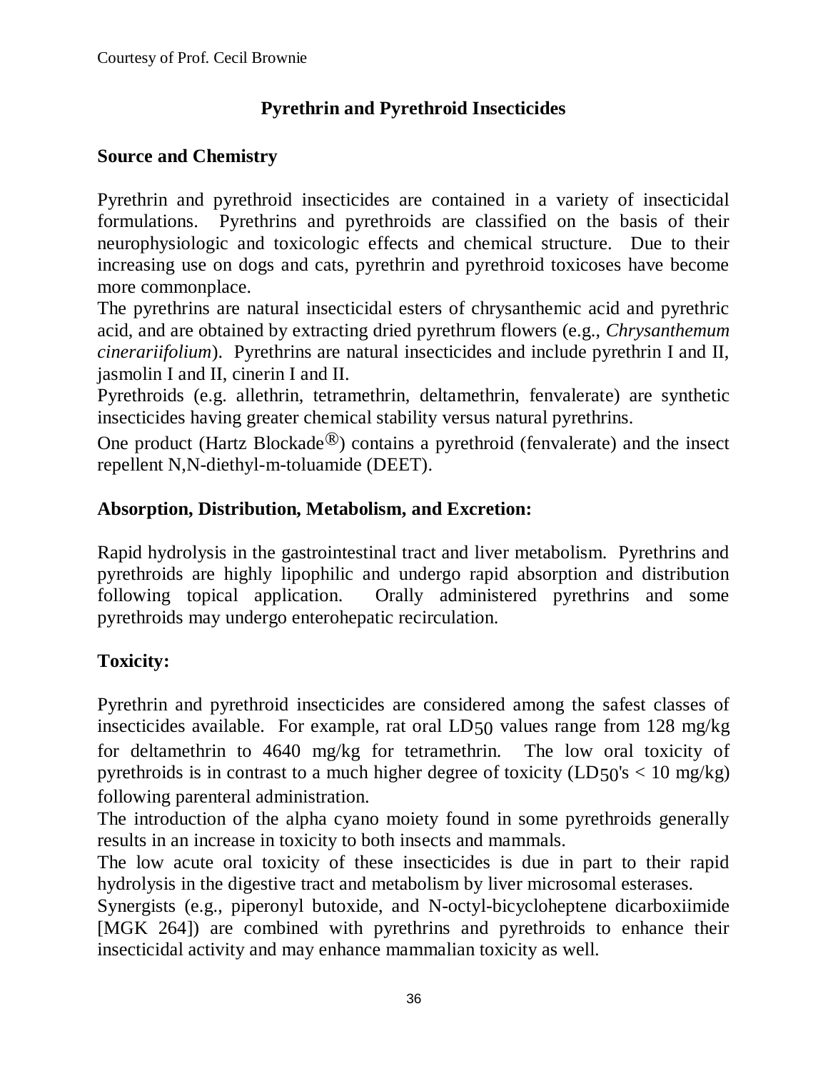Courtesy of Prof. Cecil Brownie

# Pyrethrin and Pyrethroid Insecticides

## Source and Chemistry

Pyrethrin and pyrethroid insecticides are contained in a variety of insecticidal formulations. Pyrethrins and pyrethroids are classified on the basis of their neurophysiologic and toxicologic effects and chemical structure. Due to their increasing use on dogs and cats, pyrethrin and pyrethroid toxicoses have become more commonplace.

The pyrethrins are natural insecticidal esters of chrysanthemic acid and pyrethric acid, and are obtained by extracting dried pyrethrum flowers (e.g., *Chrysanthemum cinerariifolium*). Pyrethrins are natural insecticides and include pyrethrin I and II, jasmolin I and II, cinerin I and II.

Pyrethroids (e.g. allethrin, tetramethrin, deltamethrin, fenvalerate) are synthetic insecticides having greater chemical stability versus natural pyrethrins.

One product (Hartz Blockade®) contains a pyrethroid (fenvalerate) and the insect repellent N,N-diethyl-m-toluamide (DEET).

## Absorption, Distribution, Metabolism, and Excretion:

Rapid hydrolysis in the gastrointestinal tract and liver metabolism. Pyrethrins and pyrethroids are highly lipophilic and undergo rapid absorption and distribution following topical application. Orally administered pyrethrins and some pyrethroids may undergo enterohepatic recirculation.

## Toxicity:

Pyrethrin and pyrethroid insecticides are considered among the safest classes of insecticides available. For example, rat oral $LD_{50}$ values range from 128 mg/kg for deltamethrin to 4640 mg/kg for tetramethrin. The low oral toxicity of pyrethroids is in contrast to a much higher degree of toxicity ($LD_{50}$'s < 10 mg/kg) following parenteral administration.

The introduction of the alpha cyano moiety found in some pyrethroids generally results in an increase in toxicity to both insects and mammals.

The low acute oral toxicity of these insecticides is due in part to their rapid hydrolysis in the digestive tract and metabolism by liver microsomal esterases.

Synergists (e.g., piperonyl butoxide, and N-octyl-bicycloheptene dicarboxiimide [MGK 264]) are combined with pyrethrins and pyrethroids to enhance their insecticidal activity and may enhance mammalian toxicity as well.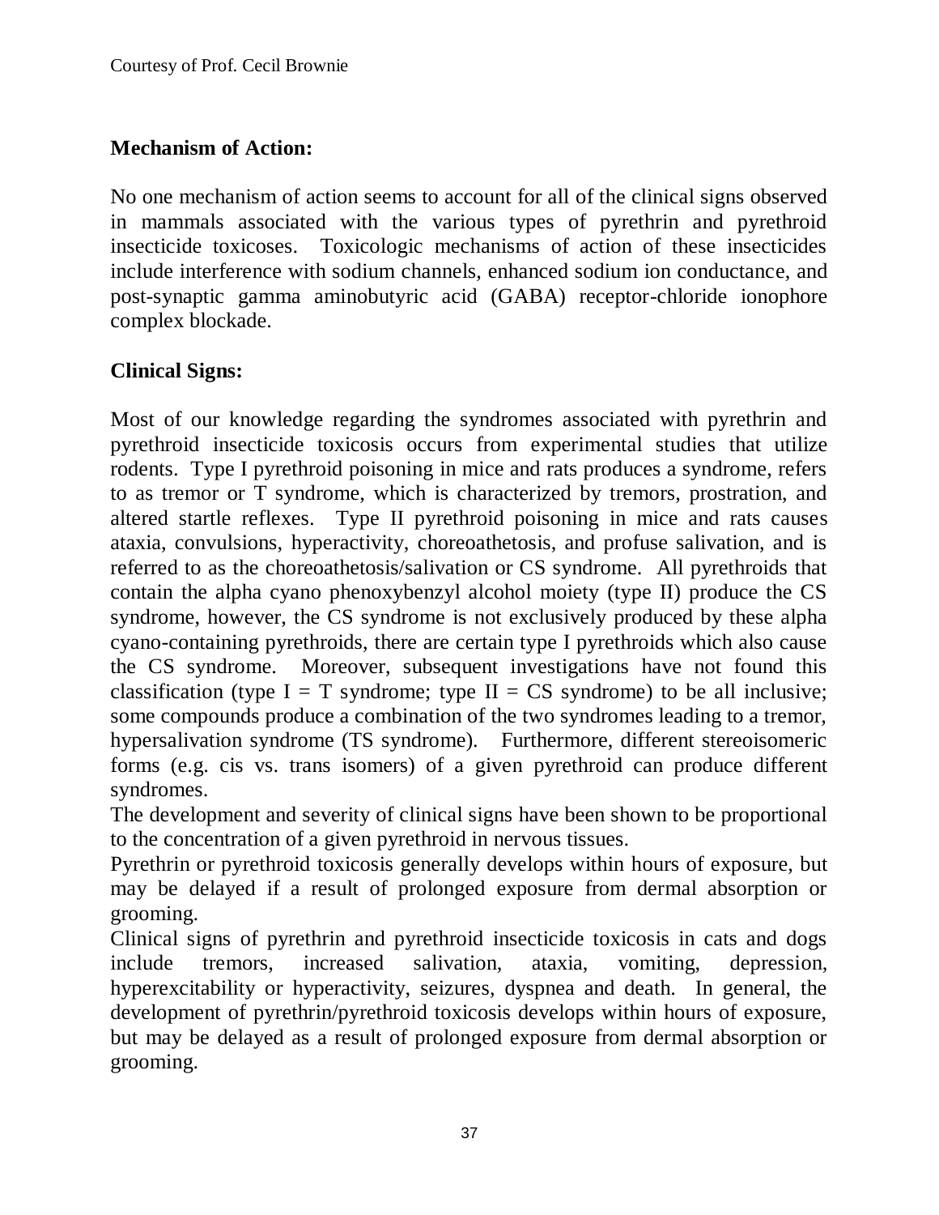## Mechanism of Action:

No one mechanism of action seems to account for all of the clinical signs observed in mammals associated with the various types of pyrethrin and pyrethroid insecticide toxicoses. Toxicologic mechanisms of action of these insecticides include interference with sodium channels, enhanced sodium ion conductance, and post-synaptic gamma aminobutyric acid (GABA) receptor-chloride ionophore complex blockade.

## Clinical Signs:

Most of our knowledge regarding the syndromes associated with pyrethrin and pyrethroid insecticide toxicosis occurs from experimental studies that utilize rodents. Type I pyrethroid poisoning in mice and rats produces a syndrome, refers to as tremor or T syndrome, which is characterized by tremors, prostration, and altered startle reflexes. Type II pyrethroid poisoning in mice and rats causes ataxia, convulsions, hyperactivity, choreoathetosis, and profuse salivation, and is referred to as the choreoathetosis/salivation or CS syndrome. All pyrethroids that contain the alpha cyano phenoxybenzyl alcohol moiety (type II) produce the CS syndrome, however, the CS syndrome is not exclusively produced by these alpha cyano-containing pyrethroids, there are certain type I pyrethroids which also cause the CS syndrome. Moreover, subsequent investigations have not found this classification (type I = T syndrome; type II = CS syndrome) to be all inclusive; some compounds produce a combination of the two syndromes leading to a tremor, hypersalivation syndrome (TS syndrome). Furthermore, different stereoisomeric forms (e.g. cis vs. trans isomers) of a given pyrethroid can produce different syndromes.

The development and severity of clinical signs have been shown to be proportional to the concentration of a given pyrethroid in nervous tissues.

Pyrethrin or pyrethroid toxicosis generally develops within hours of exposure, but may be delayed if a result of prolonged exposure from dermal absorption or grooming.

Clinical signs of pyrethrin and pyrethroid insecticide toxicosis in cats and dogs include tremors, increased salivation, ataxia, vomiting, depression, hyperexcitability or hyperactivity, seizures, dyspnea and death. In general, the development of pyrethrin/pyrethroid toxicosis develops within hours of exposure, but may be delayed as a result of prolonged exposure from dermal absorption or grooming.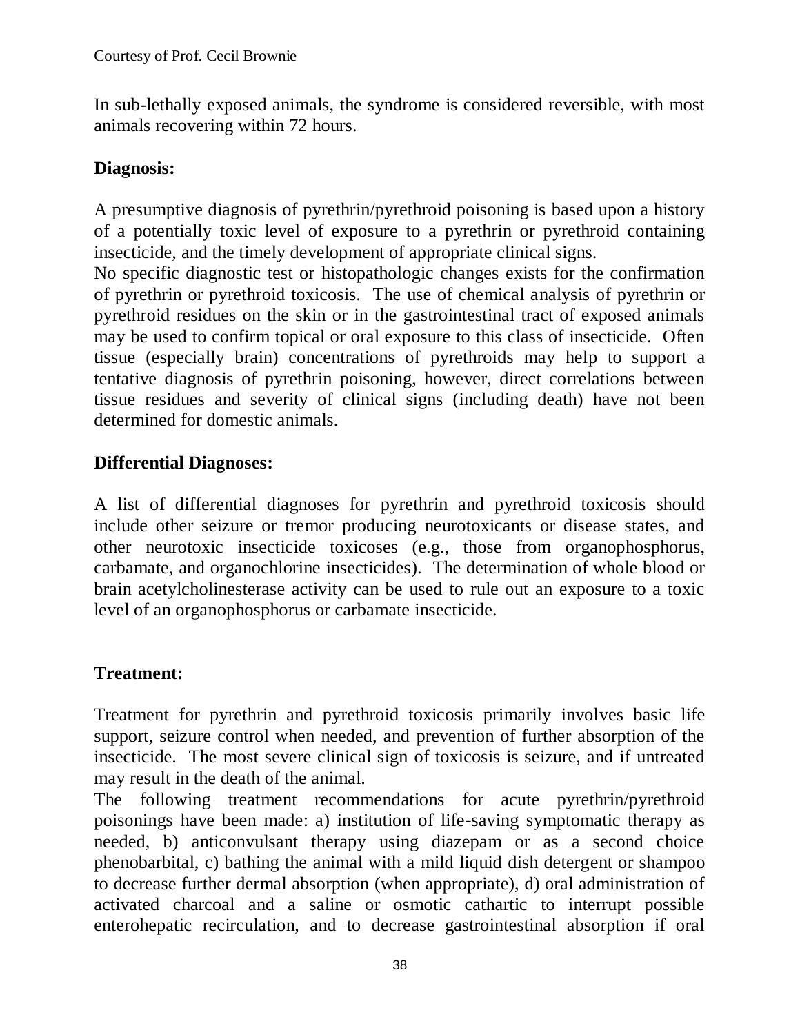In sub-lethally exposed animals, the syndrome is considered reversible, with most animals recovering within 72 hours.

**Diagnosis:**

A presumptive diagnosis of pyrethrin/pyrethroid poisoning is based upon a history of a potentially toxic level of exposure to a pyrethrin or pyrethroid containing insecticide, and the timely development of appropriate clinical signs.
No specific diagnostic test or histopathologic changes exists for the confirmation of pyrethrin or pyrethroid toxicosis. The use of chemical analysis of pyrethrin or pyrethroid residues on the skin or in the gastrointestinal tract of exposed animals may be used to confirm topical or oral exposure to this class of insecticide. Often tissue (especially brain) concentrations of pyrethroids may help to support a tentative diagnosis of pyrethrin poisoning, however, direct correlations between tissue residues and severity of clinical signs (including death) have not been determined for domestic animals.

**Differential Diagnoses:**

A list of differential diagnoses for pyrethrin and pyrethroid toxicosis should include other seizure or tremor producing neurotoxicants or disease states, and other neurotoxic insecticide toxicoses (e.g., those from organophosphorus, carbamate, and organochlorine insecticides). The determination of whole blood or brain acetylcholinesterase activity can be used to rule out an exposure to a toxic level of an organophosphorus or carbamate insecticide.

**Treatment:**

Treatment for pyrethrin and pyrethroid toxicosis primarily involves basic life support, seizure control when needed, and prevention of further absorption of the insecticide. The most severe clinical sign of toxicosis is seizure, and if untreated may result in the death of the animal.
The following treatment recommendations for acute pyrethrin/pyrethroid poisonings have been made: a) institution of life-saving symptomatic therapy as needed, b) anticonvulsant therapy using diazepam or as a second choice phenobarbital, c) bathing the animal with a mild liquid dish detergent or shampoo to decrease further dermal absorption (when appropriate), d) oral administration of activated charcoal and a saline or osmotic cathartic to interrupt possible enterohepatic recirculation, and to decrease gastrointestinal absorption if oral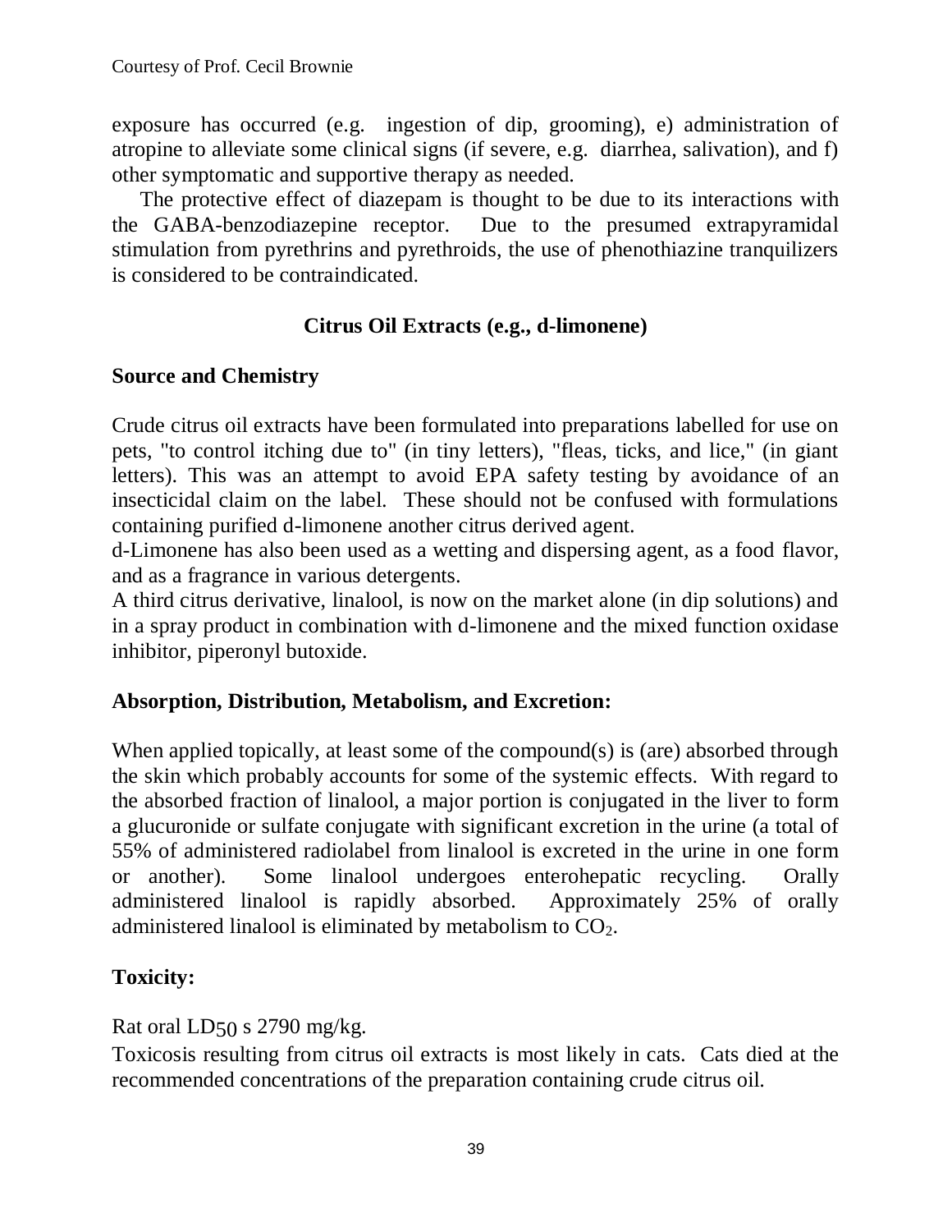exposure has occurred (e.g. ingestion of dip, grooming), e) administration of atropine to alleviate some clinical signs (if severe, e.g. diarrhea, salivation), and f) other symptomatic and supportive therapy as needed.

The protective effect of diazepam is thought to be due to its interactions with the GABA-benzodiazepine receptor. Due to the presumed extrapyramidal stimulation from pyrethrins and pyrethroids, the use of phenothiazine tranquilizers is considered to be contraindicated.

## Citrus Oil Extracts (e.g., d-limonene)

### Source and Chemistry

Crude citrus oil extracts have been formulated into preparations labelled for use on pets, "to control itching due to" (in tiny letters), "fleas, ticks, and lice," (in giant letters). This was an attempt to avoid EPA safety testing by avoidance of an insecticidal claim on the label. These should not be confused with formulations containing purified d-limonene another citrus derived agent.

d-Limonene has also been used as a wetting and dispersing agent, as a food flavor, and as a fragrance in various detergents.

A third citrus derivative, linalool, is now on the market alone (in dip solutions) and in a spray product in combination with d-limonene and the mixed function oxidase inhibitor, piperonyl butoxide.

### Absorption, Distribution, Metabolism, and Excretion:

When applied topically, at least some of the compound(s) is (are) absorbed through the skin which probably accounts for some of the systemic effects. With regard to the absorbed fraction of linalool, a major portion is conjugated in the liver to form a glucuronide or sulfate conjugate with significant excretion in the urine (a total of 55% of administered radiolabel from linalool is excreted in the urine in one form or another). Some linalool undergoes enterohepatic recycling. Orally administered linalool is rapidly absorbed. Approximately 25% of orally administered linalool is eliminated by metabolism to $CO_2$.

### Toxicity:

Rat oral $LD_{50}$ s 2790 mg/kg.

Toxicosis resulting from citrus oil extracts is most likely in cats. Cats died at the recommended concentrations of the preparation containing crude citrus oil.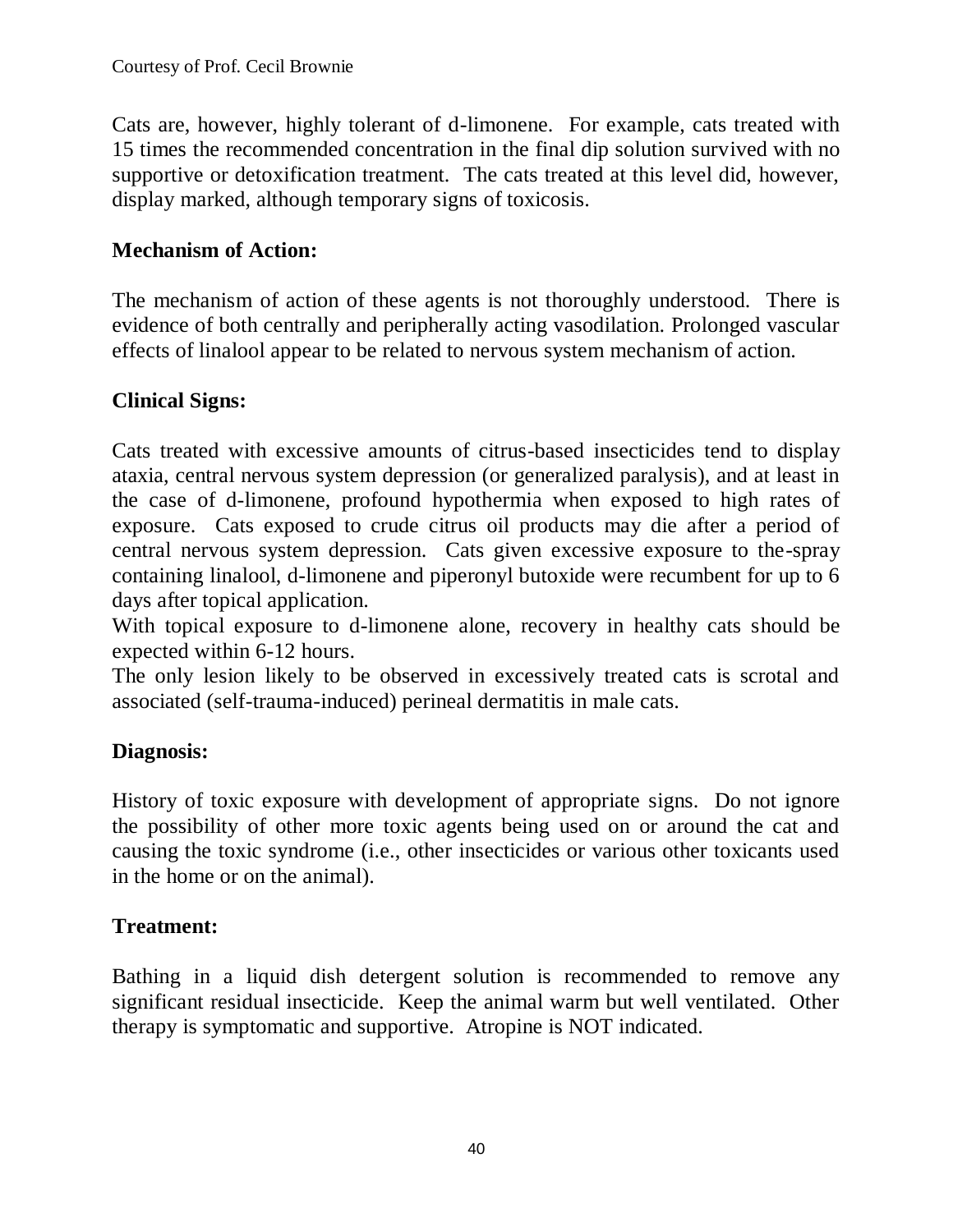Cats are, however, highly tolerant of d-limonene. For example, cats treated with 15 times the recommended concentration in the final dip solution survived with no supportive or detoxification treatment. The cats treated at this level did, however, display marked, although temporary signs of toxicosis.

**Mechanism of Action:**

The mechanism of action of these agents is not thoroughly understood. There is evidence of both centrally and peripherally acting vasodilation. Prolonged vascular effects of linalool appear to be related to nervous system mechanism of action.

**Clinical Signs:**

Cats treated with excessive amounts of citrus-based insecticides tend to display ataxia, central nervous system depression (or generalized paralysis), and at least in the case of d-limonene, profound hypothermia when exposed to high rates of exposure. Cats exposed to crude citrus oil products may die after a period of central nervous system depression. Cats given excessive exposure to the-spray containing linalool, d-limonene and piperonyl butoxide were recumbent for up to 6 days after topical application.

With topical exposure to d-limonene alone, recovery in healthy cats should be expected within 6-12 hours.

The only lesion likely to be observed in excessively treated cats is scrotal and associated (self-trauma-induced) perineal dermatitis in male cats.

**Diagnosis:**

History of toxic exposure with development of appropriate signs. Do not ignore the possibility of other more toxic agents being used on or around the cat and causing the toxic syndrome (i.e., other insecticides or various other toxicants used in the home or on the animal).

**Treatment:**

Bathing in a liquid dish detergent solution is recommended to remove any significant residual insecticide. Keep the animal warm but well ventilated. Other therapy is symptomatic and supportive. Atropine is NOT indicated.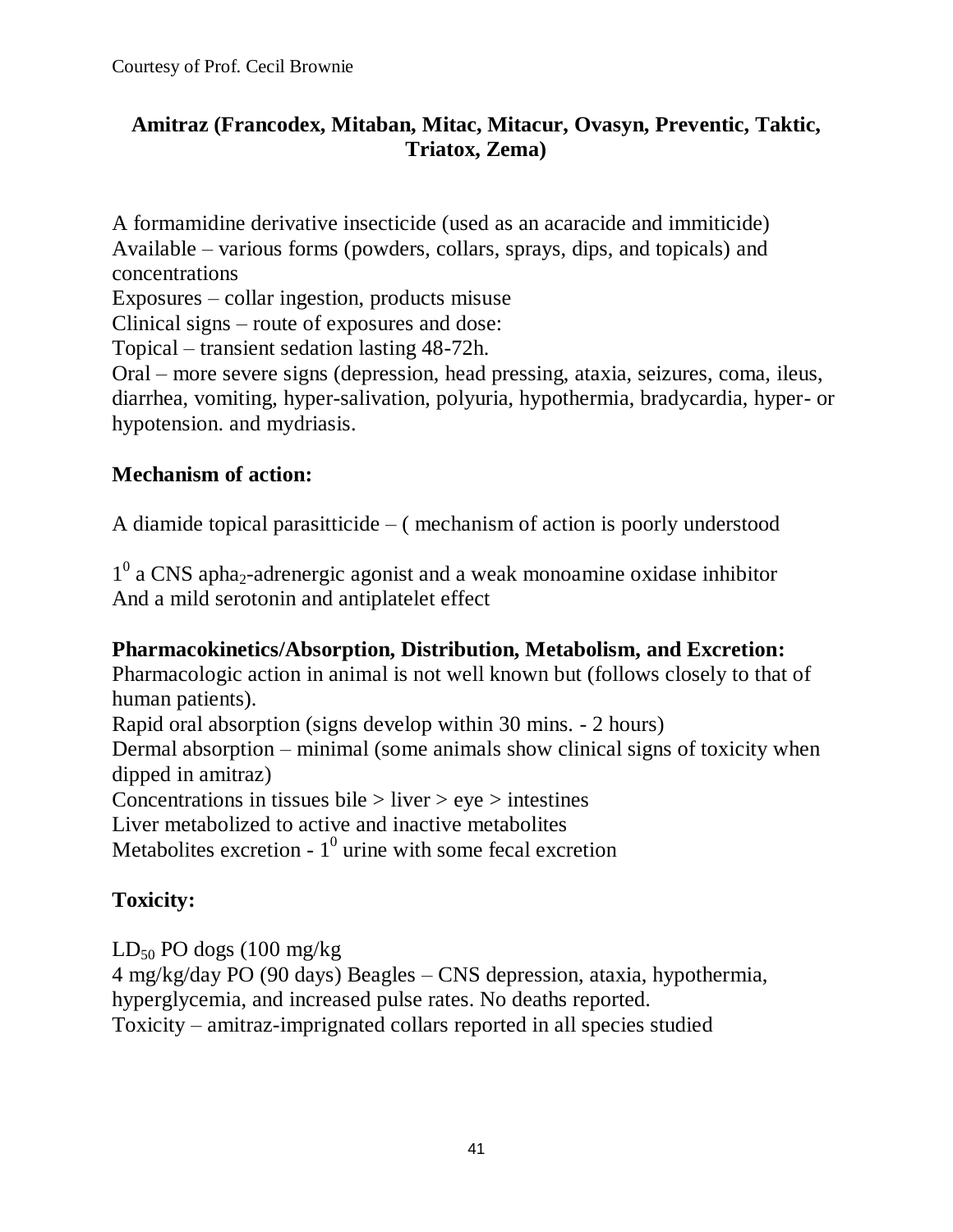Courtesy of Prof. Cecil Brownie

## Amitraz (Francodex, Mitaban, Mitac, Mitacur, Ovasyn, Preventic, Taktic, Triatox, Zema)

A formamidine derivative insecticide (used as an acaracide and immiticide)
Available – various forms (powders, collars, sprays, dips, and topicals) and concentrations
Exposures – collar ingestion, products misuse
Clinical signs – route of exposures and dose:
Topical – transient sedation lasting 48-72h.
Oral – more severe signs (depression, head pressing, ataxia, seizures, coma, ileus, diarrhea, vomiting, hyper-salivation, polyuria, hypothermia, bradycardia, hyper- or hypotension. and mydriasis.

### Mechanism of action:

A diamide topical parasitticide – ( mechanism of action is poorly understood

$1^0$ a CNS apha$_2$-adrenergic agonist and a weak monoamine oxidase inhibitor
And a mild serotonin and antiplatelet effect

### Pharmacokinetics/Absorption, Distribution, Metabolism, and Excretion:

Pharmacologic action in animal is not well known but (follows closely to that of human patients).
Rapid oral absorption (signs develop within 30 mins. - 2 hours)
Dermal absorption – minimal (some animals show clinical signs of toxicity when dipped in amitraz)
Concentrations in tissues bile > liver > eye > intestines
Liver metabolized to active and inactive metabolites
Metabolites excretion - $1^0$ urine with some fecal excretion

### Toxicity:

$LD_{50}$ PO dogs (100 mg/kg
4 mg/kg/day PO (90 days) Beagles – CNS depression, ataxia, hypothermia, hyperglycemia, and increased pulse rates. No deaths reported.
Toxicity – amitraz-imprignated collars reported in all species studied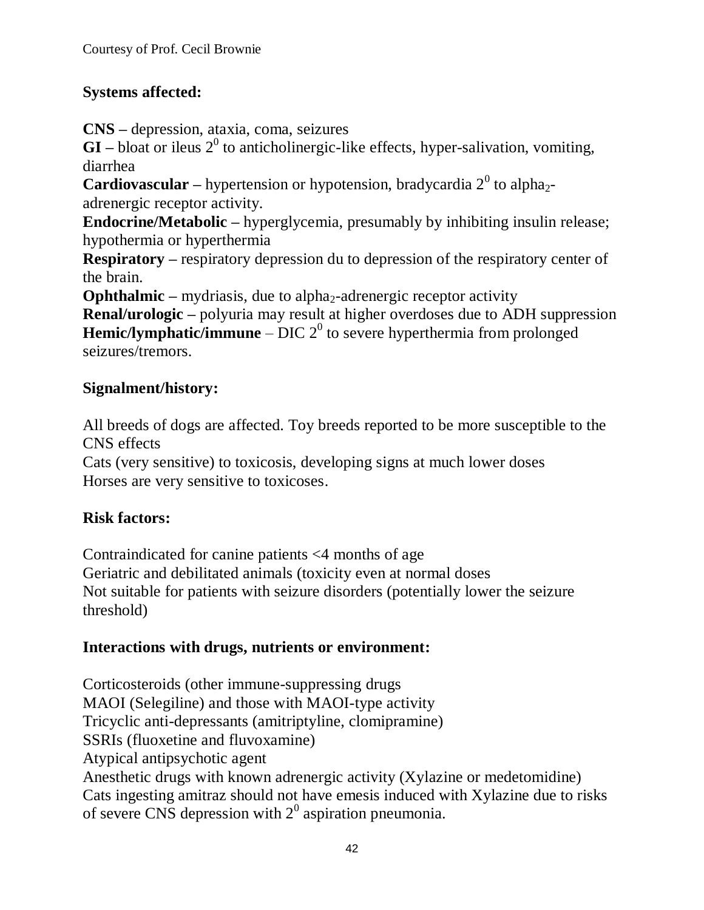Courtesy of Prof. Cecil Brownie

**Systems affected:**

**CNS –** depression, ataxia, coma, seizures
**GI –** bloat or ileus $2^0$ to anticholinergic-like effects, hyper-salivation, vomiting, diarrhea
**Cardiovascular –** hypertension or hypotension, bradycardia $2^0$ to alpha$_2$-adrenergic receptor activity.
**Endocrine/Metabolic –** hyperglycemia, presumably by inhibiting insulin release; hypothermia or hyperthermia
**Respiratory –** respiratory depression du to depression of the respiratory center of the brain.
**Ophthalmic –** mydriasis, due to alpha$_2$-adrenergic receptor activity
**Renal/urologic –** polyuria may result at higher overdoses due to ADH suppression
**Hemic/lymphatic/immune** – DIC $2^0$ to severe hyperthermia from prolonged seizures/tremors.

**Signalment/history:**

All breeds of dogs are affected. Toy breeds reported to be more susceptible to the CNS effects
Cats (very sensitive) to toxicosis, developing signs at much lower doses
Horses are very sensitive to toxicoses.

**Risk factors:**

Contraindicated for canine patients <4 months of age
Geriatric and debilitated animals (toxicity even at normal doses
Not suitable for patients with seizure disorders (potentially lower the seizure threshold)

**Interactions with drugs, nutrients or environment:**

Corticosteroids (other immune-suppressing drugs
MAOI (Selegiline) and those with MAOI-type activity
Tricyclic anti-depressants (amitriptyline, clomipramine)
SSRIs (fluoxetine and fluvoxamine)
Atypical antipsychotic agent
Anesthetic drugs with known adrenergic activity (Xylazine or medetomidine)
Cats ingesting amitraz should not have emesis induced with Xylazine due to risks of severe CNS depression with $2^0$ aspiration pneumonia.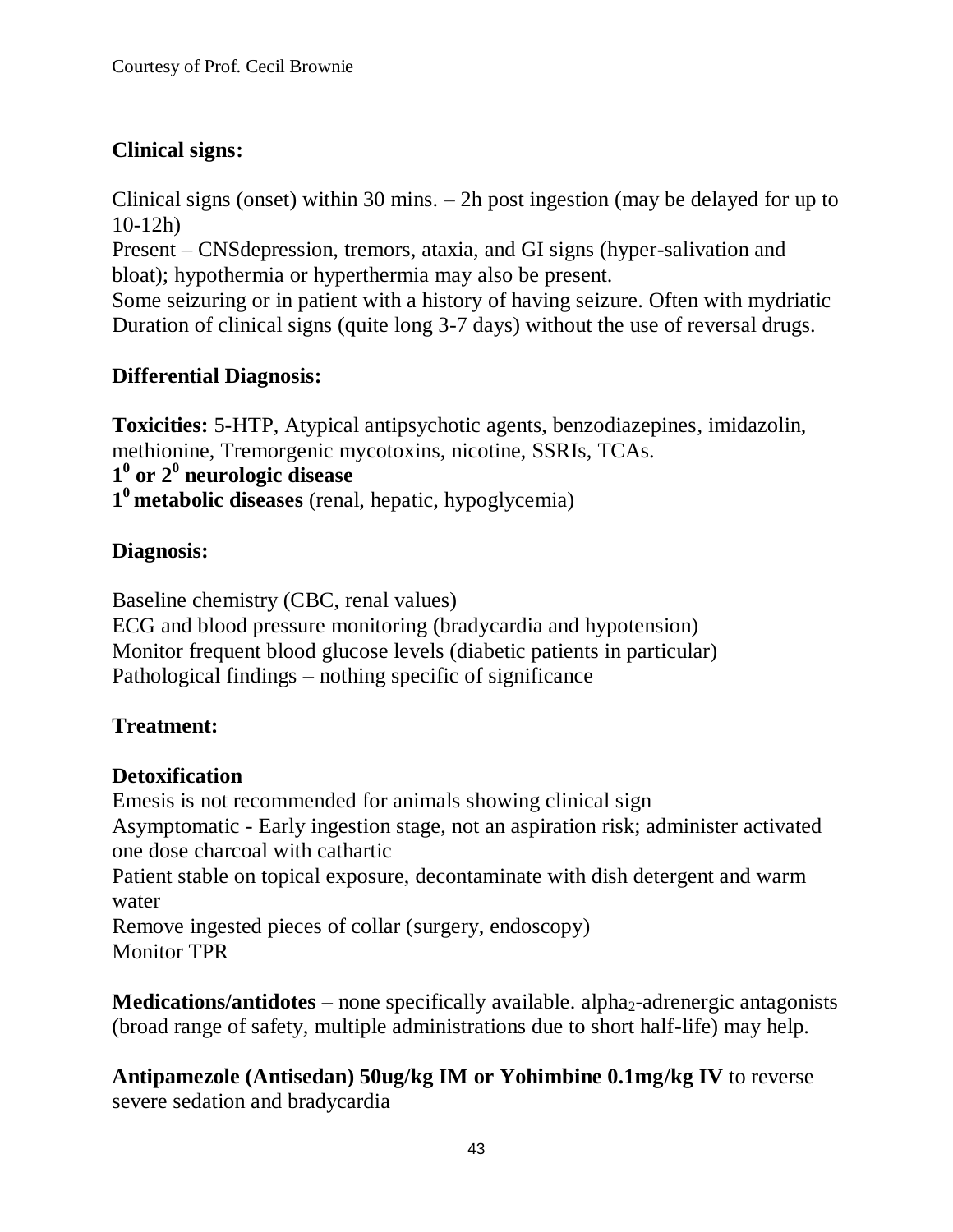Courtesy of Prof. Cecil Brownie

**Clinical signs:**

Clinical signs (onset) within 30 mins. – 2h post ingestion (may be delayed for up to 10-12h)
Present – CNSdepression, tremors, ataxia, and GI signs (hyper-salivation and bloat); hypothermia or hyperthermia may also be present.
Some seizuring or in patient with a history of having seizure. Often with mydriatic
Duration of clinical signs (quite long 3-7 days) without the use of reversal drugs.

**Differential Diagnosis:**

**Toxicities:** 5-HTP, Atypical antipsychotic agents, benzodiazepines, imidazolin, methionine, Tremorgenic mycotoxins, nicotine, SSRIs, TCAs.
**$1^0$ or $2^0$ neurologic disease**
**$1^0$ metabolic diseases** (renal, hepatic, hypoglycemia)

**Diagnosis:**

Baseline chemistry (CBC, renal values)
ECG and blood pressure monitoring (bradycardia and hypotension)
Monitor frequent blood glucose levels (diabetic patients in particular)
Pathological findings – nothing specific of significance

**Treatment:**

**Detoxification**
Emesis is not recommended for animals showing clinical sign
Asymptomatic - Early ingestion stage, not an aspiration risk; administer activated one dose charcoal with cathartic
Patient stable on topical exposure, decontaminate with dish detergent and warm water
Remove ingested pieces of collar (surgery, endoscopy)
Monitor TPR

**Medications/antidotes** – none specifically available. $alpha_2$-adrenergic antagonists (broad range of safety, multiple administrations due to short half-life) may help.

**Antipamezole (Antisedan) 50ug/kg IM or Yohimbine 0.1mg/kg IV** to reverse severe sedation and bradycardia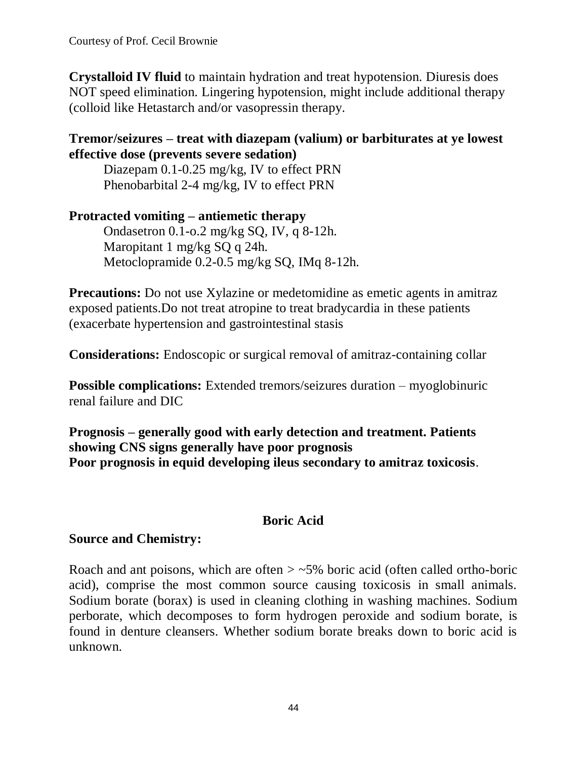**Crystalloid IV fluid** to maintain hydration and treat hypotension. Diuresis does NOT speed elimination. Lingering hypotension, might include additional therapy (colloid like Hetastarch and/or vasopressin therapy.

**Tremor/seizures – treat with diazepam (valium) or barbiturates at ye lowest effective dose (prevents severe sedation)**

Diazepam 0.1-0.25 mg/kg, IV to effect PRN
Phenobarbital 2-4 mg/kg, IV to effect PRN

**Protracted vomiting – antiemetic therapy**

Ondasetron 0.1-o.2 mg/kg SQ, IV, q 8-12h.
Maropitant 1 mg/kg SQ q 24h.
Metoclopramide 0.2-0.5 mg/kg SQ, IMq 8-12h.

**Precautions:** Do not use Xylazine or medetomidine as emetic agents in amitraz exposed patients.Do not treat atropine to treat bradycardia in these patients (exacerbate hypertension and gastrointestinal stasis

**Considerations:** Endoscopic or surgical removal of amitraz-containing collar

**Possible complications:** Extended tremors/seizures duration – myoglobinuric renal failure and DIC

**Prognosis – generally good with early detection and treatment. Patients showing CNS signs generally have poor prognosis**
**Poor prognosis in equid developing ileus secondary to amitraz toxicosis**.

## Boric Acid

**Source and Chemistry:**

Roach and ant poisons, which are often > ~5% boric acid (often called ortho-boric acid), comprise the most common source causing toxicosis in small animals. Sodium borate (borax) is used in cleaning clothing in washing machines. Sodium perborate, which decomposes to form hydrogen peroxide and sodium borate, is found in denture cleansers. Whether sodium borate breaks down to boric acid is unknown.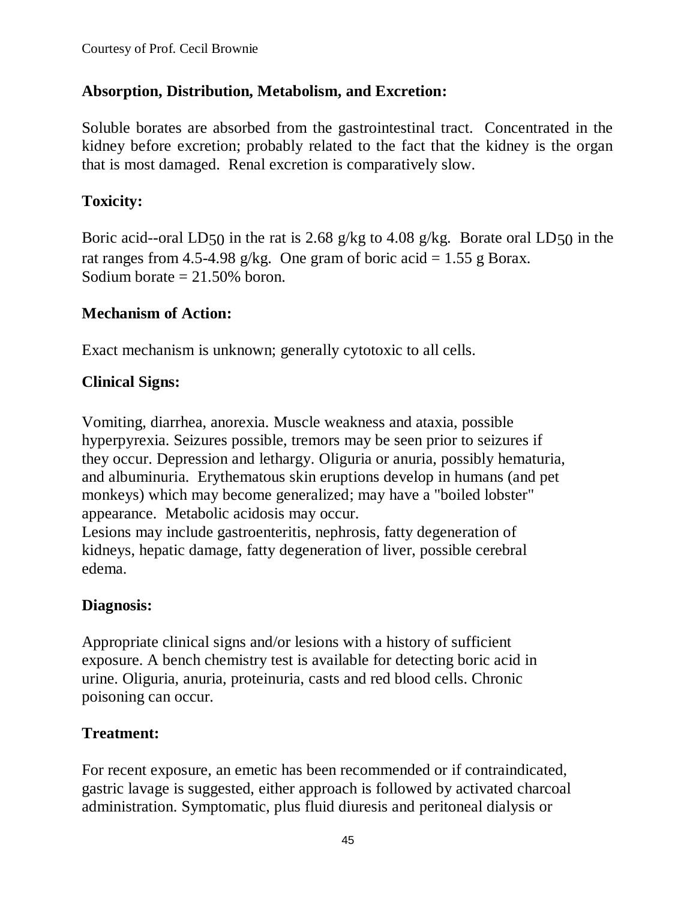Courtesy of Prof. Cecil Brownie

**Absorption, Distribution, Metabolism, and Excretion:**

Soluble borates are absorbed from the gastrointestinal tract. Concentrated in the kidney before excretion; probably related to the fact that the kidney is the organ that is most damaged. Renal excretion is comparatively slow.

**Toxicity:**

Boric acid--oral $LD_{50}$ in the rat is 2.68 g/kg to 4.08 g/kg. Borate oral $LD_{50}$ in the rat ranges from 4.5-4.98 g/kg. One gram of boric acid = 1.55 g Borax.
Sodium borate = 21.50% boron.

**Mechanism of Action:**

Exact mechanism is unknown; generally cytotoxic to all cells.

**Clinical Signs:**

Vomiting, diarrhea, anorexia. Muscle weakness and ataxia, possible hyperpyrexia. Seizures possible, tremors may be seen prior to seizures if they occur. Depression and lethargy. Oliguria or anuria, possibly hematuria, and albuminuria. Erythematous skin eruptions develop in humans (and pet monkeys) which may become generalized; may have a "boiled lobster" appearance. Metabolic acidosis may occur.
Lesions may include gastroenteritis, nephrosis, fatty degeneration of kidneys, hepatic damage, fatty degeneration of liver, possible cerebral edema.

**Diagnosis:**

Appropriate clinical signs and/or lesions with a history of sufficient exposure. A bench chemistry test is available for detecting boric acid in urine. Oliguria, anuria, proteinuria, casts and red blood cells. Chronic poisoning can occur.

**Treatment:**

For recent exposure, an emetic has been recommended or if contraindicated, gastric lavage is suggested, either approach is followed by activated charcoal administration. Symptomatic, plus fluid diuresis and peritoneal dialysis or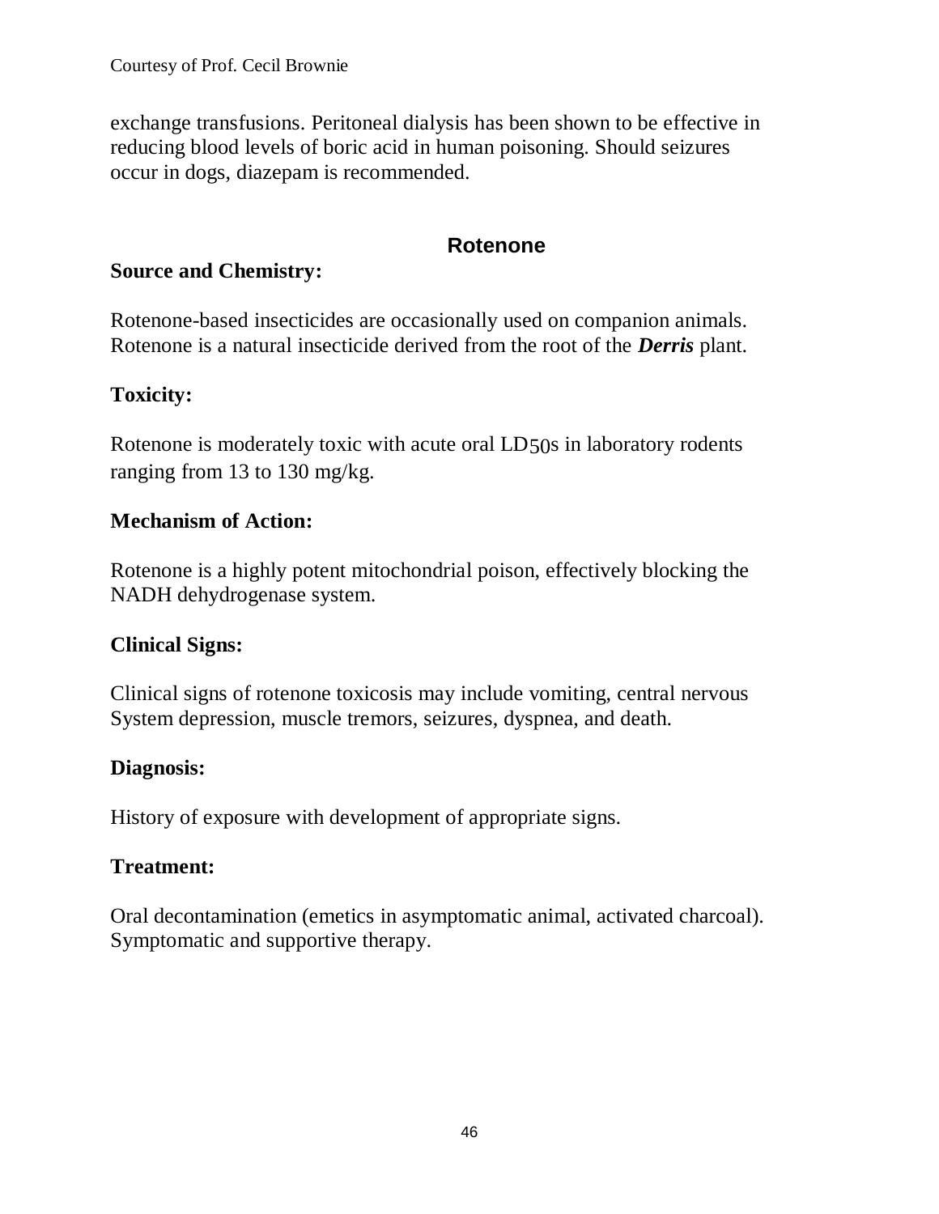exchange transfusions. Peritoneal dialysis has been shown to be effective in reducing blood levels of boric acid in human poisoning. Should seizures occur in dogs, diazepam is recommended.

## Rotenone

**Source and Chemistry:**

Rotenone-based insecticides are occasionally used on companion animals. Rotenone is a natural insecticide derived from the root of the ***Derris*** plant.

**Toxicity:**

Rotenone is moderately toxic with acute oral $LD_{50}$s in laboratory rodents ranging from 13 to 130 mg/kg.

**Mechanism of Action:**

Rotenone is a highly potent mitochondrial poison, effectively blocking the NADH dehydrogenase system.

**Clinical Signs:**

Clinical signs of rotenone toxicosis may include vomiting, central nervous System depression, muscle tremors, seizures, dyspnea, and death.

**Diagnosis:**

History of exposure with development of appropriate signs.

**Treatment:**

Oral decontamination (emetics in asymptomatic animal, activated charcoal). Symptomatic and supportive therapy.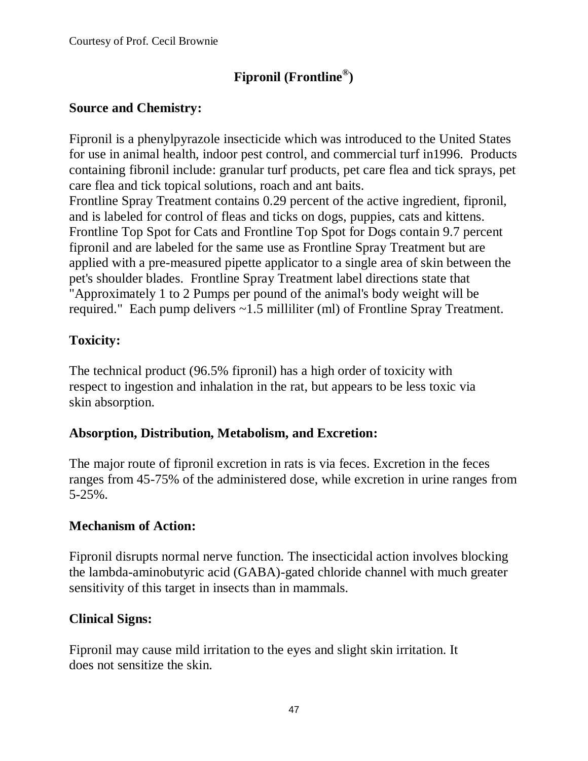Courtesy of Prof. Cecil Brownie

# Fipronil (Frontline®)

## Source and Chemistry:

Fipronil is a phenylpyrazole insecticide which was introduced to the United States for use in animal health, indoor pest control, and commercial turf in1996. Products containing fibronil include: granular turf products, pet care flea and tick sprays, pet care flea and tick topical solutions, roach and ant baits.
Frontline Spray Treatment contains 0.29 percent of the active ingredient, fipronil, and is labeled for control of fleas and ticks on dogs, puppies, cats and kittens. Frontline Top Spot for Cats and Frontline Top Spot for Dogs contain 9.7 percent fipronil and are labeled for the same use as Frontline Spray Treatment but are applied with a pre-measured pipette applicator to a single area of skin between the pet's shoulder blades. Frontline Spray Treatment label directions state that "Approximately 1 to 2 Pumps per pound of the animal's body weight will be required." Each pump delivers ~1.5 milliliter (ml) of Frontline Spray Treatment.

## Toxicity:

The technical product (96.5% fipronil) has a high order of toxicity with respect to ingestion and inhalation in the rat, but appears to be less toxic via skin absorption.

## Absorption, Distribution, Metabolism, and Excretion:

The major route of fipronil excretion in rats is via feces. Excretion in the feces ranges from 45-75% of the administered dose, while excretion in urine ranges from 5-25%.

## Mechanism of Action:

Fipronil disrupts normal nerve function. The insecticidal action involves blocking the lambda-aminobutyric acid (GABA)-gated chloride channel with much greater sensitivity of this target in insects than in mammals.

## Clinical Signs:

Fipronil may cause mild irritation to the eyes and slight skin irritation. It does not sensitize the skin.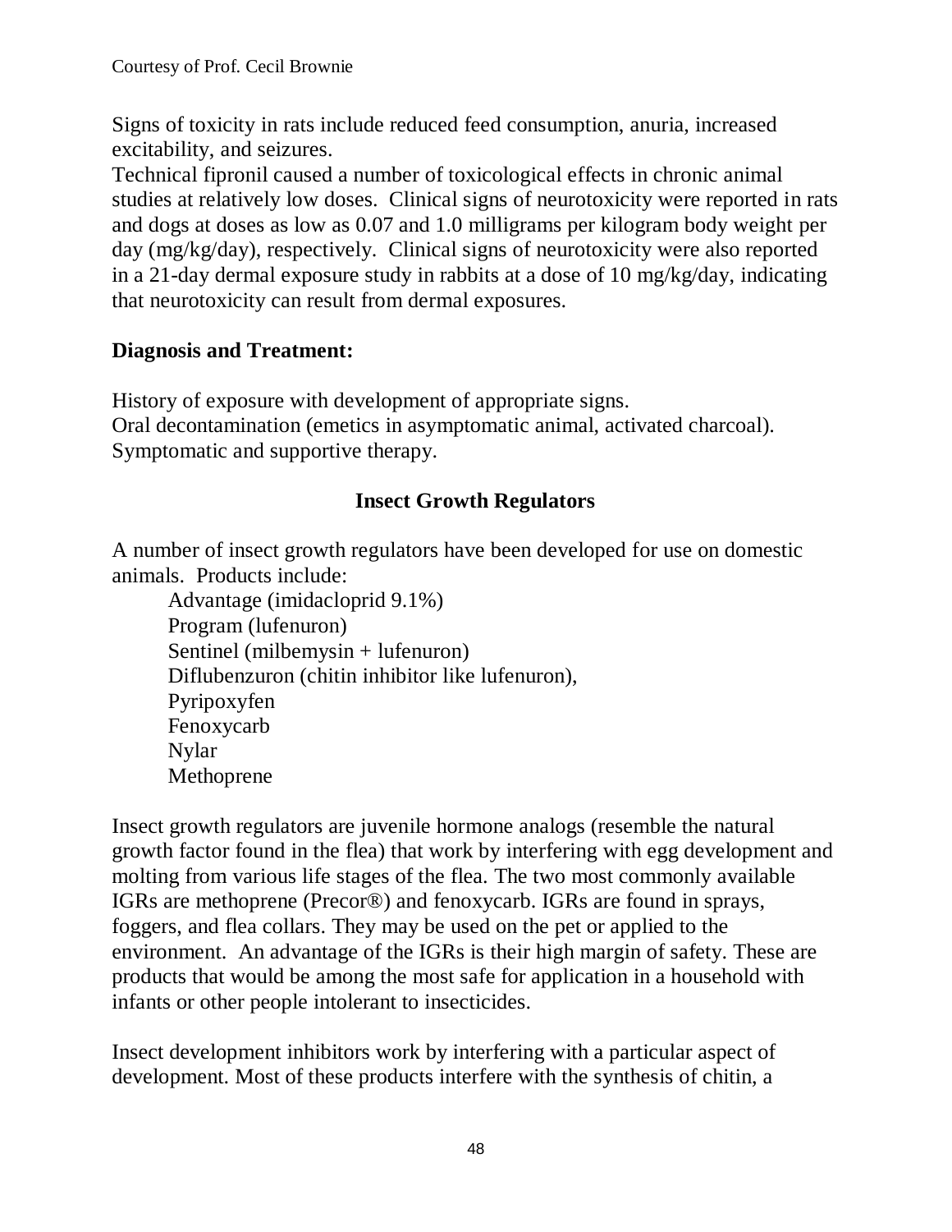Signs of toxicity in rats include reduced feed consumption, anuria, increased excitability, and seizures.
Technical fipronil caused a number of toxicological effects in chronic animal studies at relatively low doses. Clinical signs of neurotoxicity were reported in rats and dogs at doses as low as 0.07 and 1.0 milligrams per kilogram body weight per day (mg/kg/day), respectively. Clinical signs of neurotoxicity were also reported in a 21-day dermal exposure study in rabbits at a dose of 10 mg/kg/day, indicating that neurotoxicity can result from dermal exposures.

**Diagnosis and Treatment:**

History of exposure with development of appropriate signs.
Oral decontamination (emetics in asymptomatic animal, activated charcoal).
Symptomatic and supportive therapy.

## Insect Growth Regulators

A number of insect growth regulators have been developed for use on domestic animals. Products include:

- Advantage (imidacloprid 9.1%)
- Program (lufenuron)
- Sentinel (milbemysin + lufenuron)
- Diflubenzuron (chitin inhibitor like lufenuron),
- Pyripoxyfen
- Fenoxycarb
- Nylar
- Methoprene

Insect growth regulators are juvenile hormone analogs (resemble the natural growth factor found in the flea) that work by interfering with egg development and molting from various life stages of the flea. The two most commonly available IGRs are methoprene (Precor®) and fenoxycarb. IGRs are found in sprays, foggers, and flea collars. They may be used on the pet or applied to the environment. An advantage of the IGRs is their high margin of safety. These are products that would be among the most safe for application in a household with infants or other people intolerant to insecticides.

Insect development inhibitors work by interfering with a particular aspect of development. Most of these products interfere with the synthesis of chitin, a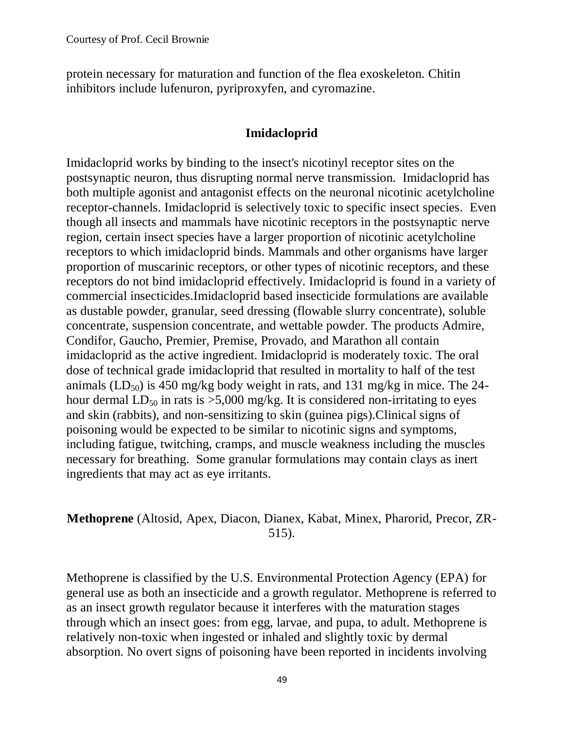protein necessary for maturation and function of the flea exoskeleton. Chitin inhibitors include lufenuron, pyriproxyfen, and cyromazine.

## Imidacloprid

Imidacloprid works by binding to the insect's nicotinyl receptor sites on the postsynaptic neuron, thus disrupting normal nerve transmission. Imidacloprid has both multiple agonist and antagonist effects on the neuronal nicotinic acetylcholine receptor-channels. Imidacloprid is selectively toxic to specific insect species. Even though all insects and mammals have nicotinic receptors in the postsynaptic nerve region, certain insect species have a larger proportion of nicotinic acetylcholine receptors to which imidacloprid binds. Mammals and other organisms have larger proportion of muscarinic receptors, or other types of nicotinic receptors, and these receptors do not bind imidacloprid effectively. Imidacloprid is found in a variety of commercial insecticides.Imidacloprid based insecticide formulations are available as dustable powder, granular, seed dressing (flowable slurry concentrate), soluble concentrate, suspension concentrate, and wettable powder. The products Admire, Condifor, Gaucho, Premier, Premise, Provado, and Marathon all contain imidacloprid as the active ingredient. Imidacloprid is moderately toxic. The oral dose of technical grade imidacloprid that resulted in mortality to half of the test animals ($LD_{50}$) is 450 mg/kg body weight in rats, and 131 mg/kg in mice. The 24-hour dermal $LD_{50}$ in rats is >5,000 mg/kg. It is considered non-irritating to eyes and skin (rabbits), and non-sensitizing to skin (guinea pigs).Clinical signs of poisoning would be expected to be similar to nicotinic signs and symptoms, including fatigue, twitching, cramps, and muscle weakness including the muscles necessary for breathing. Some granular formulations may contain clays as inert ingredients that may act as eye irritants.

## **Methoprene** (Altosid, Apex, Diacon, Dianex, Kabat, Minex, Pharorid, Precor, ZR-515).

Methoprene is classified by the U.S. Environmental Protection Agency (EPA) for general use as both an insecticide and a growth regulator. Methoprene is referred to as an insect growth regulator because it interferes with the maturation stages through which an insect goes: from egg, larvae, and pupa, to adult. Methoprene is relatively non-toxic when ingested or inhaled and slightly toxic by dermal absorption. No overt signs of poisoning have been reported in incidents involving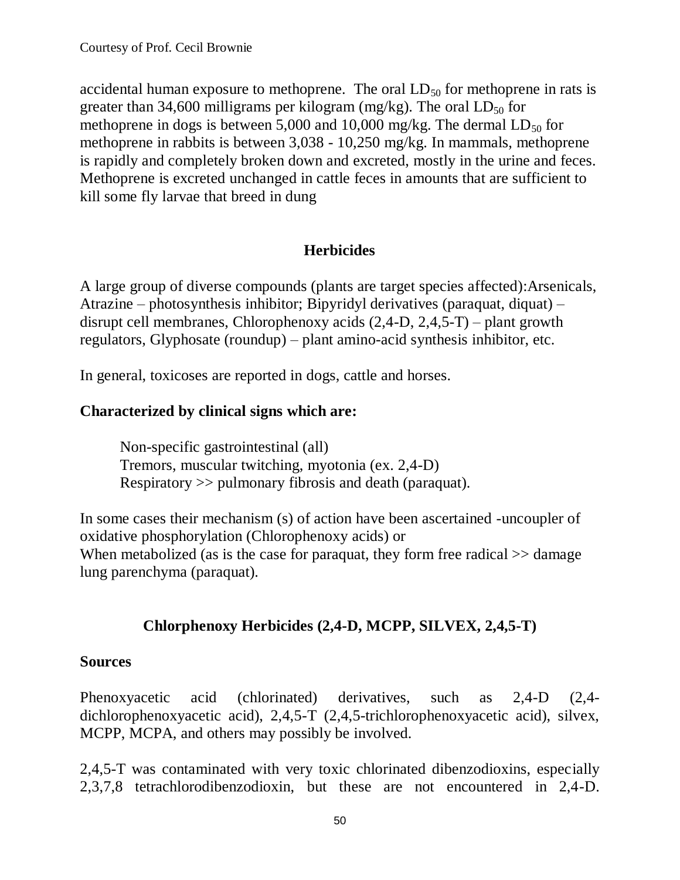accidental human exposure to methoprene. The oral $LD_{50}$ for methoprene in rats is greater than 34,600 milligrams per kilogram (mg/kg). The oral $LD_{50}$ for methoprene in dogs is between 5,000 and 10,000 mg/kg. The dermal $LD_{50}$ for methoprene in rabbits is between 3,038 - 10,250 mg/kg. In mammals, methoprene is rapidly and completely broken down and excreted, mostly in the urine and feces. Methoprene is excreted unchanged in cattle feces in amounts that are sufficient to kill some fly larvae that breed in dung

## Herbicides

A large group of diverse compounds (plants are target species affected):Arsenicals, Atrazine – photosynthesis inhibitor; Bipyridyl derivatives (paraquat, diquat) – disrupt cell membranes, Chlorophenoxy acids (2,4-D, 2,4,5-T) – plant growth regulators, Glyphosate (roundup) – plant amino-acid synthesis inhibitor, etc.

In general, toxicoses are reported in dogs, cattle and horses.

**Characterized by clinical signs which are:**

> Non-specific gastrointestinal (all)
> Tremors, muscular twitching, myotonia (ex. 2,4-D)
> Respiratory >> pulmonary fibrosis and death (paraquat).

In some cases their mechanism (s) of action have been ascertained -uncoupler of oxidative phosphorylation (Chlorophenoxy acids) or
When metabolized (as is the case for paraquat, they form free radical >> damage lung parenchyma (paraquat).

## Chlorphenoxy Herbicides (2,4-D, MCPP, SILVEX, 2,4,5-T)

**Sources**

Phenoxyacetic acid (chlorinated) derivatives, such as 2,4-D (2,4-dichlorophenoxyacetic acid), 2,4,5-T (2,4,5-trichlorophenoxyacetic acid), silvex, MCPP, MCPA, and others may possibly be involved.

2,4,5-T was contaminated with very toxic chlorinated dibenzodioxins, especially 2,3,7,8 tetrachlorodibenzodioxin, but these are not encountered in 2,4-D.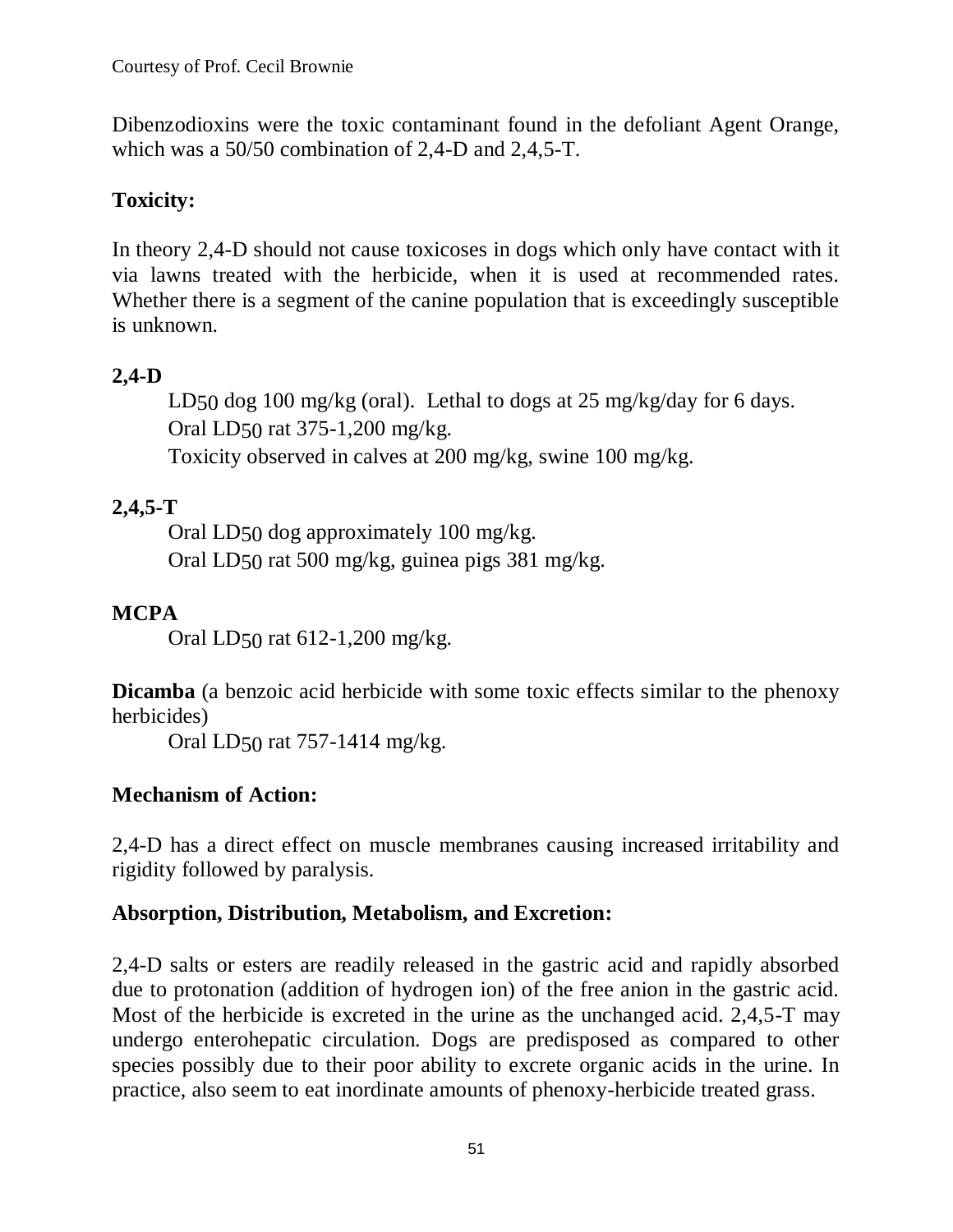Courtesy of Prof. Cecil Brownie

Dibenzodioxins were the toxic contaminant found in the defoliant Agent Orange, which was a 50/50 combination of 2,4-D and 2,4,5-T.

**Toxicity:**

In theory 2,4-D should not cause toxicoses in dogs which only have contact with it via lawns treated with the herbicide, when it is used at recommended rates. Whether there is a segment of the canine population that is exceedingly susceptible is unknown.

**2,4-D**

$LD_{50}$ dog 100 mg/kg (oral). Lethal to dogs at 25 mg/kg/day for 6 days.
Oral $LD_{50}$ rat 375-1,200 mg/kg.
Toxicity observed in calves at 200 mg/kg, swine 100 mg/kg.

**2,4,5-T**

Oral $LD_{50}$ dog approximately 100 mg/kg.
Oral $LD_{50}$ rat 500 mg/kg, guinea pigs 381 mg/kg.

**MCPA**

Oral $LD_{50}$ rat 612-1,200 mg/kg.

**Dicamba** (a benzoic acid herbicide with some toxic effects similar to the phenoxy herbicides)

Oral $LD_{50}$ rat 757-1414 mg/kg.

**Mechanism of Action:**

2,4-D has a direct effect on muscle membranes causing increased irritability and rigidity followed by paralysis.

**Absorption, Distribution, Metabolism, and Excretion:**

2,4-D salts or esters are readily released in the gastric acid and rapidly absorbed due to protonation (addition of hydrogen ion) of the free anion in the gastric acid. Most of the herbicide is excreted in the urine as the unchanged acid. 2,4,5-T may undergo enterohepatic circulation. Dogs are predisposed as compared to other species possibly due to their poor ability to excrete organic acids in the urine. In practice, also seem to eat inordinate amounts of phenoxy-herbicide treated grass.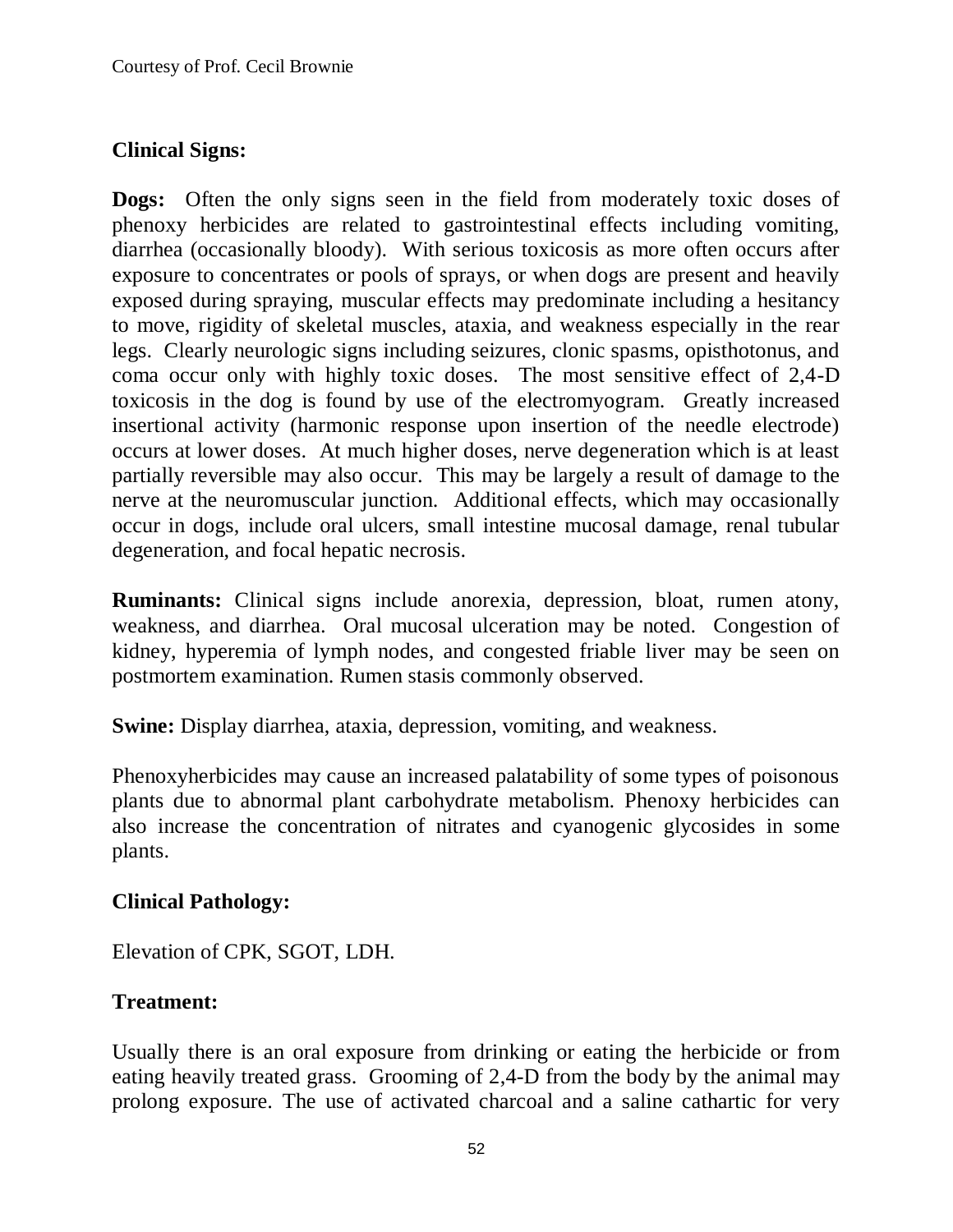Courtesy of Prof. Cecil Brownie

## Clinical Signs:

**Dogs:** Often the only signs seen in the field from moderately toxic doses of phenoxy herbicides are related to gastrointestinal effects including vomiting, diarrhea (occasionally bloody). With serious toxicosis as more often occurs after exposure to concentrates or pools of sprays, or when dogs are present and heavily exposed during spraying, muscular effects may predominate including a hesitancy to move, rigidity of skeletal muscles, ataxia, and weakness especially in the rear legs. Clearly neurologic signs including seizures, clonic spasms, opisthotonus, and coma occur only with highly toxic doses. The most sensitive effect of 2,4-D toxicosis in the dog is found by use of the electromyogram. Greatly increased insertional activity (harmonic response upon insertion of the needle electrode) occurs at lower doses. At much higher doses, nerve degeneration which is at least partially reversible may also occur. This may be largely a result of damage to the nerve at the neuromuscular junction. Additional effects, which may occasionally occur in dogs, include oral ulcers, small intestine mucosal damage, renal tubular degeneration, and focal hepatic necrosis.

**Ruminants:** Clinical signs include anorexia, depression, bloat, rumen atony, weakness, and diarrhea. Oral mucosal ulceration may be noted. Congestion of kidney, hyperemia of lymph nodes, and congested friable liver may be seen on postmortem examination. Rumen stasis commonly observed.

**Swine:** Display diarrhea, ataxia, depression, vomiting, and weakness.

Phenoxyherbicides may cause an increased palatability of some types of poisonous plants due to abnormal plant carbohydrate metabolism. Phenoxy herbicides can also increase the concentration of nitrates and cyanogenic glycosides in some plants.

## Clinical Pathology:

Elevation of CPK, SGOT, LDH.

## Treatment:

Usually there is an oral exposure from drinking or eating the herbicide or from eating heavily treated grass. Grooming of 2,4-D from the body by the animal may prolong exposure. The use of activated charcoal and a saline cathartic for very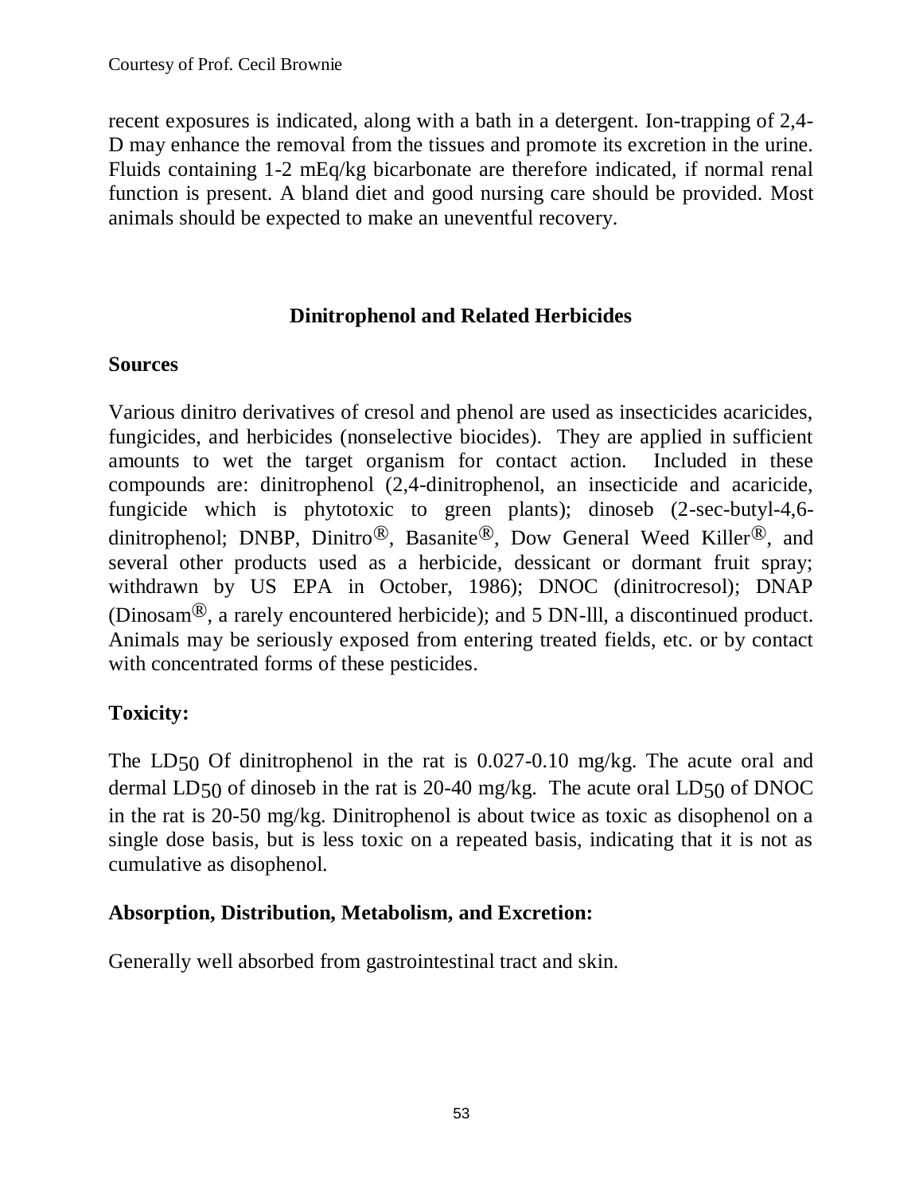recent exposures is indicated, along with a bath in a detergent. Ion-trapping of 2,4-D may enhance the removal from the tissues and promote its excretion in the urine. Fluids containing 1-2 mEq/kg bicarbonate are therefore indicated, if normal renal function is present. A bland diet and good nursing care should be provided. Most animals should be expected to make an uneventful recovery.

## Dinitrophenol and Related Herbicides

### Sources

Various dinitro derivatives of cresol and phenol are used as insecticides acaricides, fungicides, and herbicides (nonselective biocides). They are applied in sufficient amounts to wet the target organism for contact action. Included in these compounds are: dinitrophenol (2,4-dinitrophenol, an insecticide and acaricide, fungicide which is phytotoxic to green plants); dinoseb (2-sec-butyl-4,6-dinitrophenol; DNBP, Dinitro®, Basanite®, Dow General Weed Killer®, and several other products used as a herbicide, dessicant or dormant fruit spray; withdrawn by US EPA in October, 1986); DNOC (dinitrocresol); DNAP (Dinosam®, a rarely encountered herbicide); and 5 DN-lll, a discontinued product. Animals may be seriously exposed from entering treated fields, etc. or by contact with concentrated forms of these pesticides.

### Toxicity:

The $LD_{50}$ Of dinitrophenol in the rat is 0.027-0.10 mg/kg. The acute oral and dermal $LD_{50}$ of dinoseb in the rat is 20-40 mg/kg. The acute oral $LD_{50}$ of DNOC in the rat is 20-50 mg/kg. Dinitrophenol is about twice as toxic as disophenol on a single dose basis, but is less toxic on a repeated basis, indicating that it is not as cumulative as disophenol.

### Absorption, Distribution, Metabolism, and Excretion:

Generally well absorbed from gastrointestinal tract and skin.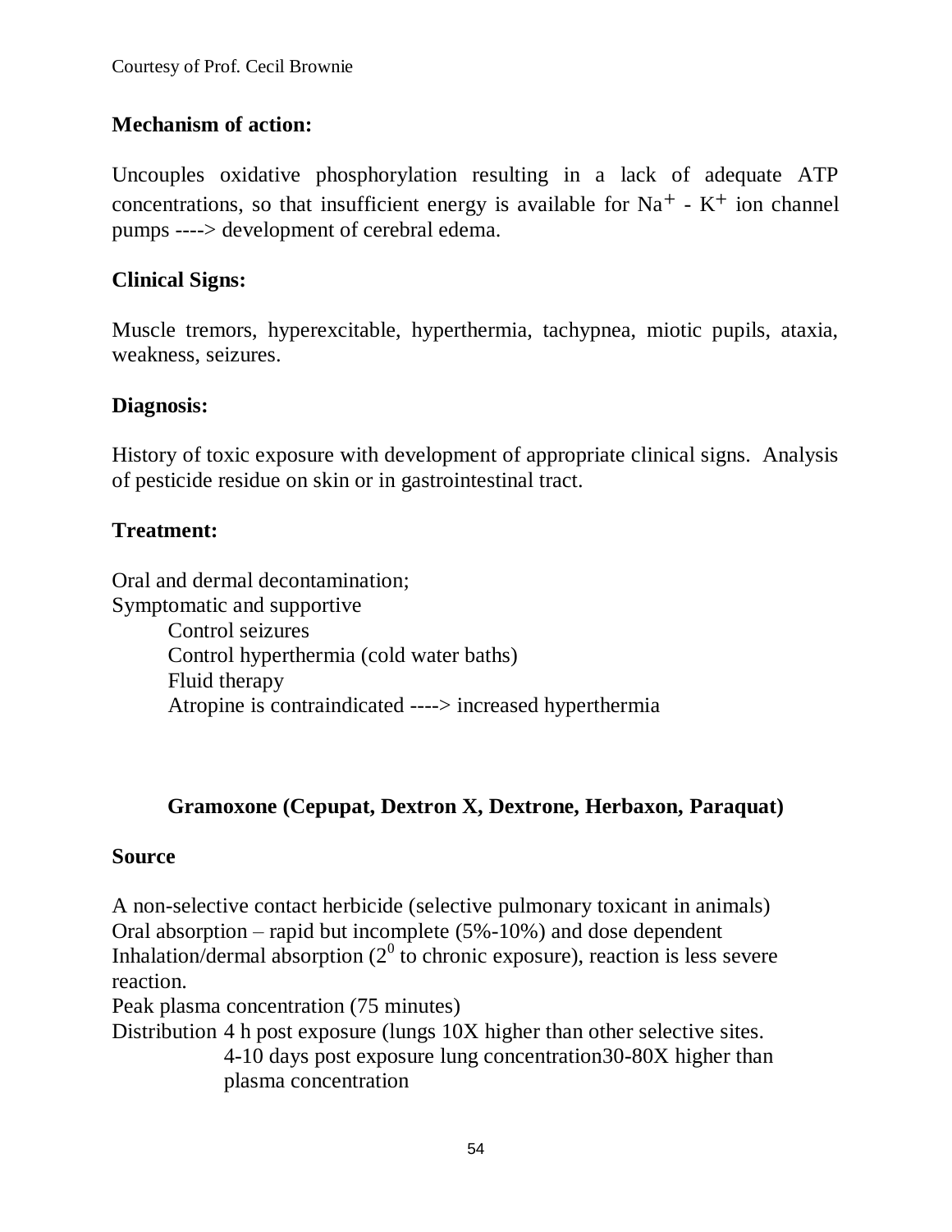Courtesy of Prof. Cecil Brownie

**Mechanism of action:**

Uncouples oxidative phosphorylation resulting in a lack of adequate ATP concentrations, so that insufficient energy is available for $Na^{+}$ - $K^{+}$ ion channel pumps ----> development of cerebral edema.

**Clinical Signs:**

Muscle tremors, hyperexcitable, hyperthermia, tachypnea, miotic pupils, ataxia, weakness, seizures.

**Diagnosis:**

History of toxic exposure with development of appropriate clinical signs. Analysis of pesticide residue on skin or in gastrointestinal tract.

**Treatment:**

Oral and dermal decontamination;
Symptomatic and supportive
- Control seizures
- Control hyperthermia (cold water baths)
- Fluid therapy
- Atropine is contraindicated ----> increased hyperthermia

### Gramoxone (Cepupat, Dextron X, Dextrone, Herbaxon, Paraquat)

**Source**

A non-selective contact herbicide (selective pulmonary toxicant in animals)
Oral absorption – rapid but incomplete (5%-10%) and dose dependent
Inhalation/dermal absorption ($2^0$ to chronic exposure), reaction is less severe reaction.
Peak plasma concentration (75 minutes)
Distribution 4 h post exposure (lungs 10X higher than other selective sites.
4-10 days post exposure lung concentration30-80X higher than plasma concentration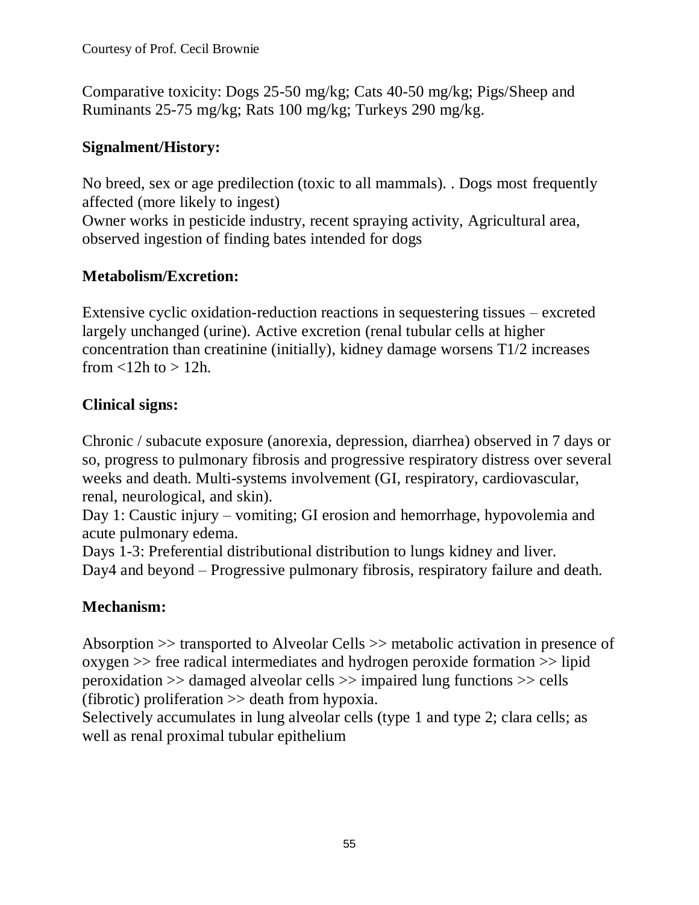Courtesy of Prof. Cecil Brownie

Comparative toxicity: Dogs 25-50 mg/kg; Cats 40-50 mg/kg; Pigs/Sheep and Ruminants 25-75 mg/kg; Rats 100 mg/kg; Turkeys 290 mg/kg.

**Signalment/History:**

No breed, sex or age predilection (toxic to all mammals). . Dogs most frequently affected (more likely to ingest)
Owner works in pesticide industry, recent spraying activity, Agricultural area, observed ingestion of finding bates intended for dogs

**Metabolism/Excretion:**

Extensive cyclic oxidation-reduction reactions in sequestering tissues – excreted largely unchanged (urine). Active excretion (renal tubular cells at higher concentration than creatinine (initially), kidney damage worsens T1/2 increases from <12h to > 12h.

**Clinical signs:**

Chronic / subacute exposure (anorexia, depression, diarrhea) observed in 7 days or so, progress to pulmonary fibrosis and progressive respiratory distress over several weeks and death. Multi-systems involvement (GI, respiratory, cardiovascular, renal, neurological, and skin).
Day 1: Caustic injury – vomiting; GI erosion and hemorrhage, hypovolemia and acute pulmonary edema.
Days 1-3: Preferential distributional distribution to lungs kidney and liver.
Day4 and beyond – Progressive pulmonary fibrosis, respiratory failure and death.

**Mechanism:**

Absorption >> transported to Alveolar Cells >> metabolic activation in presence of oxygen >> free radical intermediates and hydrogen peroxide formation >> lipid peroxidation >> damaged alveolar cells >> impaired lung functions >> cells (fibrotic) proliferation >> death from hypoxia.
Selectively accumulates in lung alveolar cells (type 1 and type 2; clara cells; as well as renal proximal tubular epithelium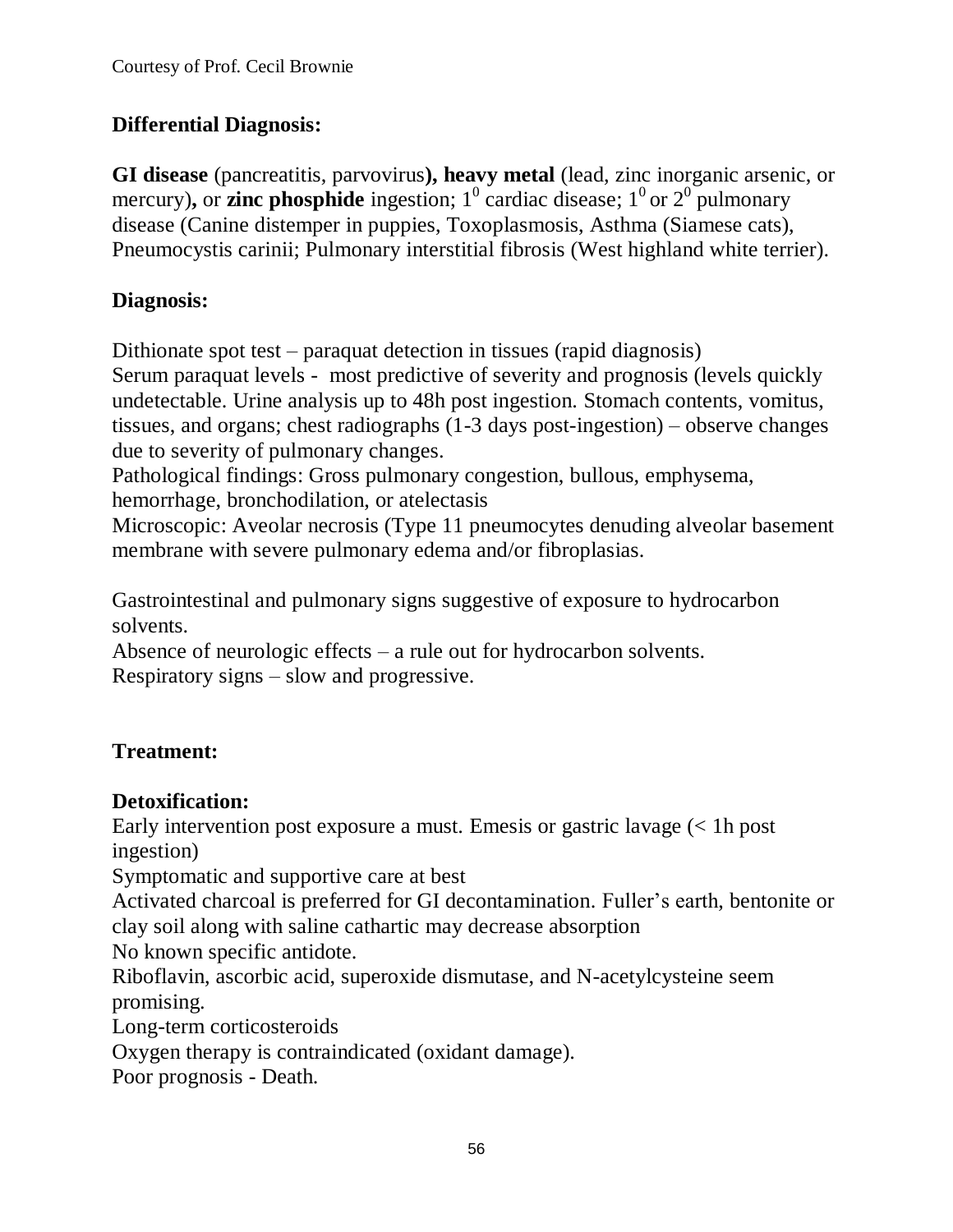Courtesy of Prof. Cecil Brownie

**Differential Diagnosis:**

**GI disease** (pancreatitis, parvovirus**), heavy metal** (lead, zinc inorganic arsenic, or mercury)**,** or **zinc phosphide** ingestion; $1^0$ cardiac disease; $1^0$ or $2^0$ pulmonary disease (Canine distemper in puppies, Toxoplasmosis, Asthma (Siamese cats), Pneumocystis carinii; Pulmonary interstitial fibrosis (West highland white terrier).

**Diagnosis:**

Dithionate spot test – paraquat detection in tissues (rapid diagnosis)
Serum paraquat levels - most predictive of severity and prognosis (levels quickly undetectable. Urine analysis up to 48h post ingestion. Stomach contents, vomitus, tissues, and organs; chest radiographs (1-3 days post-ingestion) – observe changes due to severity of pulmonary changes.
Pathological findings: Gross pulmonary congestion, bullous, emphysema, hemorrhage, bronchodilation, or atelectasis
Microscopic: Aveolar necrosis (Type 11 pneumocytes denuding alveolar basement membrane with severe pulmonary edema and/or fibroplasias.

Gastrointestinal and pulmonary signs suggestive of exposure to hydrocarbon solvents.
Absence of neurologic effects – a rule out for hydrocarbon solvents.
Respiratory signs – slow and progressive.

**Treatment:**

**Detoxification:**
Early intervention post exposure a must. Emesis or gastric lavage (< 1h post ingestion)
Symptomatic and supportive care at best
Activated charcoal is preferred for GI decontamination. Fuller's earth, bentonite or clay soil along with saline cathartic may decrease absorption
No known specific antidote.
Riboflavin, ascorbic acid, superoxide dismutase, and N-acetylcysteine seem promising.
Long-term corticosteroids
Oxygen therapy is contraindicated (oxidant damage).
Poor prognosis - Death.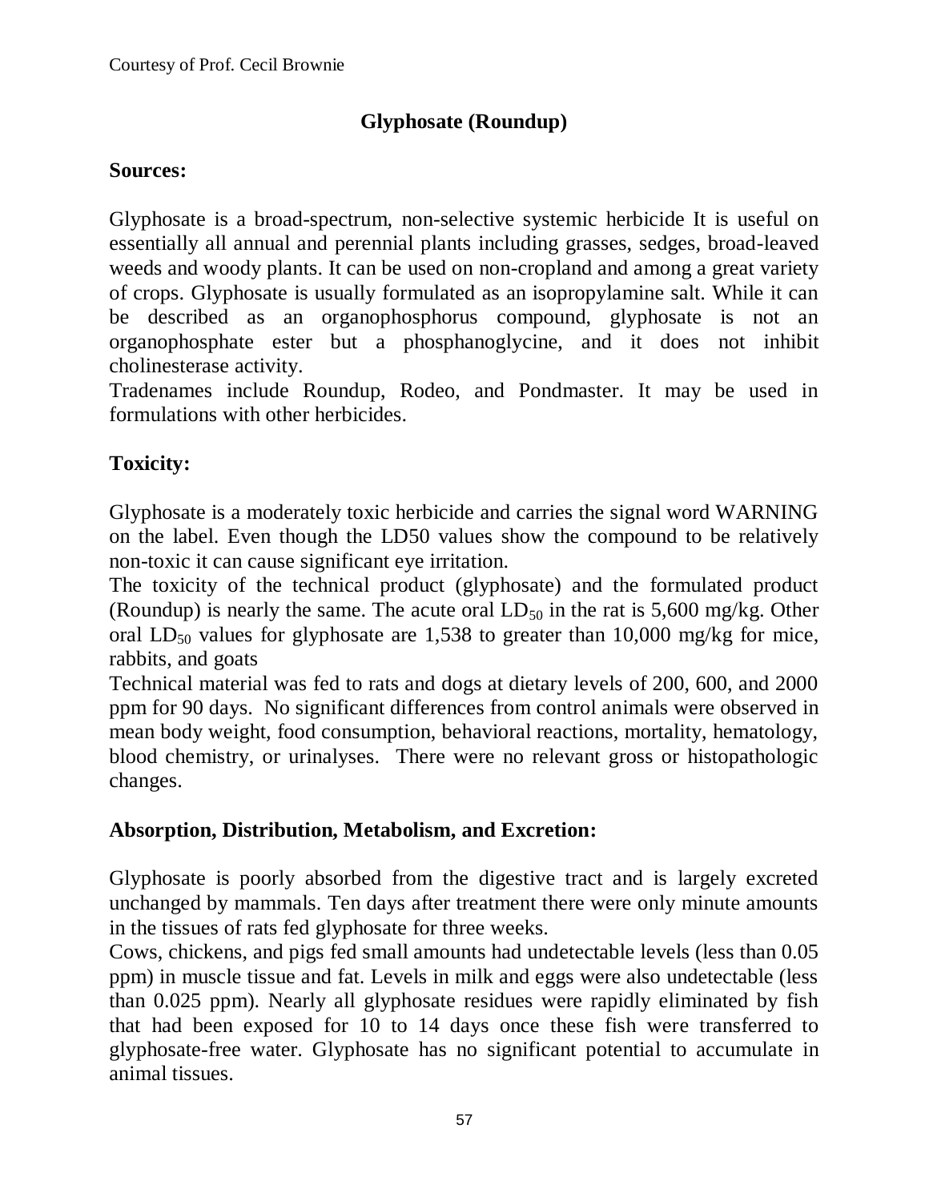Courtesy of Prof. Cecil Brownie

## Glyphosate (Roundup)

**Sources:**

Glyphosate is a broad-spectrum, non-selective systemic herbicide It is useful on essentially all annual and perennial plants including grasses, sedges, broad-leaved weeds and woody plants. It can be used on non-cropland and among a great variety of crops. Glyphosate is usually formulated as an isopropylamine salt. While it can be described as an organophosphorus compound, glyphosate is not an organophosphate ester but a phosphanoglycine, and it does not inhibit cholinesterase activity.

Tradenames include Roundup, Rodeo, and Pondmaster. It may be used in formulations with other herbicides.

**Toxicity:**

Glyphosate is a moderately toxic herbicide and carries the signal word WARNING on the label. Even though the LD50 values show the compound to be relatively non-toxic it can cause significant eye irritation.

The toxicity of the technical product (glyphosate) and the formulated product (Roundup) is nearly the same. The acute oral $LD_{50}$ in the rat is 5,600 mg/kg. Other oral $LD_{50}$ values for glyphosate are 1,538 to greater than 10,000 mg/kg for mice, rabbits, and goats

Technical material was fed to rats and dogs at dietary levels of 200, 600, and 2000 ppm for 90 days. No significant differences from control animals were observed in mean body weight, food consumption, behavioral reactions, mortality, hematology, blood chemistry, or urinalyses. There were no relevant gross or histopathologic changes.

**Absorption, Distribution, Metabolism, and Excretion:**

Glyphosate is poorly absorbed from the digestive tract and is largely excreted unchanged by mammals. Ten days after treatment there were only minute amounts in the tissues of rats fed glyphosate for three weeks.

Cows, chickens, and pigs fed small amounts had undetectable levels (less than 0.05 ppm) in muscle tissue and fat. Levels in milk and eggs were also undetectable (less than 0.025 ppm). Nearly all glyphosate residues were rapidly eliminated by fish that had been exposed for 10 to 14 days once these fish were transferred to glyphosate-free water. Glyphosate has no significant potential to accumulate in animal tissues.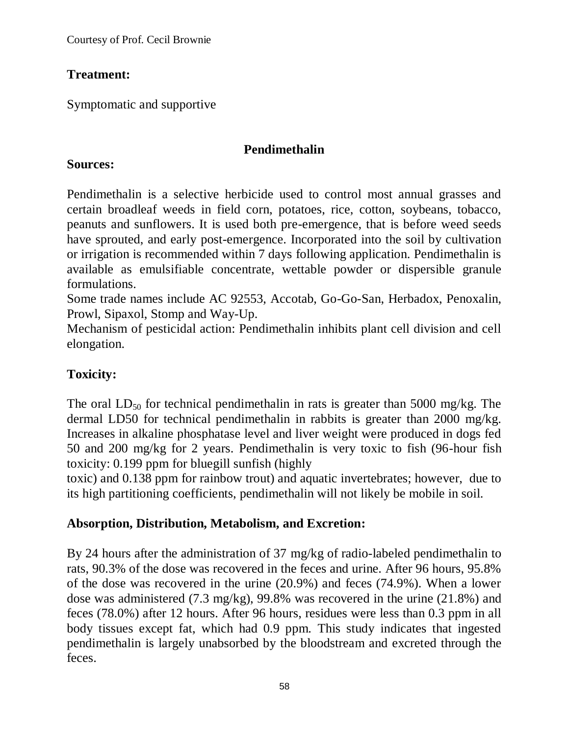**Treatment:**

Symptomatic and supportive

## Pendimethalin

**Sources:**

Pendimethalin is a selective herbicide used to control most annual grasses and certain broadleaf weeds in field corn, potatoes, rice, cotton, soybeans, tobacco, peanuts and sunflowers. It is used both pre-emergence, that is before weed seeds have sprouted, and early post-emergence. Incorporated into the soil by cultivation or irrigation is recommended within 7 days following application. Pendimethalin is available as emulsifiable concentrate, wettable powder or dispersible granule formulations.

Some trade names include AC 92553, Accotab, Go-Go-San, Herbadox, Penoxalin, Prowl, Sipaxol, Stomp and Way-Up.

Mechanism of pesticidal action: Pendimethalin inhibits plant cell division and cell elongation.

**Toxicity:**

The oral $LD_{50}$ for technical pendimethalin in rats is greater than 5000 mg/kg. The dermal LD50 for technical pendimethalin in rabbits is greater than 2000 mg/kg. Increases in alkaline phosphatase level and liver weight were produced in dogs fed 50 and 200 mg/kg for 2 years. Pendimethalin is very toxic to fish (96-hour fish toxicity: 0.199 ppm for bluegill sunfish (highly toxic) and 0.138 ppm for rainbow trout) and aquatic invertebrates; however, due to its high partitioning coefficients, pendimethalin will not likely be mobile in soil.

**Absorption, Distribution, Metabolism, and Excretion:**

By 24 hours after the administration of 37 mg/kg of radio-labeled pendimethalin to rats, 90.3% of the dose was recovered in the feces and urine. After 96 hours, 95.8% of the dose was recovered in the urine (20.9%) and feces (74.9%). When a lower dose was administered (7.3 mg/kg), 99.8% was recovered in the urine (21.8%) and feces (78.0%) after 12 hours. After 96 hours, residues were less than 0.3 ppm in all body tissues except fat, which had 0.9 ppm. This study indicates that ingested pendimethalin is largely unabsorbed by the bloodstream and excreted through the feces.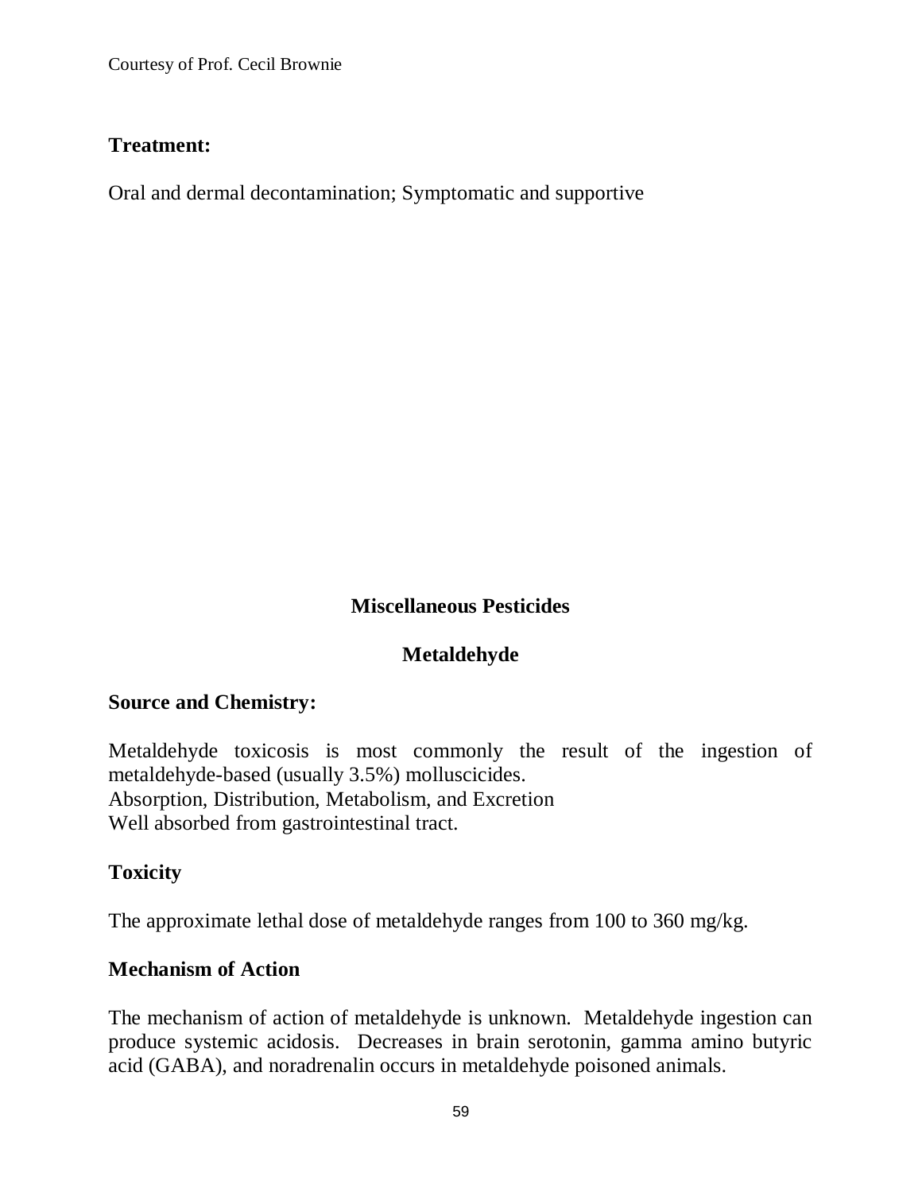**Treatment:**

Oral and dermal decontamination; Symptomatic and supportive

## Miscellaneous Pesticides

### Metaldehyde

**Source and Chemistry:**

Metaldehyde toxicosis is most commonly the result of the ingestion of metaldehyde-based (usually 3.5%) molluscicides.
Absorption, Distribution, Metabolism, and Excretion
Well absorbed from gastrointestinal tract.

**Toxicity**

The approximate lethal dose of metaldehyde ranges from 100 to 360 mg/kg.

**Mechanism of Action**

The mechanism of action of metaldehyde is unknown. Metaldehyde ingestion can produce systemic acidosis. Decreases in brain serotonin, gamma amino butyric acid (GABA), and noradrenalin occurs in metaldehyde poisoned animals.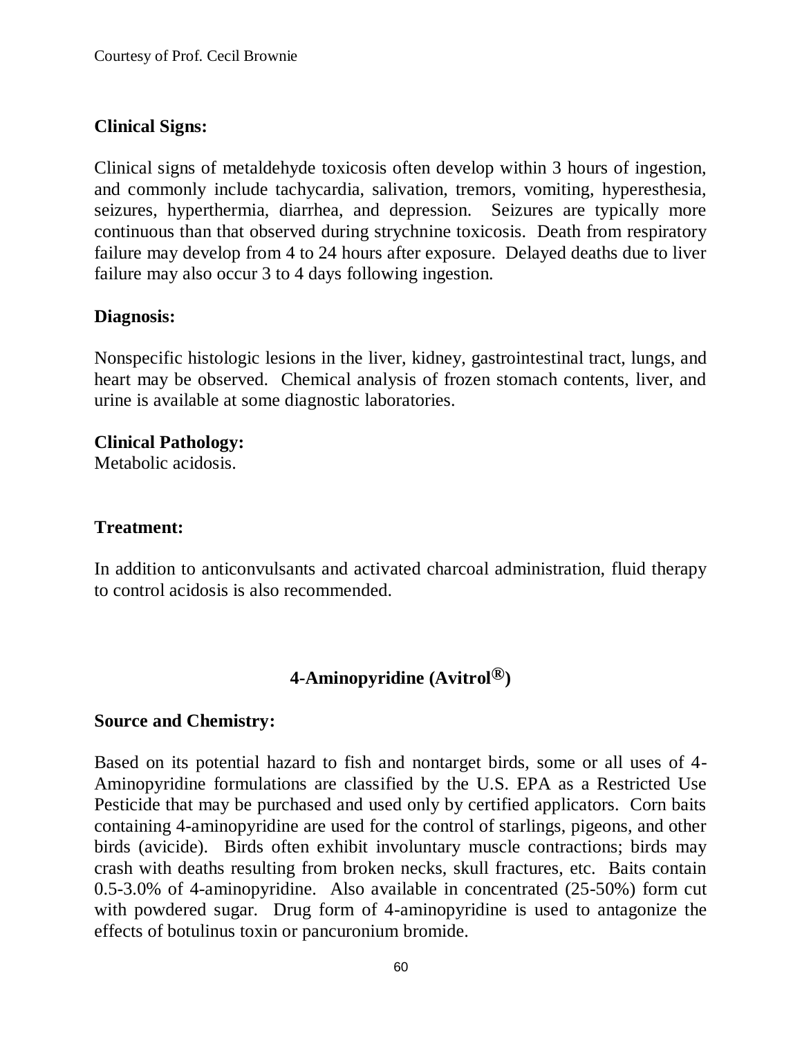### Clinical Signs:

Clinical signs of metaldehyde toxicosis often develop within 3 hours of ingestion, and commonly include tachycardia, salivation, tremors, vomiting, hyperesthesia, seizures, hyperthermia, diarrhea, and depression. Seizures are typically more continuous than that observed during strychnine toxicosis. Death from respiratory failure may develop from 4 to 24 hours after exposure. Delayed deaths due to liver failure may also occur 3 to 4 days following ingestion.

### Diagnosis:

Nonspecific histologic lesions in the liver, kidney, gastrointestinal tract, lungs, and heart may be observed. Chemical analysis of frozen stomach contents, liver, and urine is available at some diagnostic laboratories.

### Clinical Pathology:

Metabolic acidosis.

### Treatment:

In addition to anticonvulsants and activated charcoal administration, fluid therapy to control acidosis is also recommended.

## 4-Aminopyridine (Avitrol®)

### Source and Chemistry:

Based on its potential hazard to fish and nontarget birds, some or all uses of 4-Aminopyridine formulations are classified by the U.S. EPA as a Restricted Use Pesticide that may be purchased and used only by certified applicators. Corn baits containing 4-aminopyridine are used for the control of starlings, pigeons, and other birds (avicide). Birds often exhibit involuntary muscle contractions; birds may crash with deaths resulting from broken necks, skull fractures, etc. Baits contain 0.5-3.0% of 4-aminopyridine. Also available in concentrated (25-50%) form cut with powdered sugar. Drug form of 4-aminopyridine is used to antagonize the effects of botulinus toxin or pancuronium bromide.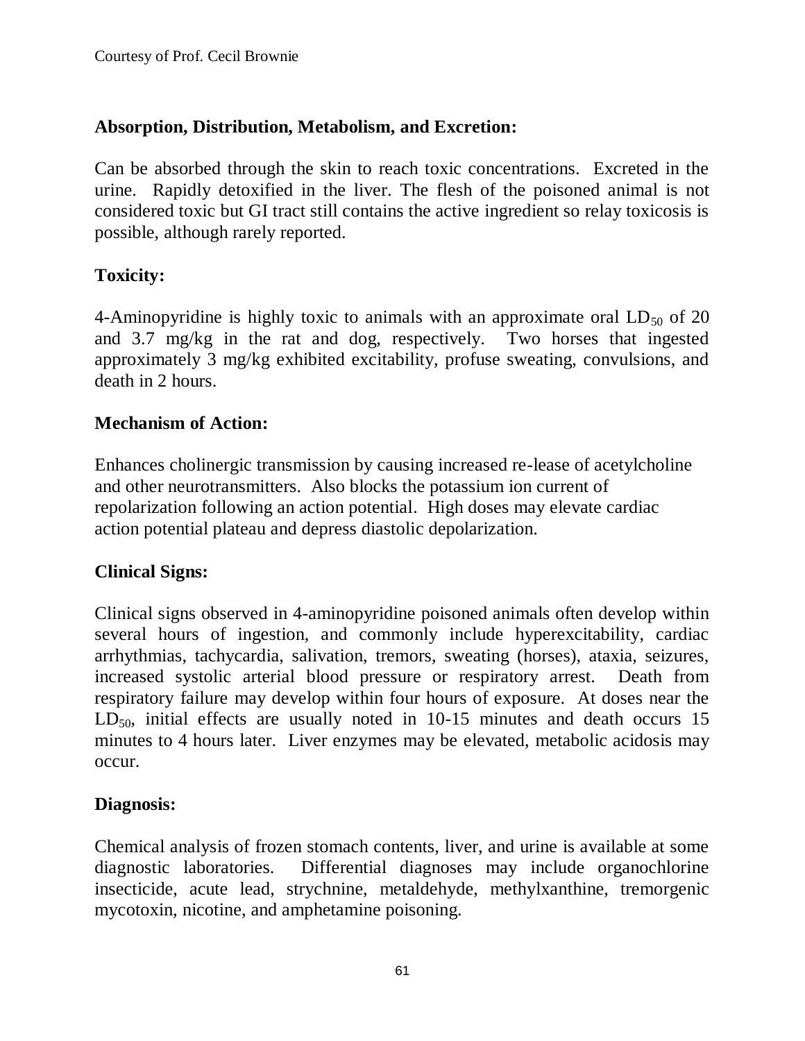Courtesy of Prof. Cecil Brownie

**Absorption, Distribution, Metabolism, and Excretion:**

Can be absorbed through the skin to reach toxic concentrations. Excreted in the urine. Rapidly detoxified in the liver. The flesh of the poisoned animal is not considered toxic but GI tract still contains the active ingredient so relay toxicosis is possible, although rarely reported.

**Toxicity:**

4-Aminopyridine is highly toxic to animals with an approximate oral $LD_{50}$ of 20 and 3.7 mg/kg in the rat and dog, respectively. Two horses that ingested approximately 3 mg/kg exhibited excitability, profuse sweating, convulsions, and death in 2 hours.

**Mechanism of Action:**

Enhances cholinergic transmission by causing increased re-lease of acetylcholine and other neurotransmitters. Also blocks the potassium ion current of repolarization following an action potential. High doses may elevate cardiac action potential plateau and depress diastolic depolarization.

**Clinical Signs:**

Clinical signs observed in 4-aminopyridine poisoned animals often develop within several hours of ingestion, and commonly include hyperexcitability, cardiac arrhythmias, tachycardia, salivation, tremors, sweating (horses), ataxia, seizures, increased systolic arterial blood pressure or respiratory arrest. Death from respiratory failure may develop within four hours of exposure. At doses near the $LD_{50}$, initial effects are usually noted in 10-15 minutes and death occurs 15 minutes to 4 hours later. Liver enzymes may be elevated, metabolic acidosis may occur.

**Diagnosis:**

Chemical analysis of frozen stomach contents, liver, and urine is available at some diagnostic laboratories. Differential diagnoses may include organochlorine insecticide, acute lead, strychnine, metaldehyde, methylxanthine, tremorgenic mycotoxin, nicotine, and amphetamine poisoning.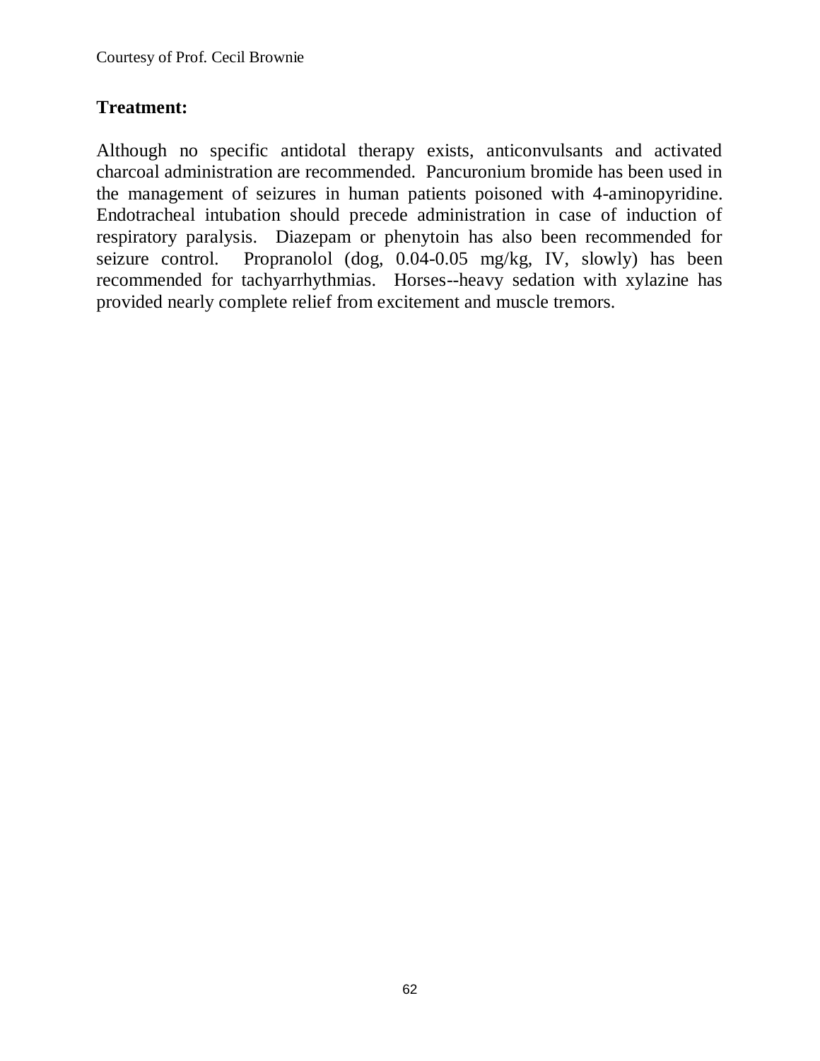## Treatment:

Although no specific antidotal therapy exists, anticonvulsants and activated charcoal administration are recommended. Pancuronium bromide has been used in the management of seizures in human patients poisoned with 4-aminopyridine. Endotracheal intubation should precede administration in case of induction of respiratory paralysis. Diazepam or phenytoin has also been recommended for seizure control. Propranolol (dog, 0.04-0.05 mg/kg, IV, slowly) has been recommended for tachyarrhythmias. Horses--heavy sedation with xylazine has provided nearly complete relief from excitement and muscle tremors.